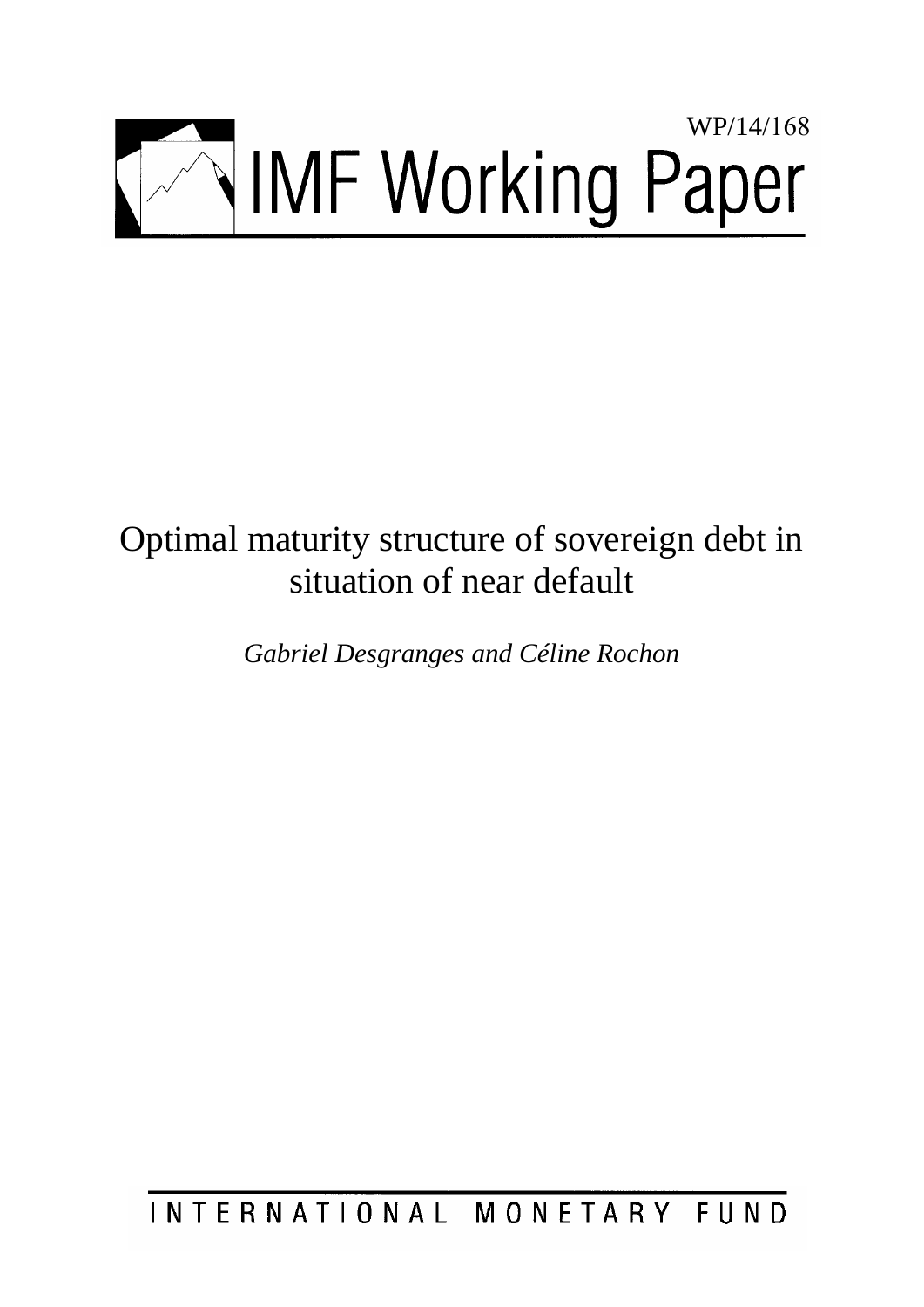WP/14/168

# IMF Working Paper

# Optimal maturity structure of sovereign debt in situation of near default

*Gabriel Desgranges and Céline Rochon*

INTERNATIONAL MONETARY FUND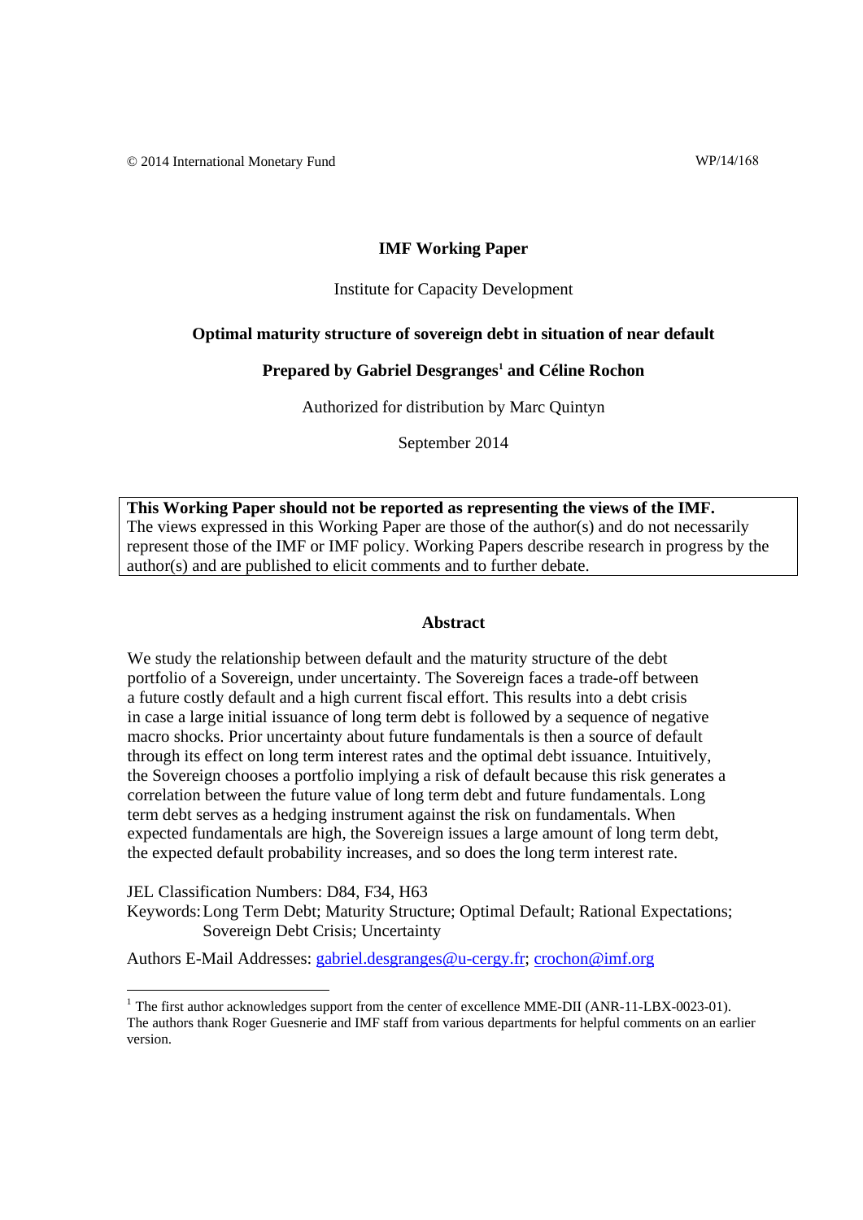© 2014 International Monetary Fund WP/14/168

**IMF Working Paper**

Institute for Capacity Development

**Optimal maturity structure of sovereign debt in situation of near default**

**Prepared by Gabriel Desgranges[1] and Céline Rochon**

Authorized for distribution by Marc Quintyn

September 2014

**This Working Paper should not be reported as representing the views of the IMF.**
The views expressed in this Working Paper are those of the author(s) and do not necessarily represent those of the IMF or IMF policy. Working Papers describe research in progress by the author(s) and are published to elicit comments and to further debate.

**Abstract**

We study the relationship between default and the maturity structure of the debt portfolio of a Sovereign, under uncertainty. The Sovereign faces a trade-off between a future costly default and a high current fiscal effort. This results into a debt crisis in case a large initial issuance of long term debt is followed by a sequence of negative macro shocks. Prior uncertainty about future fundamentals is then a source of default through its effect on long term interest rates and the optimal debt issuance. Intuitively, the Sovereign chooses a portfolio implying a risk of default because this risk generates a correlation between the future value of long term debt and future fundamentals. Long term debt serves as a hedging instrument against the risk on fundamentals. When expected fundamentals are high, the Sovereign issues a large amount of long term debt, the expected default probability increases, and so does the long term interest rate.

JEL Classification Numbers: D84, F34, H63

Keywords: Long Term Debt; Maturity Structure; Optimal Default; Rational Expectations; Sovereign Debt Crisis; Uncertainty

Authors E-Mail Addresses: gabriel.desgranges@u-cergy.fr; crochon@imf.org

[1] The first author acknowledges support from the center of excellence MME-DII (ANR-11-LBX-0023-01). The authors thank Roger Guesnerie and IMF staff from various departments for helpful comments on an earlier version.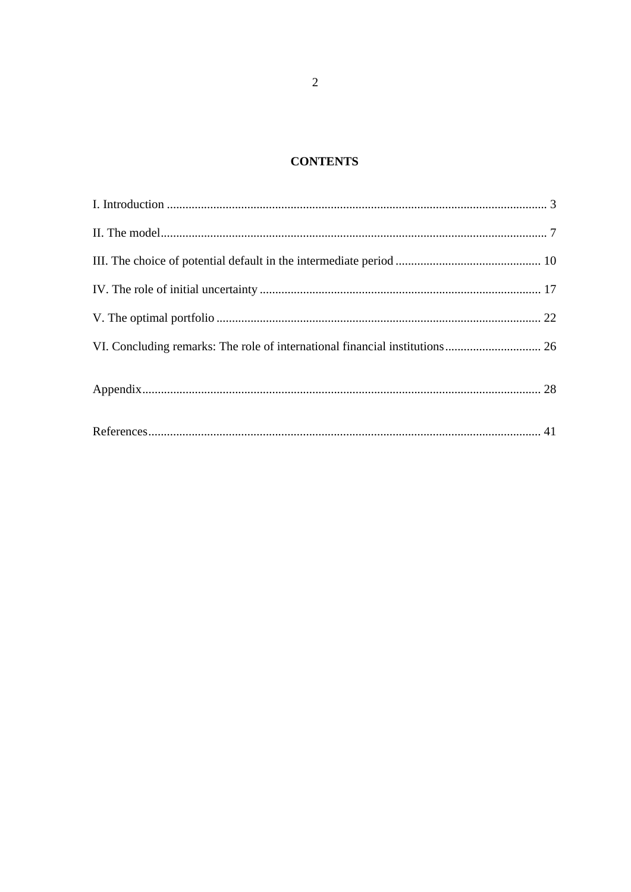# CONTENTS

I. Introduction ........................................................................................................................ 3

II. The model........................................................................................................................... 7

III. The choice of potential default in the intermediate period ............................................... 10

IV. The role of initial uncertainty .......................................................................................... 17

V. The optimal portfolio ........................................................................................................ 22

VI. Concluding remarks: The role of international financial institutions............................... 26

Appendix................................................................................................................................ 28

References.............................................................................................................................. 41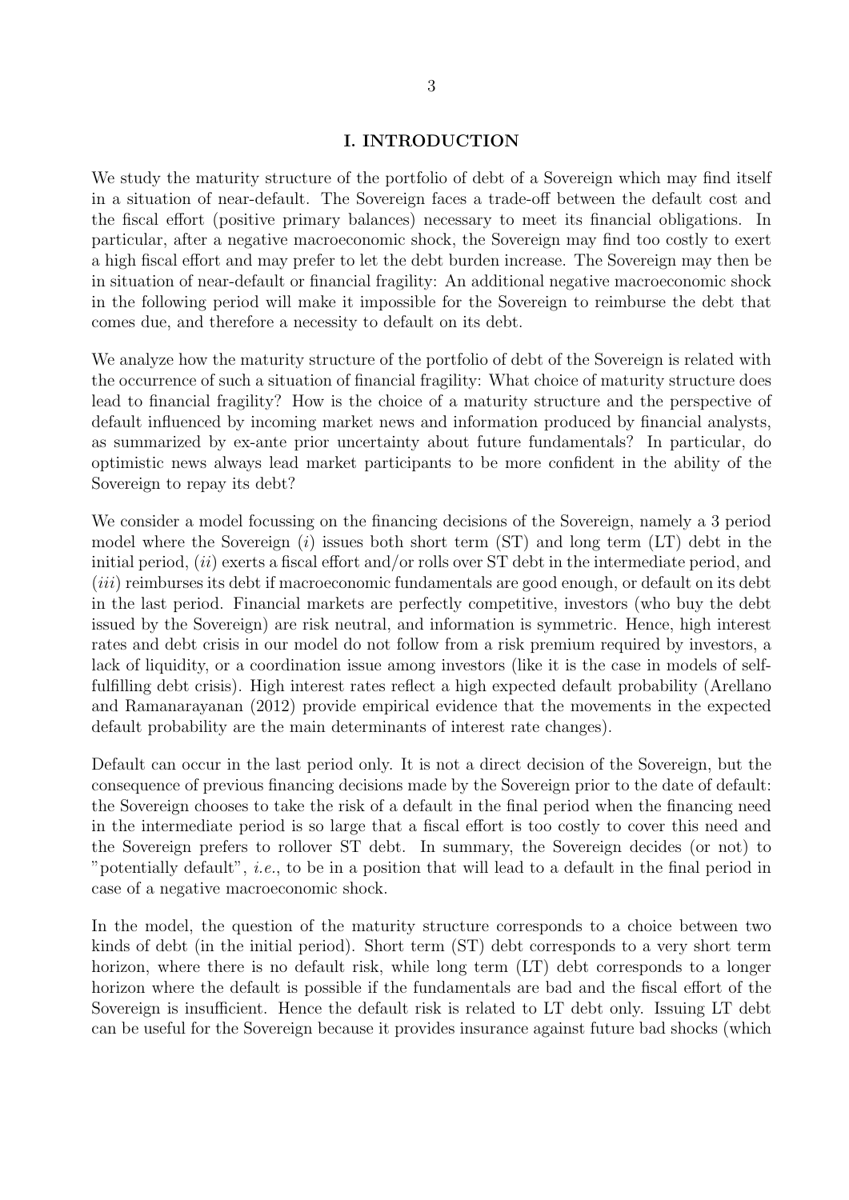# I. INTRODUCTION

We study the maturity structure of the portfolio of debt of a Sovereign which may find itself in a situation of near-default. The Sovereign faces a trade-off between the default cost and the fiscal effort (positive primary balances) necessary to meet its financial obligations. In particular, after a negative macroeconomic shock, the Sovereign may find too costly to exert a high fiscal effort and may prefer to let the debt burden increase. The Sovereign may then be in situation of near-default or financial fragility: An additional negative macroeconomic shock in the following period will make it impossible for the Sovereign to reimburse the debt that comes due, and therefore a necessity to default on its debt.

We analyze how the maturity structure of the portfolio of debt of the Sovereign is related with the occurrence of such a situation of financial fragility: What choice of maturity structure does lead to financial fragility? How is the choice of a maturity structure and the perspective of default influenced by incoming market news and information produced by financial analysts, as summarized by ex-ante prior uncertainty about future fundamentals? In particular, do optimistic news always lead market participants to be more confident in the ability of the Sovereign to repay its debt?

We consider a model focussing on the financing decisions of the Sovereign, namely a 3 period model where the Sovereign (*i*) issues both short term (ST) and long term (LT) debt in the initial period, (*ii*) exerts a fiscal effort and/or rolls over ST debt in the intermediate period, and (*iii*) reimburses its debt if macroeconomic fundamentals are good enough, or default on its debt in the last period. Financial markets are perfectly competitive, investors (who buy the debt issued by the Sovereign) are risk neutral, and information is symmetric. Hence, high interest rates and debt crisis in our model do not follow from a risk premium required by investors, a lack of liquidity, or a coordination issue among investors (like it is the case in models of self-fulfilling debt crisis). High interest rates reflect a high expected default probability (Arellano and Ramanarayanan (2012) provide empirical evidence that the movements in the expected default probability are the main determinants of interest rate changes).

Default can occur in the last period only. It is not a direct decision of the Sovereign, but the consequence of previous financing decisions made by the Sovereign prior to the date of default: the Sovereign chooses to take the risk of a default in the final period when the financing need in the intermediate period is so large that a fiscal effort is too costly to cover this need and the Sovereign prefers to rollover ST debt. In summary, the Sovereign decides (or not) to "potentially default", *i.e.*, to be in a position that will lead to a default in the final period in case of a negative macroeconomic shock.

In the model, the question of the maturity structure corresponds to a choice between two kinds of debt (in the initial period). Short term (ST) debt corresponds to a very short term horizon, where there is no default risk, while long term (LT) debt corresponds to a longer horizon where the default is possible if the fundamentals are bad and the fiscal effort of the Sovereign is insufficient. Hence the default risk is related to LT debt only. Issuing LT debt can be useful for the Sovereign because it provides insurance against future bad shocks (which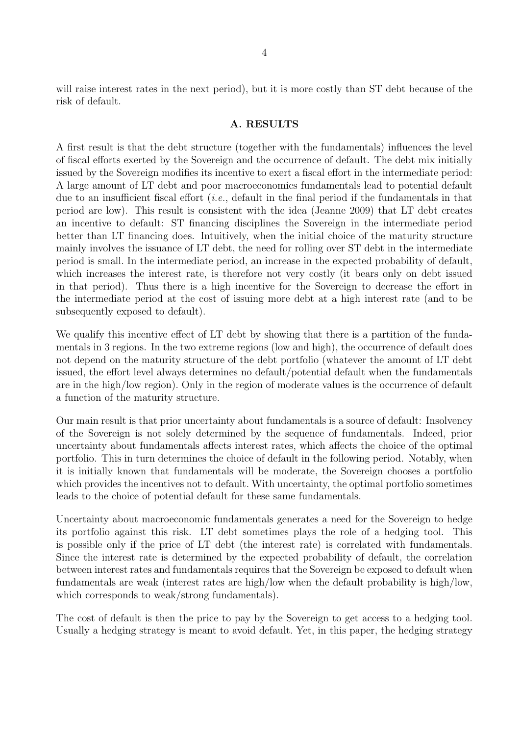will raise interest rates in the next period), but it is more costly than ST debt because of the risk of default.

### A. RESULTS

A first result is that the debt structure (together with the fundamentals) influences the level of fiscal efforts exerted by the Sovereign and the occurrence of default. The debt mix initially issued by the Sovereign modifies its incentive to exert a fiscal effort in the intermediate period: A large amount of LT debt and poor macroeconomics fundamentals lead to potential default due to an insufficient fiscal effort (*i.e.*, default in the final period if the fundamentals in that period are low). This result is consistent with the idea (Jeanne 2009) that LT debt creates an incentive to default: ST financing disciplines the Sovereign in the intermediate period better than LT financing does. Intuitively, when the initial choice of the maturity structure mainly involves the issuance of LT debt, the need for rolling over ST debt in the intermediate period is small. In the intermediate period, an increase in the expected probability of default, which increases the interest rate, is therefore not very costly (it bears only on debt issued in that period). Thus there is a high incentive for the Sovereign to decrease the effort in the intermediate period at the cost of issuing more debt at a high interest rate (and to be subsequently exposed to default).

We qualify this incentive effect of LT debt by showing that there is a partition of the fundamentals in 3 regions. In the two extreme regions (low and high), the occurrence of default does not depend on the maturity structure of the debt portfolio (whatever the amount of LT debt issued, the effort level always determines no default/potential default when the fundamentals are in the high/low region). Only in the region of moderate values is the occurrence of default a function of the maturity structure.

Our main result is that prior uncertainty about fundamentals is a source of default: Insolvency of the Sovereign is not solely determined by the sequence of fundamentals. Indeed, prior uncertainty about fundamentals affects interest rates, which affects the choice of the optimal portfolio. This in turn determines the choice of default in the following period. Notably, when it is initially known that fundamentals will be moderate, the Sovereign chooses a portfolio which provides the incentives not to default. With uncertainty, the optimal portfolio sometimes leads to the choice of potential default for these same fundamentals.

Uncertainty about macroeconomic fundamentals generates a need for the Sovereign to hedge its portfolio against this risk. LT debt sometimes plays the role of a hedging tool. This is possible only if the price of LT debt (the interest rate) is correlated with fundamentals. Since the interest rate is determined by the expected probability of default, the correlation between interest rates and fundamentals requires that the Sovereign be exposed to default when fundamentals are weak (interest rates are high/low when the default probability is high/low, which corresponds to weak/strong fundamentals).

The cost of default is then the price to pay by the Sovereign to get access to a hedging tool. Usually a hedging strategy is meant to avoid default. Yet, in this paper, the hedging strategy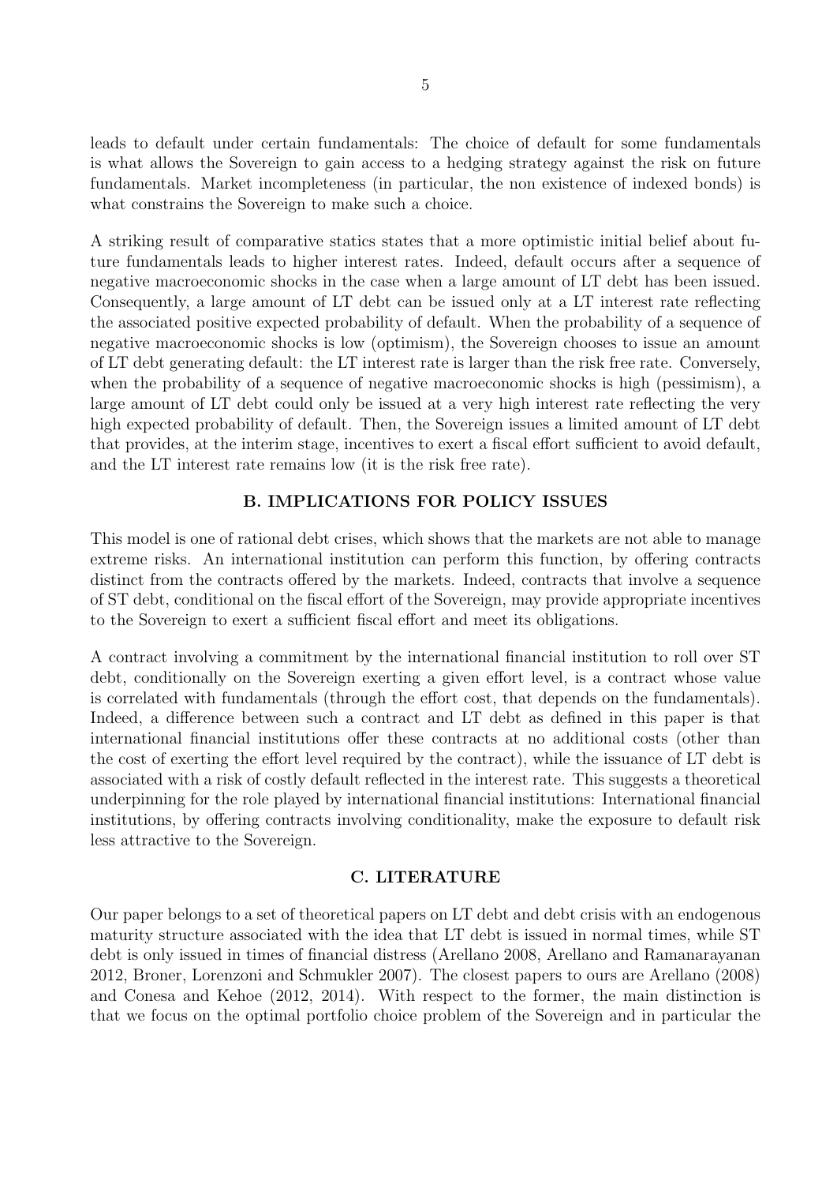leads to default under certain fundamentals: The choice of default for some fundamentals is what allows the Sovereign to gain access to a hedging strategy against the risk on future fundamentals. Market incompleteness (in particular, the non existence of indexed bonds) is what constrains the Sovereign to make such a choice.

A striking result of comparative statics states that a more optimistic initial belief about future fundamentals leads to higher interest rates. Indeed, default occurs after a sequence of negative macroeconomic shocks in the case when a large amount of LT debt has been issued. Consequently, a large amount of LT debt can be issued only at a LT interest rate reflecting the associated positive expected probability of default. When the probability of a sequence of negative macroeconomic shocks is low (optimism), the Sovereign chooses to issue an amount of LT debt generating default: the LT interest rate is larger than the risk free rate. Conversely, when the probability of a sequence of negative macroeconomic shocks is high (pessimism), a large amount of LT debt could only be issued at a very high interest rate reflecting the very high expected probability of default. Then, the Sovereign issues a limited amount of LT debt that provides, at the interim stage, incentives to exert a fiscal effort sufficient to avoid default, and the LT interest rate remains low (it is the risk free rate).

### B. IMPLICATIONS FOR POLICY ISSUES

This model is one of rational debt crises, which shows that the markets are not able to manage extreme risks. An international institution can perform this function, by offering contracts distinct from the contracts offered by the markets. Indeed, contracts that involve a sequence of ST debt, conditional on the fiscal effort of the Sovereign, may provide appropriate incentives to the Sovereign to exert a sufficient fiscal effort and meet its obligations.

A contract involving a commitment by the international financial institution to roll over ST debt, conditionally on the Sovereign exerting a given effort level, is a contract whose value is correlated with fundamentals (through the effort cost, that depends on the fundamentals). Indeed, a difference between such a contract and LT debt as defined in this paper is that international financial institutions offer these contracts at no additional costs (other than the cost of exerting the effort level required by the contract), while the issuance of LT debt is associated with a risk of costly default reflected in the interest rate. This suggests a theoretical underpinning for the role played by international financial institutions: International financial institutions, by offering contracts involving conditionality, make the exposure to default risk less attractive to the Sovereign.

### C. LITERATURE

Our paper belongs to a set of theoretical papers on LT debt and debt crisis with an endogenous maturity structure associated with the idea that LT debt is issued in normal times, while ST debt is only issued in times of financial distress (Arellano 2008, Arellano and Ramanarayanan 2012, Broner, Lorenzoni and Schmukler 2007). The closest papers to ours are Arellano (2008) and Conesa and Kehoe (2012, 2014). With respect to the former, the main distinction is that we focus on the optimal portfolio choice problem of the Sovereign and in particular the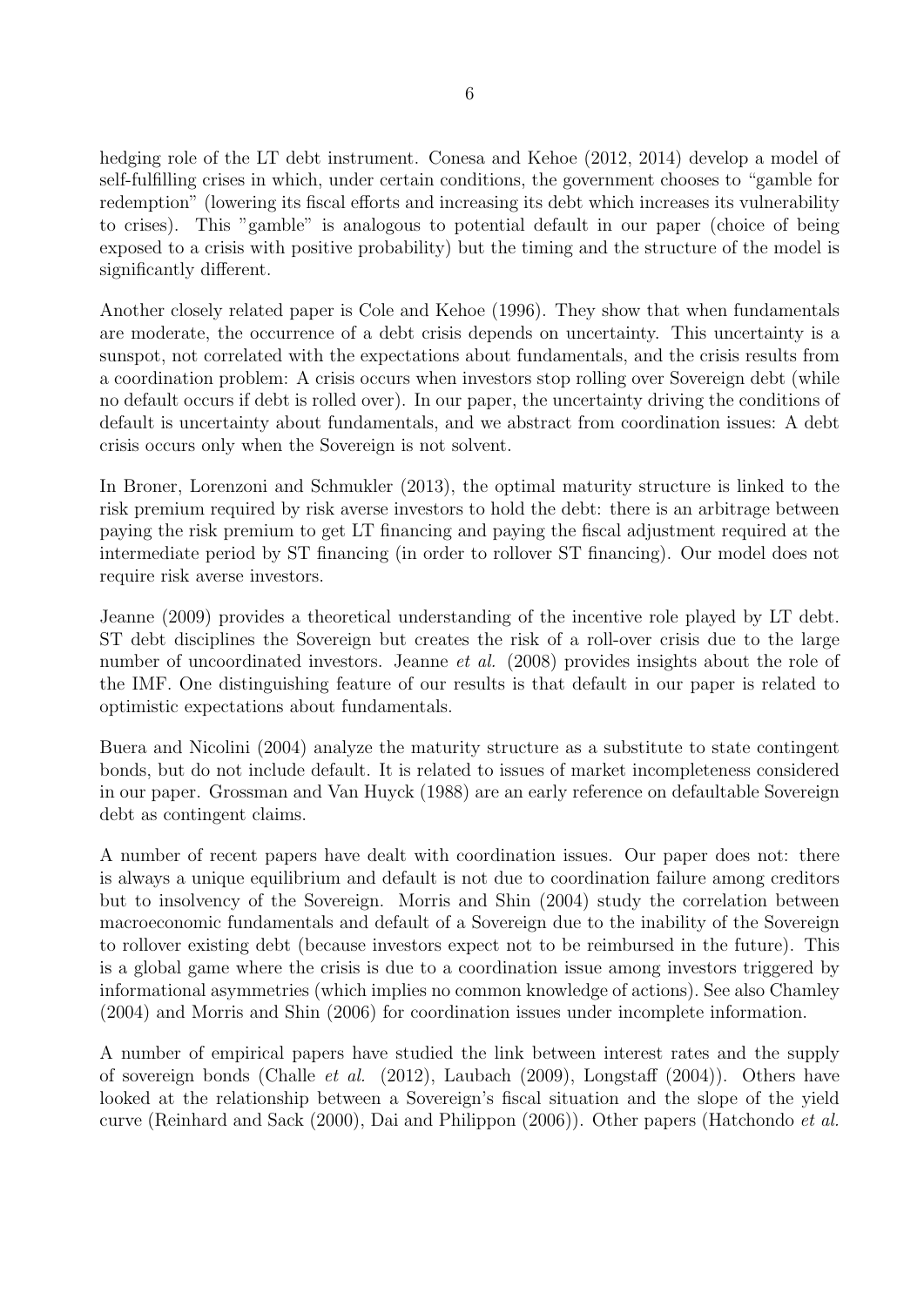hedging role of the LT debt instrument. Conesa and Kehoe (2012, 2014) develop a model of self-fulfilling crises in which, under certain conditions, the government chooses to "gamble for redemption" (lowering its fiscal efforts and increasing its debt which increases its vulnerability to crises). This "gamble" is analogous to potential default in our paper (choice of being exposed to a crisis with positive probability) but the timing and the structure of the model is significantly different.

Another closely related paper is Cole and Kehoe (1996). They show that when fundamentals are moderate, the occurrence of a debt crisis depends on uncertainty. This uncertainty is a sunspot, not correlated with the expectations about fundamentals, and the crisis results from a coordination problem: A crisis occurs when investors stop rolling over Sovereign debt (while no default occurs if debt is rolled over). In our paper, the uncertainty driving the conditions of default is uncertainty about fundamentals, and we abstract from coordination issues: A debt crisis occurs only when the Sovereign is not solvent.

In Broner, Lorenzoni and Schmukler (2013), the optimal maturity structure is linked to the risk premium required by risk averse investors to hold the debt: there is an arbitrage between paying the risk premium to get LT financing and paying the fiscal adjustment required at the intermediate period by ST financing (in order to rollover ST financing). Our model does not require risk averse investors.

Jeanne (2009) provides a theoretical understanding of the incentive role played by LT debt. ST debt disciplines the Sovereign but creates the risk of a roll-over crisis due to the large number of uncoordinated investors. Jeanne *et al.* (2008) provides insights about the role of the IMF. One distinguishing feature of our results is that default in our paper is related to optimistic expectations about fundamentals.

Buera and Nicolini (2004) analyze the maturity structure as a substitute to state contingent bonds, but do not include default. It is related to issues of market incompleteness considered in our paper. Grossman and Van Huyck (1988) are an early reference on defaultable Sovereign debt as contingent claims.

A number of recent papers have dealt with coordination issues. Our paper does not: there is always a unique equilibrium and default is not due to coordination failure among creditors but to insolvency of the Sovereign. Morris and Shin (2004) study the correlation between macroeconomic fundamentals and default of a Sovereign due to the inability of the Sovereign to rollover existing debt (because investors expect not to be reimbursed in the future). This is a global game where the crisis is due to a coordination issue among investors triggered by informational asymmetries (which implies no common knowledge of actions). See also Chamley (2004) and Morris and Shin (2006) for coordination issues under incomplete information.

A number of empirical papers have studied the link between interest rates and the supply of sovereign bonds (Challe *et al.* (2012), Laubach (2009), Longstaff (2004)). Others have looked at the relationship between a Sovereign's fiscal situation and the slope of the yield curve (Reinhard and Sack (2000), Dai and Philippon (2006)). Other papers (Hatchondo *et al.*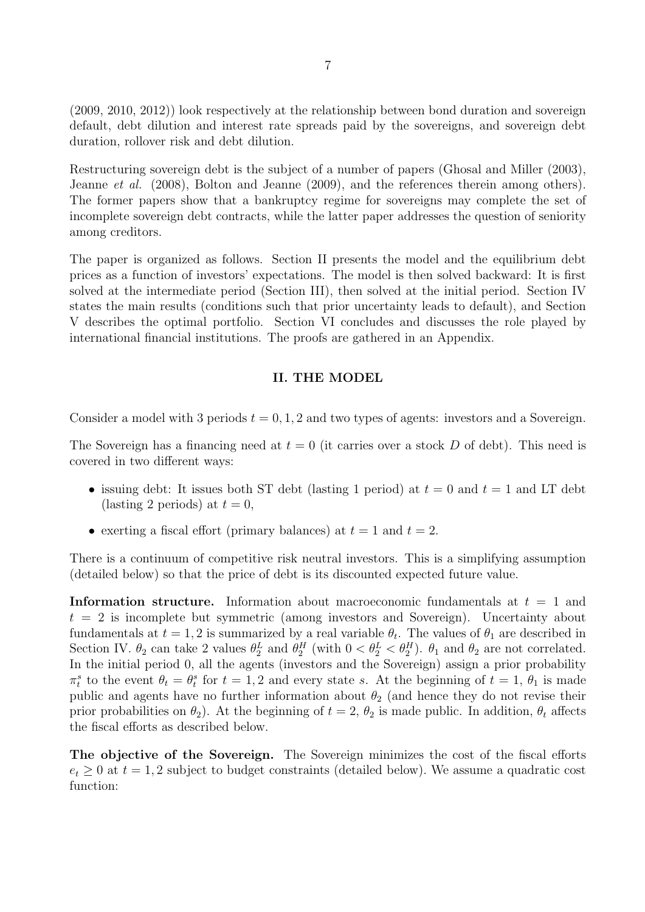(2009, 2010, 2012)) look respectively at the relationship between bond duration and sovereign default, debt dilution and interest rate spreads paid by the sovereigns, and sovereign debt duration, rollover risk and debt dilution.

Restructuring sovereign debt is the subject of a number of papers (Ghosal and Miller (2003), Jeanne *et al.* (2008), Bolton and Jeanne (2009), and the references therein among others). The former papers show that a bankruptcy regime for sovereigns may complete the set of incomplete sovereign debt contracts, while the latter paper addresses the question of seniority among creditors.

The paper is organized as follows. Section II presents the model and the equilibrium debt prices as a function of investors' expectations. The model is then solved backward: It is first solved at the intermediate period (Section III), then solved at the initial period. Section IV states the main results (conditions such that prior uncertainty leads to default), and Section V describes the optimal portfolio. Section VI concludes and discusses the role played by international financial institutions. The proofs are gathered in an Appendix.

## II. THE MODEL

Consider a model with 3 periods $t = 0, 1, 2$ and two types of agents: investors and a Sovereign.

The Sovereign has a financing need at $t = 0$ (it carries over a stock $D$ of debt). This need is covered in two different ways:

- issuing debt: It issues both ST debt (lasting 1 period) at $t = 0$ and $t = 1$ and LT debt (lasting 2 periods) at $t = 0$,
- exerting a fiscal effort (primary balances) at $t = 1$ and $t = 2$.

There is a continuum of competitive risk neutral investors. This is a simplifying assumption (detailed below) so that the price of debt is its discounted expected future value.

**Information structure.** Information about macroeconomic fundamentals at $t = 1$ and $t = 2$ is incomplete but symmetric (among investors and Sovereign). Uncertainty about fundamentals at $t = 1, 2$ is summarized by a real variable $\theta_t$. The values of $\theta_1$ are described in Section IV. $\theta_2$ can take 2 values $\theta_2^L$ and $\theta_2^H$ (with $0 < \theta_2^L < \theta_2^H$). $\theta_1$ and $\theta_2$ are not correlated. In the initial period 0, all the agents (investors and the Sovereign) assign a prior probability $\pi_t^s$ to the event $\theta_t = \theta_t^s$ for $t = 1, 2$ and every state $s$. At the beginning of $t = 1$, $\theta_1$ is made public and agents have no further information about $\theta_2$ (and hence they do not revise their prior probabilities on $\theta_2$). At the beginning of $t = 2$, $\theta_2$ is made public. In addition, $\theta_t$ affects the fiscal efforts as described below.

**The objective of the Sovereign.** The Sovereign minimizes the cost of the fiscal efforts $e_t \geq 0$ at $t = 1, 2$ subject to budget constraints (detailed below). We assume a quadratic cost function: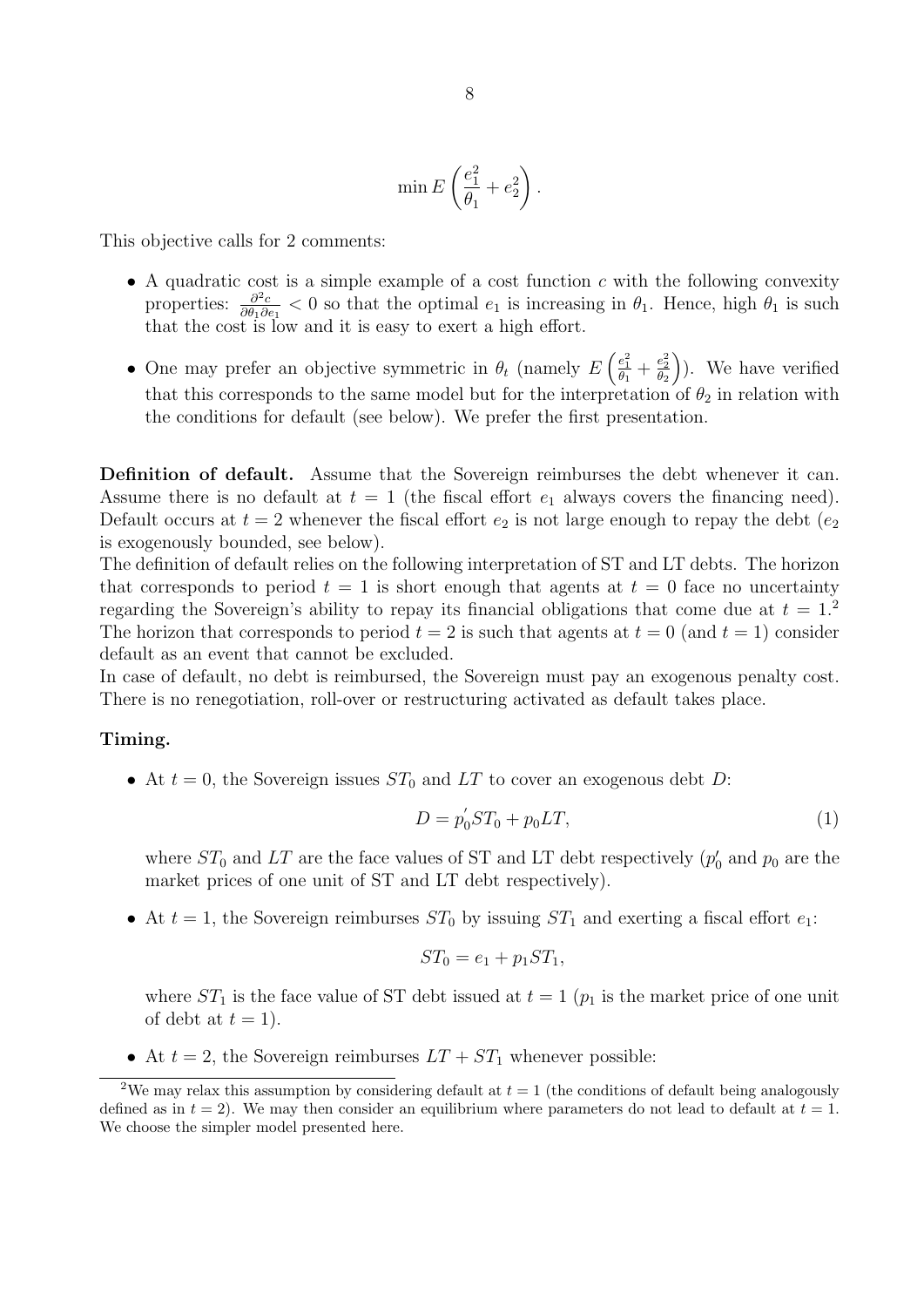$$\min E\left(\frac{e_1^2}{\theta_1} + e_2^2\right).$$

This objective calls for 2 comments:

- A quadratic cost is a simple example of a cost function $c$ with the following convexity properties: $\frac{\partial^2 c}{\partial \theta_1 \partial e_1} < 0$ so that the optimal $e_1$ is increasing in $\theta_1$. Hence, high $\theta_1$ is such that the cost is low and it is easy to exert a high effort.
- One may prefer an objective symmetric in $\theta_t$ (namely $E\left(\frac{e_1^2}{\theta_1} + \frac{e_2^2}{\theta_2}\right)$). We have verified that this corresponds to the same model but for the interpretation of $\theta_2$ in relation with the conditions for default (see below). We prefer the first presentation.

**Definition of default.** Assume that the Sovereign reimburses the debt whenever it can. Assume there is no default at $t = 1$ (the fiscal effort $e_1$ always covers the financing need). Default occurs at $t = 2$ whenever the fiscal effort $e_2$ is not large enough to repay the debt ($e_2$ is exogenously bounded, see below).

The definition of default relies on the following interpretation of ST and LT debts. The horizon that corresponds to period $t = 1$ is short enough that agents at $t = 0$ face no uncertainty regarding the Sovereign's ability to repay its financial obligations that come due at $t = 1$.[2] The horizon that corresponds to period $t = 2$ is such that agents at $t = 0$ (and $t = 1$) consider default as an event that cannot be excluded.

In case of default, no debt is reimbursed, the Sovereign must pay an exogenous penalty cost. There is no renegotiation, roll-over or restructuring activated as default takes place.

**Timing.**

- At $t = 0$, the Sovereign issues $ST_0$ and $LT$ to cover an exogenous debt $D$:

$$D = p_0^{'} ST_0 + p_0 LT, \tag{1}$$

  where $ST_0$ and $LT$ are the face values of ST and LT debt respectively ($p_0'$ and $p_0$ are the market prices of one unit of ST and LT debt respectively).

- At $t = 1$, the Sovereign reimburses $ST_0$ by issuing $ST_1$ and exerting a fiscal effort $e_1$:

$$ST_0 = e_1 + p_1 ST_1,$$

  where $ST_1$ is the face value of ST debt issued at $t = 1$ ($p_1$ is the market price of one unit of debt at $t = 1$).

- At $t = 2$, the Sovereign reimburses $LT + ST_1$ whenever possible:

[2] We may relax this assumption by considering default at $t = 1$ (the conditions of default being analogously defined as in $t = 2$). We may then consider an equilibrium where parameters do not lead to default at $t = 1$. We choose the simpler model presented here.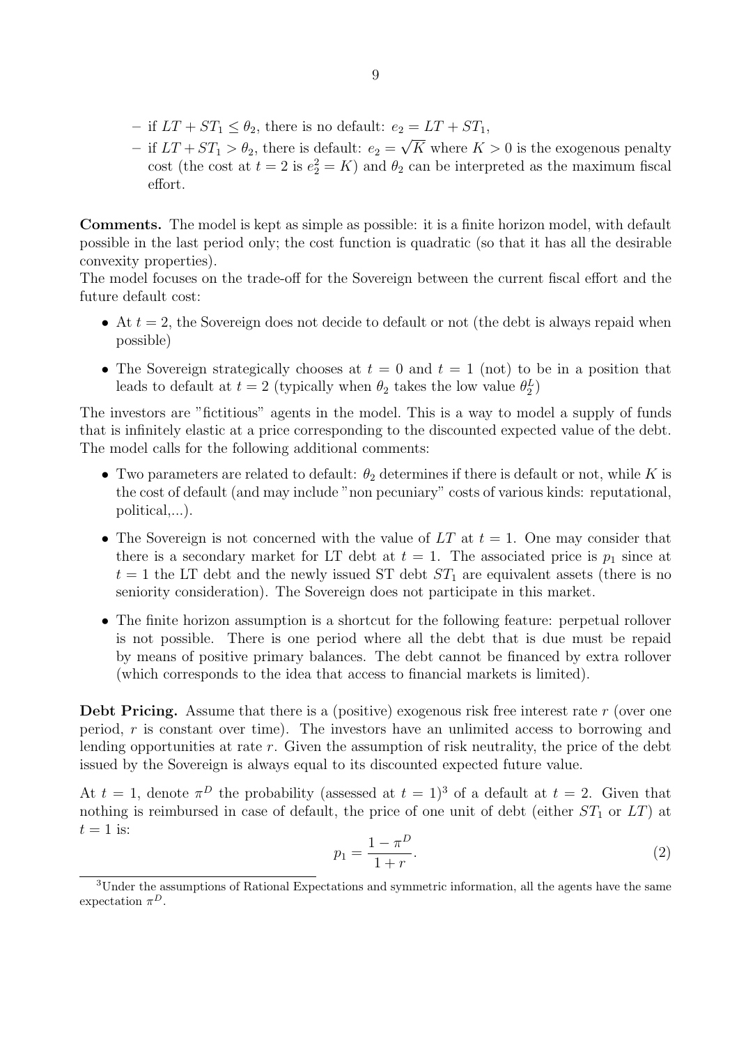- if $LT + ST_1 \leq \theta_2$, there is no default: $e_2 = LT + ST_1$,
- if $LT + ST_1 > \theta_2$, there is default: $e_2 = \sqrt{K}$ where $K > 0$ is the exogenous penalty cost (the cost at $t = 2$ is $e_2^2 = K$) and $\theta_2$ can be interpreted as the maximum fiscal effort.

**Comments.** The model is kept as simple as possible: it is a finite horizon model, with default possible in the last period only; the cost function is quadratic (so that it has all the desirable convexity properties).
The model focuses on the trade-off for the Sovereign between the current fiscal effort and the future default cost:

- At $t = 2$, the Sovereign does not decide to default or not (the debt is always repaid when possible)
- The Sovereign strategically chooses at $t = 0$ and $t = 1$ (not) to be in a position that leads to default at $t = 2$ (typically when $\theta_2$ takes the low value $\theta_2^L$)

The investors are "fictitious" agents in the model. This is a way to model a supply of funds that is infinitely elastic at a price corresponding to the discounted expected value of the debt. The model calls for the following additional comments:

- Two parameters are related to default: $\theta_2$ determines if there is default or not, while $K$ is the cost of default (and may include "non pecuniary" costs of various kinds: reputational, political,...).
- The Sovereign is not concerned with the value of $LT$ at $t = 1$. One may consider that there is a secondary market for LT debt at $t = 1$. The associated price is $p_1$ since at $t = 1$ the LT debt and the newly issued ST debt $ST_1$ are equivalent assets (there is no seniority consideration). The Sovereign does not participate in this market.
- The finite horizon assumption is a shortcut for the following feature: perpetual rollover is not possible. There is one period where all the debt that is due must be repaid by means of positive primary balances. The debt cannot be financed by extra rollover (which corresponds to the idea that access to financial markets is limited).

**Debt Pricing.** Assume that there is a (positive) exogenous risk free interest rate $r$ (over one period, $r$ is constant over time). The investors have an unlimited access to borrowing and lending opportunities at rate $r$. Given the assumption of risk neutrality, the price of the debt issued by the Sovereign is always equal to its discounted expected future value.

At $t = 1$, denote $\pi^D$ the probability (assessed at $t = 1$)[3] of a default at $t = 2$. Given that nothing is reimbursed in case of default, the price of one unit of debt (either $ST_1$ or $LT$) at $t = 1$ is:

$$p_1 = \frac{1 - \pi^D}{1 + r}. \tag{2}$$

[3] Under the assumptions of Rational Expectations and symmetric information, all the agents have the same expectation $\pi^D$.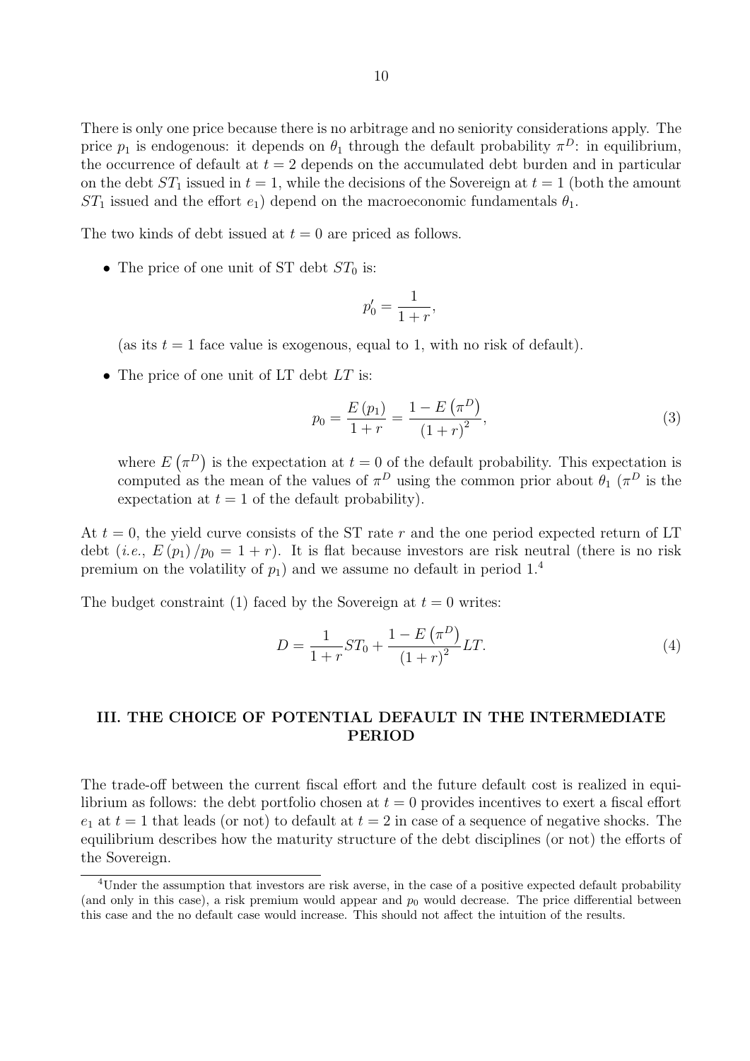There is only one price because there is no arbitrage and no seniority considerations apply. The price $p_1$ is endogenous: it depends on $\theta_1$ through the default probability $\pi^D$: in equilibrium, the occurrence of default at $t = 2$ depends on the accumulated debt burden and in particular on the debt $ST_1$ issued in $t = 1$, while the decisions of the Sovereign at $t = 1$ (both the amount $ST_1$ issued and the effort $e_1$) depend on the macroeconomic fundamentals $\theta_1$.

The two kinds of debt issued at $t = 0$ are priced as follows.

- The price of one unit of ST debt $ST_0$ is:

$$p_0' = \frac{1}{1+r},$$

  (as its $t = 1$ face value is exogenous, equal to 1, with no risk of default).

- The price of one unit of LT debt $LT$ is:

$$p_0 = \frac{E(p_1)}{1+r} = \frac{1 - E(\pi^D)}{(1+r)^2}, \tag{3}$$

  where $E(\pi^D)$ is the expectation at $t = 0$ of the default probability. This expectation is computed as the mean of the values of $\pi^D$ using the common prior about $\theta_1$ ($\pi^D$ is the expectation at $t = 1$ of the default probability).

At $t = 0$, the yield curve consists of the ST rate $r$ and the one period expected return of LT debt (*i.e.*, $E(p_1)/p_0 = 1 + r$). It is flat because investors are risk neutral (there is no risk premium on the volatility of $p_1$) and we assume no default in period 1.[4]

The budget constraint (1) faced by the Sovereign at $t = 0$ writes:

$$D = \frac{1}{1+r} ST_0 + \frac{1 - E(\pi^D)}{(1+r)^2} LT. \tag{4}$$

## III. THE CHOICE OF POTENTIAL DEFAULT IN THE INTERMEDIATE PERIOD

The trade-off between the current fiscal effort and the future default cost is realized in equilibrium as follows: the debt portfolio chosen at $t = 0$ provides incentives to exert a fiscal effort $e_1$ at $t = 1$ that leads (or not) to default at $t = 2$ in case of a sequence of negative shocks. The equilibrium describes how the maturity structure of the debt disciplines (or not) the efforts of the Sovereign.

[4] Under the assumption that investors are risk averse, in the case of a positive expected default probability (and only in this case), a risk premium would appear and $p_0$ would decrease. The price differential between this case and the no default case would increase. This should not affect the intuition of the results.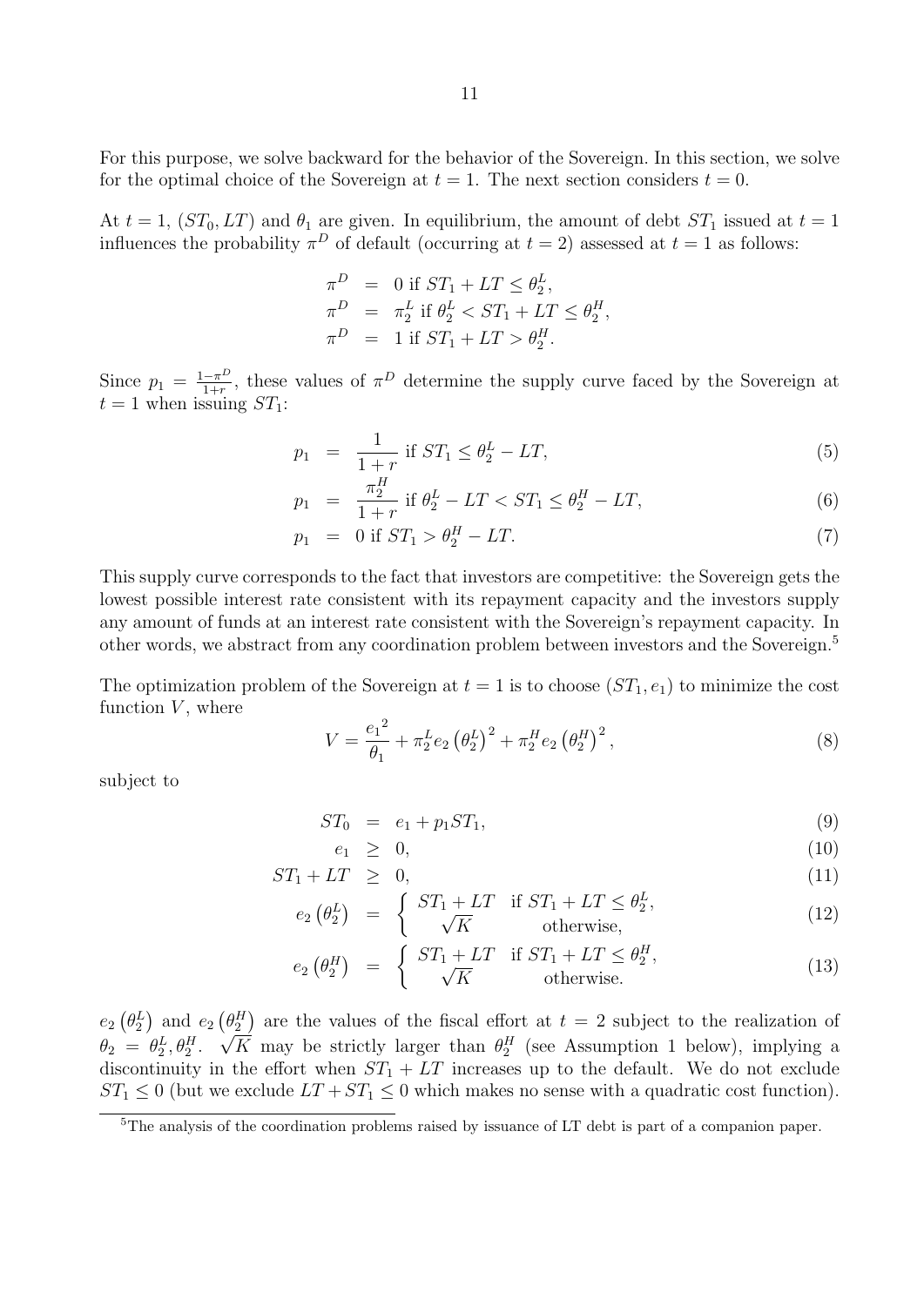For this purpose, we solve backward for the behavior of the Sovereign. In this section, we solve for the optimal choice of the Sovereign at $t = 1$. The next section considers $t = 0$.

At $t = 1$, $(ST_0, LT)$ and $\theta_1$ are given. In equilibrium, the amount of debt $ST_1$ issued at $t = 1$ influences the probability $\pi^D$ of default (occurring at $t = 2$) assessed at $t = 1$ as follows:

$$
\begin{aligned}
\pi^D &= 0 \text{ if } ST_1 + LT \leq \theta_2^L, \\
\pi^D &= \pi_2^L \text{ if } \theta_2^L < ST_1 + LT \leq \theta_2^H, \\
\pi^D &= 1 \text{ if } ST_1 + LT > \theta_2^H.
\end{aligned}
$$

Since $p_1 = \frac{1-\pi^D}{1+r}$, these values of $\pi^D$ determine the supply curve faced by the Sovereign at $t = 1$ when issuing $ST_1$:

$$
p_1 = \frac{1}{1+r} \text{ if } ST_1 \leq \theta_2^L - LT, \tag{5}
$$

$$
p_1 = \frac{\pi_2^H}{1+r} \text{ if } \theta_2^L - LT < ST_1 \leq \theta_2^H - LT, \tag{6}
$$

$$
p_1 = 0 \text{ if } ST_1 > \theta_2^H - LT. \tag{7}
$$

This supply curve corresponds to the fact that investors are competitive: the Sovereign gets the lowest possible interest rate consistent with its repayment capacity and the investors supply any amount of funds at an interest rate consistent with the Sovereign's repayment capacity. In other words, we abstract from any coordination problem between investors and the Sovereign.[5]

The optimization problem of the Sovereign at $t = 1$ is to choose $(ST_1, e_1)$ to minimize the cost function $V$, where

$$
V = \frac{{e_1}^2}{\theta_1} + \pi_2^L e_2 \left(\theta_2^L\right)^2 + \pi_2^H e_2 \left(\theta_2^H\right)^2, \tag{8}
$$

subject to

$$
ST_0 = e_1 + p_1 ST_1, \tag{9}
$$

$$
e_1 \geq 0, \tag{10}
$$

$$
ST_1 + LT \geq 0, \tag{11}
$$

$$
e_2\left(\theta_2^L\right) = \begin{cases} ST_1 + LT & \text{if } ST_1 + LT \leq \theta_2^L, \\ \sqrt{K} & \text{otherwise,} \end{cases} \tag{12}
$$

$$
e_2\left(\theta_2^H\right) = \begin{cases} ST_1 + LT & \text{if } ST_1 + LT \leq \theta_2^H, \\ \sqrt{K} & \text{otherwise.} \end{cases} \tag{13}
$$

$e_2\left(\theta_2^L\right)$ and $e_2\left(\theta_2^H\right)$ are the values of the fiscal effort at $t = 2$ subject to the realization of $\theta_2 = \theta_2^L, \theta_2^H$. $\sqrt{K}$ may be strictly larger than $\theta_2^H$ (see Assumption 1 below), implying a discontinuity in the effort when $ST_1 + LT$ increases up to the default. We do not exclude $ST_1 \leq 0$ (but we exclude $LT + ST_1 \leq 0$ which makes no sense with a quadratic cost function).

[5]The analysis of the coordination problems raised by issuance of LT debt is part of a companion paper.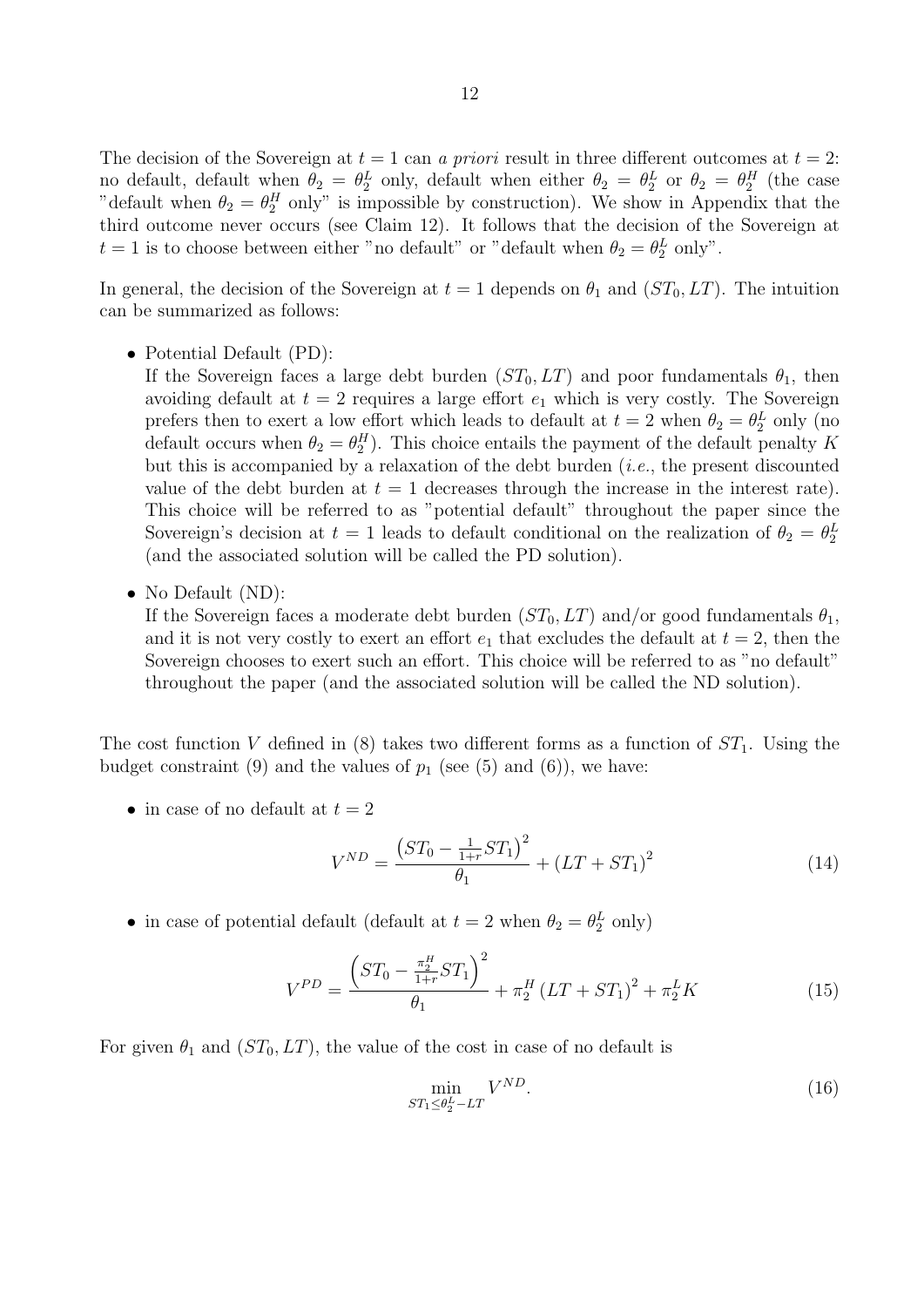The decision of the Sovereign at $t = 1$ can *a priori* result in three different outcomes at $t = 2$: no default, default when $\theta_2 = \theta_2^L$ only, default when either $\theta_2 = \theta_2^L$ or $\theta_2 = \theta_2^H$ (the case "default when $\theta_2 = \theta_2^H$ only" is impossible by construction). We show in Appendix that the third outcome never occurs (see Claim 12). It follows that the decision of the Sovereign at $t = 1$ is to choose between either "no default" or "default when $\theta_2 = \theta_2^L$ only".

In general, the decision of the Sovereign at $t = 1$ depends on $\theta_1$ and $(ST_0, LT)$. The intuition can be summarized as follows:

- Potential Default (PD):
  If the Sovereign faces a large debt burden $(ST_0, LT)$ and poor fundamentals $\theta_1$, then avoiding default at $t = 2$ requires a large effort $e_1$ which is very costly. The Sovereign prefers then to exert a low effort which leads to default at $t = 2$ when $\theta_2 = \theta_2^L$ only (no default occurs when $\theta_2 = \theta_2^H$). This choice entails the payment of the default penalty $K$ but this is accompanied by a relaxation of the debt burden (*i.e.*, the present discounted value of the debt burden at $t = 1$ decreases through the increase in the interest rate). This choice will be referred to as "potential default" throughout the paper since the Sovereign's decision at $t = 1$ leads to default conditional on the realization of $\theta_2 = \theta_2^L$ (and the associated solution will be called the PD solution).

- No Default (ND):
  If the Sovereign faces a moderate debt burden $(ST_0, LT)$ and/or good fundamentals $\theta_1$, and it is not very costly to exert an effort $e_1$ that excludes the default at $t = 2$, then the Sovereign chooses to exert such an effort. This choice will be referred to as "no default" throughout the paper (and the associated solution will be called the ND solution).

The cost function $V$ defined in (8) takes two different forms as a function of $ST_1$. Using the budget constraint (9) and the values of $p_1$ (see (5) and (6)), we have:

- in case of no default at $t = 2$

$$V^{ND} = \frac{\left(ST_0 - \frac{1}{1+r}ST_1\right)^2}{\theta_1} + (LT + ST_1)^2 \tag{14}$$

- in case of potential default (default at $t = 2$ when $\theta_2 = \theta_2^L$ only)

$$V^{PD} = \frac{\left(ST_0 - \frac{\pi_2^H}{1+r}ST_1\right)^2}{\theta_1} + \pi_2^H (LT + ST_1)^2 + \pi_2^L K \tag{15}$$

For given $\theta_1$ and $(ST_0, LT)$, the value of the cost in case of no default is

$$\min_{ST_1 \leq \theta_2^L - LT} V^{ND}. \tag{16}$$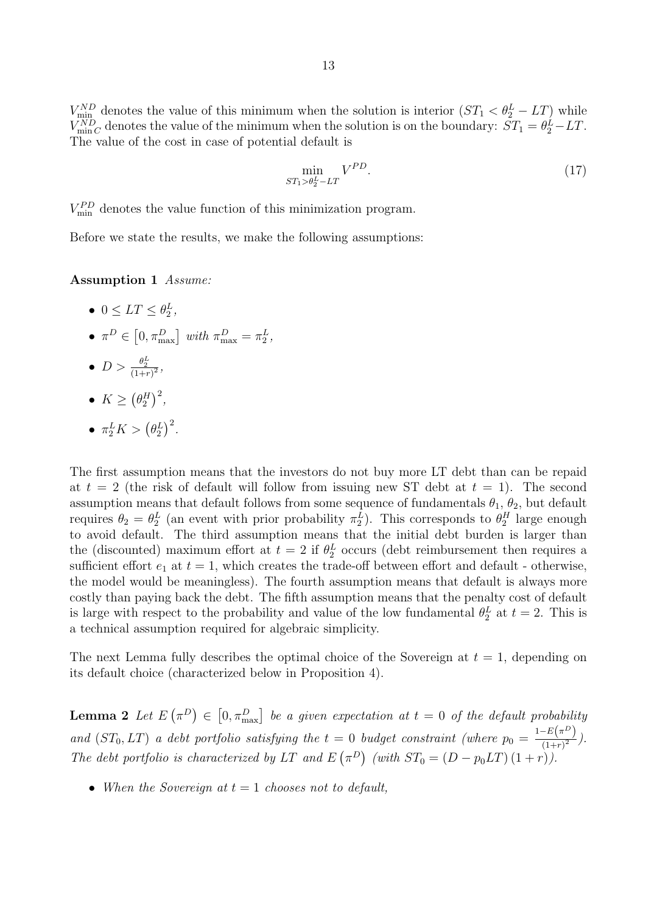$V_{\min}^{ND}$ denotes the value of this minimum when the solution is interior ($ST_1 < \theta_2^L - LT$) while $V_{\min C}^{ND}$ denotes the value of the minimum when the solution is on the boundary: $ST_1 = \theta_2^L - LT$. The value of the cost in case of potential default is

$$\min_{ST_1 > \theta_2^L - LT} V^{PD}. \tag{17}$$

$V_{\min}^{PD}$ denotes the value function of this minimization program.

Before we state the results, we make the following assumptions:

**Assumption 1** *Assume:*

- $0 \leq LT \leq \theta_2^L$,
- $\pi^D \in \left[0, \pi_{\max}^D\right]$ *with* $\pi_{\max}^D = \pi_2^L$,
- $D > \frac{\theta_2^L}{(1+r)^2}$,
- $K \geq \left(\theta_2^H\right)^2$,
- $\pi_2^L K > \left(\theta_2^L\right)^2$.

The first assumption means that the investors do not buy more LT debt than can be repaid at $t = 2$ (the risk of default will follow from issuing new ST debt at $t = 1$). The second assumption means that default follows from some sequence of fundamentals $\theta_1$, $\theta_2$, but default requires $\theta_2 = \theta_2^L$ (an event with prior probability $\pi_2^L$). This corresponds to $\theta_2^H$ large enough to avoid default. The third assumption means that the initial debt burden is larger than the (discounted) maximum effort at $t = 2$ if $\theta_2^L$ occurs (debt reimbursement then requires a sufficient effort $e_1$ at $t = 1$, which creates the trade-off between effort and default - otherwise, the model would be meaningless). The fourth assumption means that default is always more costly than paying back the debt. The fifth assumption means that the penalty cost of default is large with respect to the probability and value of the low fundamental $\theta_2^L$ at $t = 2$. This is a technical assumption required for algebraic simplicity.

The next Lemma fully describes the optimal choice of the Sovereign at $t = 1$, depending on its default choice (characterized below in Proposition 4).

**Lemma 2** *Let* $E\left(\pi^D\right) \in \left[0, \pi_{\max}^D\right]$ *be a given expectation at* $t = 0$ *of the default probability and* $(ST_0, LT)$ *a debt portfolio satisfying the* $t = 0$ *budget constraint (where* $p_0 = \frac{1-E\left(\pi^D\right)}{(1+r)^2}$*). The debt portfolio is characterized by* $LT$ *and* $E\left(\pi^D\right)$ *(with* $ST_0 = (D - p_0 LT)(1+r)$*).*

- *When the Sovereign at* $t = 1$ *chooses not to default,*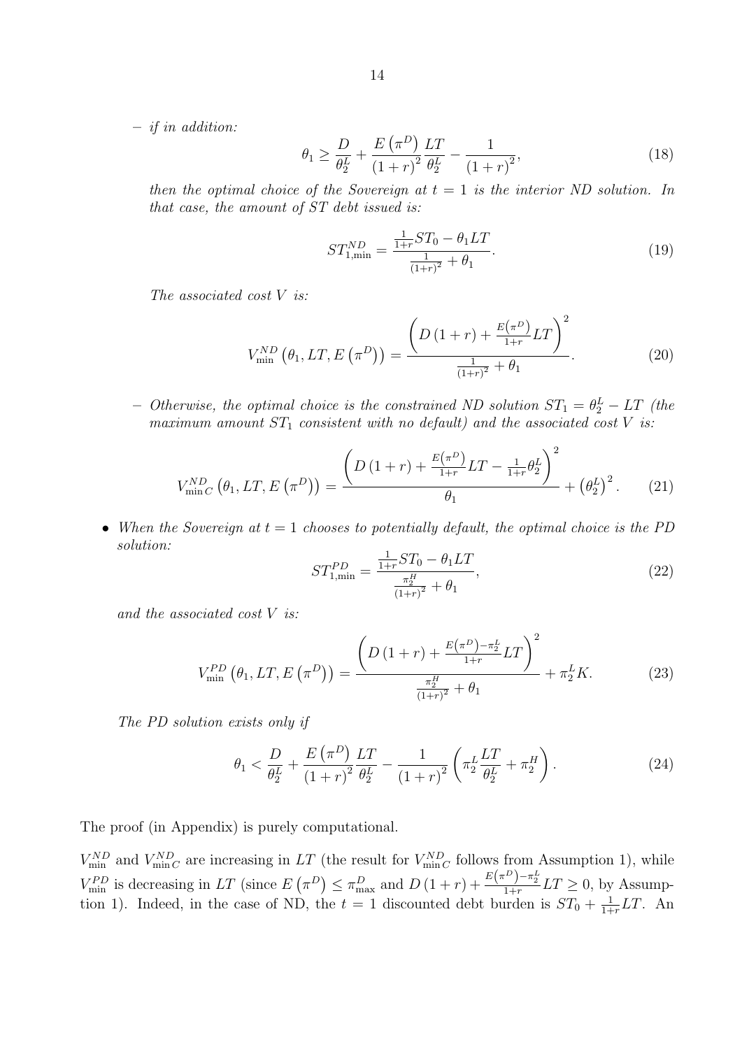– *if in addition:*

$$\theta_1 \geq \frac{D}{\theta_2^L} + \frac{E\left(\pi^D\right)}{\left(1+r\right)^2}\frac{LT}{\theta_2^L} - \frac{1}{\left(1+r\right)^2}, \tag{18}$$

*then the optimal choice of the Sovereign at $t=1$ is the interior ND solution. In that case, the amount of ST debt issued is:*

$$ST_{1,\min}^{ND} = \frac{\frac{1}{1+r}ST_0 - \theta_1 LT}{\frac{1}{(1+r)^2} + \theta_1}. \tag{19}$$

*The associated cost $V$ is:*

$$V_{\min}^{ND}\left(\theta_1, LT, E\left(\pi^D\right)\right) = \frac{\left(D\left(1+r\right) + \frac{E\left(\pi^D\right)}{1+r}LT\right)^2}{\frac{1}{(1+r)^2} + \theta_1}. \tag{20}$$

– *Otherwise, the optimal choice is the constrained ND solution $ST_1 = \theta_2^L - LT$ (the maximum amount $ST_1$ consistent with no default) and the associated cost $V$ is:*

$$V_{\min C}^{ND}\left(\theta_1, LT, E\left(\pi^D\right)\right) = \frac{\left(D\left(1+r\right) + \frac{E\left(\pi^D\right)}{1+r}LT - \frac{1}{1+r}\theta_2^L\right)^2}{\theta_1} + \left(\theta_2^L\right)^2. \tag{21}$$

- *When the Sovereign at $t=1$ chooses to potentially default, the optimal choice is the PD solution:*

$$ST_{1,\min}^{PD} = \frac{\frac{1}{1+r}ST_0 - \theta_1 LT}{\frac{\pi_2^H}{(1+r)^2} + \theta_1}, \tag{22}$$

*and the associated cost $V$ is:*

$$V_{\min}^{PD}\left(\theta_1, LT, E\left(\pi^D\right)\right) = \frac{\left(D\left(1+r\right) + \frac{E\left(\pi^D\right) - \pi_2^L}{1+r}LT\right)^2}{\frac{\pi_2^H}{(1+r)^2} + \theta_1} + \pi_2^L K. \tag{23}$$

*The PD solution exists only if*

$$\theta_1 < \frac{D}{\theta_2^L} + \frac{E\left(\pi^D\right)}{\left(1+r\right)^2}\frac{LT}{\theta_2^L} - \frac{1}{\left(1+r\right)^2}\left(\pi_2^L\frac{LT}{\theta_2^L} + \pi_2^H\right). \tag{24}$$

The proof (in Appendix) is purely computational.

$V_{\min}^{ND}$ and $V_{\min C}^{ND}$ are increasing in $LT$ (the result for $V_{\min C}^{ND}$ follows from Assumption 1), while $V_{\min}^{PD}$ is decreasing in $LT$ (since $E\left(\pi^D\right) \leq \pi_{\max}^D$ and $D\left(1+r\right) + \frac{E\left(\pi^D\right) - \pi_2^L}{1+r}LT \geq 0$, by Assumption 1). Indeed, in the case of ND, the $t=1$ discounted debt burden is $ST_0 + \frac{1}{1+r}LT$. An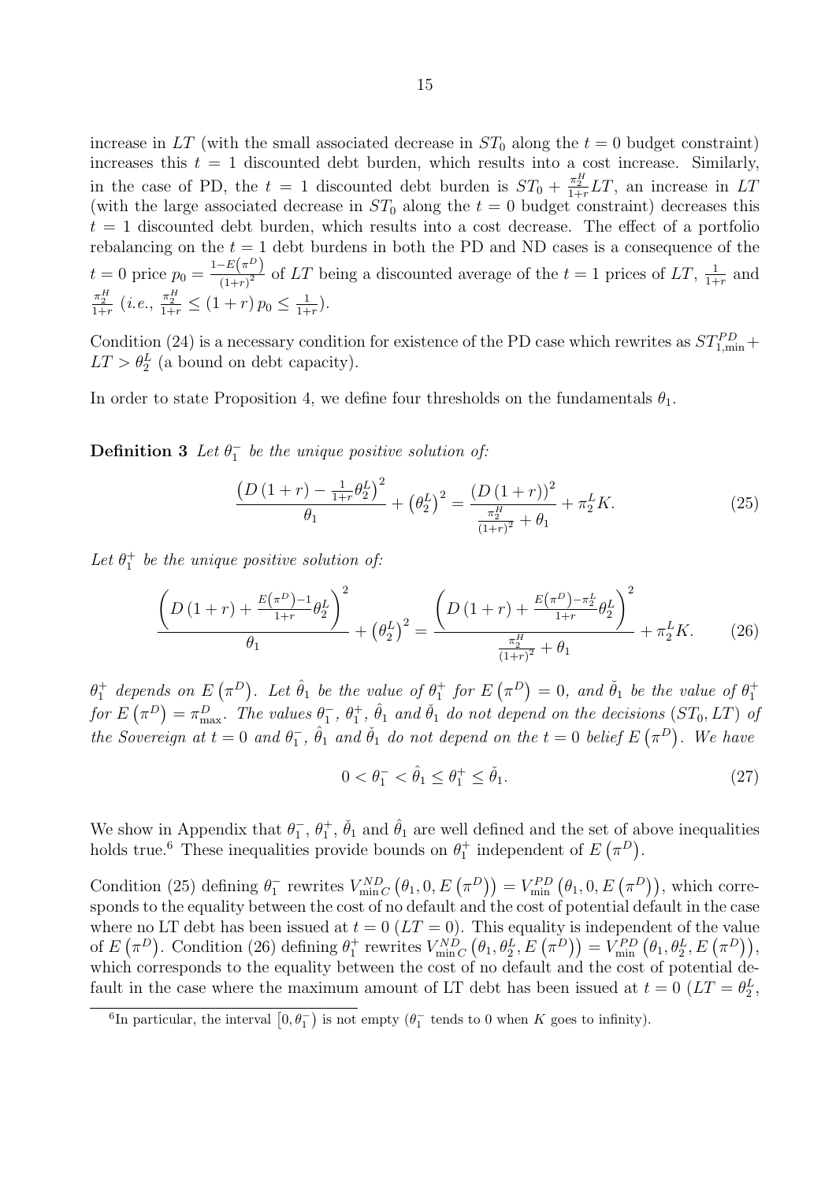increase in $LT$ (with the small associated decrease in $ST_0$ along the $t = 0$ budget constraint) increases this $t = 1$ discounted debt burden, which results into a cost increase. Similarly, in the case of PD, the $t = 1$ discounted debt burden is $ST_0 + \frac{\pi_2^H}{1+r} LT$, an increase in $LT$ (with the large associated decrease in $ST_0$ along the $t = 0$ budget constraint) decreases this $t = 1$ discounted debt burden, which results into a cost decrease. The effect of a portfolio rebalancing on the $t = 1$ debt burdens in both the PD and ND cases is a consequence of the $t = 0$ price $p_0 = \frac{1-E(\pi^D)}{(1+r)^2}$ of $LT$ being a discounted average of the $t = 1$ prices of $LT$, $\frac{1}{1+r}$ and $\frac{\pi_2^H}{1+r}$ (*i.e.*, $\frac{\pi_2^H}{1+r} \leq (1+r)\, p_0 \leq \frac{1}{1+r}$).

Condition (24) is a necessary condition for existence of the PD case which rewrites as $ST_{1,\min}^{PD} + LT > \theta_2^L$ (a bound on debt capacity).

In order to state Proposition 4, we define four thresholds on the fundamentals $\theta_1$.

**Definition 3** *Let $\theta_1^-$ be the unique positive solution of:*

$$\frac{\left(D\,(1+r) - \frac{1}{1+r}\theta_2^L\right)^2}{\theta_1} + \left(\theta_2^L\right)^2 = \frac{\left(D\,(1+r)\right)^2}{\frac{\pi_2^H}{(1+r)^2} + \theta_1} + \pi_2^L K. \tag{25}$$

*Let $\theta_1^+$ be the unique positive solution of:*

$$\frac{\left(D\,(1+r) + \frac{E\left(\pi^D\right)-1}{1+r}\theta_2^L\right)^2}{\theta_1} + \left(\theta_2^L\right)^2 = \frac{\left(D\,(1+r) + \frac{E\left(\pi^D\right)-\pi_2^L}{1+r}\theta_2^L\right)^2}{\frac{\pi_2^H}{(1+r)^2} + \theta_1} + \pi_2^L K. \tag{26}$$

*$\theta_1^+$ depends on $E\left(\pi^D\right)$. Let $\hat{\theta}_1$ be the value of $\theta_1^+$ for $E\left(\pi^D\right) = 0$, and $\check{\theta}_1$ be the value of $\theta_1^+$ for $E\left(\pi^D\right) = \pi_{\max}^D$. The values $\theta_1^-$, $\theta_1^+$, $\hat{\theta}_1$ and $\check{\theta}_1$ do not depend on the decisions $(ST_0, LT)$ of the Sovereign at $t = 0$ and $\theta_1^-$, $\hat{\theta}_1$ and $\check{\theta}_1$ do not depend on the $t = 0$ belief $E\left(\pi^D\right)$. We have*

$$0 < \theta_1^- < \hat{\theta}_1 \leq \theta_1^+ \leq \check{\theta}_1. \tag{27}$$

We show in Appendix that $\theta_1^-$, $\theta_1^+$, $\check{\theta}_1$ and $\hat{\theta}_1$ are well defined and the set of above inequalities holds true.[6] These inequalities provide bounds on $\theta_1^+$ independent of $E\left(\pi^D\right)$.

Condition (25) defining $\theta_1^-$ rewrites $V_{\min C}^{ND}\left(\theta_1, 0, E\left(\pi^D\right)\right) = V_{\min}^{PD}\left(\theta_1, 0, E\left(\pi^D\right)\right)$, which corresponds to the equality between the cost of no default and the cost of potential default in the case where no LT debt has been issued at $t = 0$ ($LT = 0$). This equality is independent of the value of $E\left(\pi^D\right)$. Condition (26) defining $\theta_1^+$ rewrites $V_{\min C}^{ND}\left(\theta_1, \theta_2^L, E\left(\pi^D\right)\right) = V_{\min}^{PD}\left(\theta_1, \theta_2^L, E\left(\pi^D\right)\right)$, which corresponds to the equality between the cost of no default and the cost of potential default in the case where the maximum amount of LT debt has been issued at $t = 0$ ($LT = \theta_2^L$,

[6] In particular, the interval $\left[0, \theta_1^-\right)$ is not empty ($\theta_1^-$ tends to 0 when $K$ goes to infinity).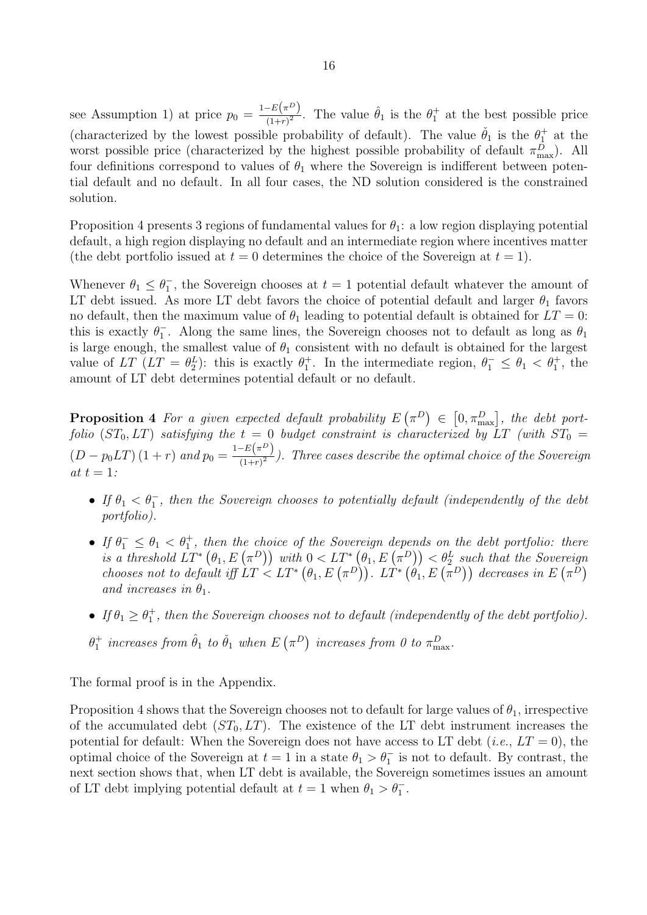see Assumption 1) at price $p_0 = \frac{1-E(\pi^D)}{(1+r)^2}$. The value $\hat{\theta}_1$ is the $\theta_1^+$ at the best possible price (characterized by the lowest possible probability of default). The value $\check{\theta}_1$ is the $\theta_1^+$ at the worst possible price (characterized by the highest possible probability of default $\pi^D_{\max}$). All four definitions correspond to values of $\theta_1$ where the Sovereign is indifferent between potential default and no default. In all four cases, the ND solution considered is the constrained solution.

Proposition 4 presents 3 regions of fundamental values for $\theta_1$: a low region displaying potential default, a high region displaying no default and an intermediate region where incentives matter (the debt portfolio issued at $t = 0$ determines the choice of the Sovereign at $t = 1$).

Whenever $\theta_1 \leq \theta_1^-$, the Sovereign chooses at $t = 1$ potential default whatever the amount of LT debt issued. As more LT debt favors the choice of potential default and larger $\theta_1$ favors no default, then the maximum value of $\theta_1$ leading to potential default is obtained for $LT = 0$: this is exactly $\theta_1^-$. Along the same lines, the Sovereign chooses not to default as long as $\theta_1$ is large enough, the smallest value of $\theta_1$ consistent with no default is obtained for the largest value of $LT$ ($LT = \theta_2^L$): this is exactly $\theta_1^+$. In the intermediate region, $\theta_1^- \leq \theta_1 < \theta_1^+$, the amount of LT debt determines potential default or no default.

**Proposition 4** *For a given expected default probability $E(\pi^D) \in [0, \pi^D_{\max}]$, the debt portfolio $(ST_0, LT)$ satisfying the $t = 0$ budget constraint is characterized by $LT$ (with $ST_0 = (D - p_0 LT)(1 + r)$ and $p_0 = \frac{1-E(\pi^D)}{(1+r)^2}$). Three cases describe the optimal choice of the Sovereign at $t = 1$:*

- *If $\theta_1 < \theta_1^-$, then the Sovereign chooses to potentially default (independently of the debt portfolio).*
- *If $\theta_1^- \leq \theta_1 < \theta_1^+$, then the choice of the Sovereign depends on the debt portfolio: there is a threshold $LT^*(\theta_1, E(\pi^D))$ with $0 < LT^*(\theta_1, E(\pi^D)) < \theta_2^L$ such that the Sovereign chooses not to default iff $LT < LT^*(\theta_1, E(\pi^D))$. $LT^*(\theta_1, E(\pi^D))$ decreases in $E(\pi^D)$ and increases in $\theta_1$.*
- *If $\theta_1 \geq \theta_1^+$, then the Sovereign chooses not to default (independently of the debt portfolio).*

*$\theta_1^+$ increases from $\hat{\theta}_1$ to $\check{\theta}_1$ when $E(\pi^D)$ increases from 0 to $\pi^D_{\max}$.*

The formal proof is in the Appendix.

Proposition 4 shows that the Sovereign chooses not to default for large values of $\theta_1$, irrespective of the accumulated debt $(ST_0, LT)$. The existence of the LT debt instrument increases the potential for default: When the Sovereign does not have access to LT debt (*i.e.*, $LT = 0$), the optimal choice of the Sovereign at $t = 1$ in a state $\theta_1 > \theta_1^-$ is not to default. By contrast, the next section shows that, when LT debt is available, the Sovereign sometimes issues an amount of LT debt implying potential default at $t = 1$ when $\theta_1 > \theta_1^-$.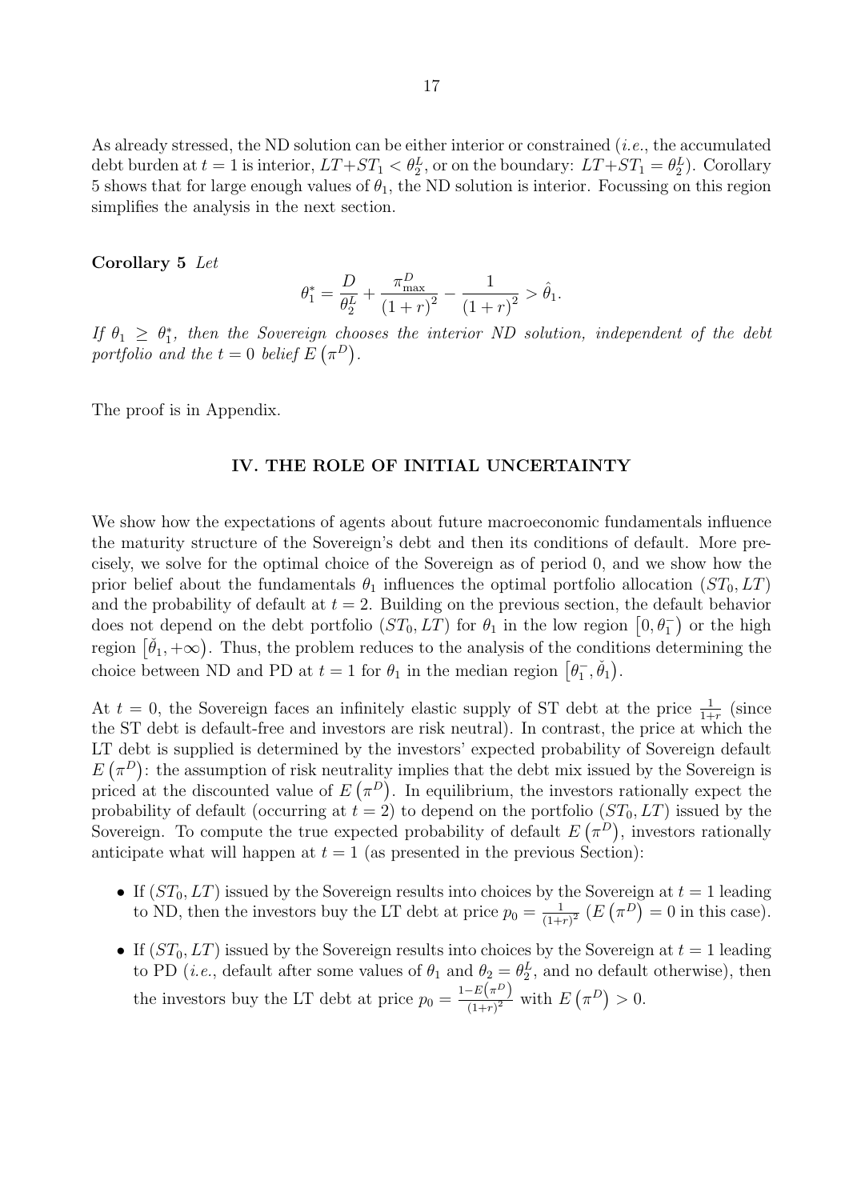As already stressed, the ND solution can be either interior or constrained (*i.e.*, the accumulated debt burden at $t = 1$ is interior, $LT + ST_1 < \theta_2^L$, or on the boundary: $LT + ST_1 = \theta_2^L$). Corollary 5 shows that for large enough values of $\theta_1$, the ND solution is interior. Focussing on this region simplifies the analysis in the next section.

**Corollary 5** *Let*

$$\theta_1^* = \frac{D}{\theta_2^L} + \frac{\pi_{\max}^D}{(1+r)^2} - \frac{1}{(1+r)^2} > \hat{\theta}_1.$$

*If $\theta_1 \geq \theta_1^*$, then the Sovereign chooses the interior ND solution, independent of the debt portfolio and the $t = 0$ belief $E(\pi^D)$.*

The proof is in Appendix.

## IV. THE ROLE OF INITIAL UNCERTAINTY

We show how the expectations of agents about future macroeconomic fundamentals influence the maturity structure of the Sovereign's debt and then its conditions of default. More precisely, we solve for the optimal choice of the Sovereign as of period 0, and we show how the prior belief about the fundamentals $\theta_1$ influences the optimal portfolio allocation $(ST_0, LT)$ and the probability of default at $t = 2$. Building on the previous section, the default behavior does not depend on the debt portfolio $(ST_0, LT)$ for $\theta_1$ in the low region $[0, \theta_1^-)$ or the high region $[\check{\theta}_1, +\infty)$. Thus, the problem reduces to the analysis of the conditions determining the choice between ND and PD at $t = 1$ for $\theta_1$ in the median region $[\theta_1^-, \check{\theta}_1)$.

At $t = 0$, the Sovereign faces an infinitely elastic supply of ST debt at the price $\frac{1}{1+r}$ (since the ST debt is default-free and investors are risk neutral). In contrast, the price at which the LT debt is supplied is determined by the investors' expected probability of Sovereign default $E(\pi^D)$: the assumption of risk neutrality implies that the debt mix issued by the Sovereign is priced at the discounted value of $E(\pi^D)$. In equilibrium, the investors rationally expect the probability of default (occurring at $t = 2$) to depend on the portfolio $(ST_0, LT)$ issued by the Sovereign. To compute the true expected probability of default $E(\pi^D)$, investors rationally anticipate what will happen at $t = 1$ (as presented in the previous Section):

- If $(ST_0, LT)$ issued by the Sovereign results into choices by the Sovereign at $t = 1$ leading to ND, then the investors buy the LT debt at price $p_0 = \frac{1}{(1+r)^2}$ ($E(\pi^D) = 0$ in this case).
- If $(ST_0, LT)$ issued by the Sovereign results into choices by the Sovereign at $t = 1$ leading to PD (*i.e.*, default after some values of $\theta_1$ and $\theta_2 = \theta_2^L$, and no default otherwise), then the investors buy the LT debt at price $p_0 = \frac{1-E(\pi^D)}{(1+r)^2}$ with $E(\pi^D) > 0$.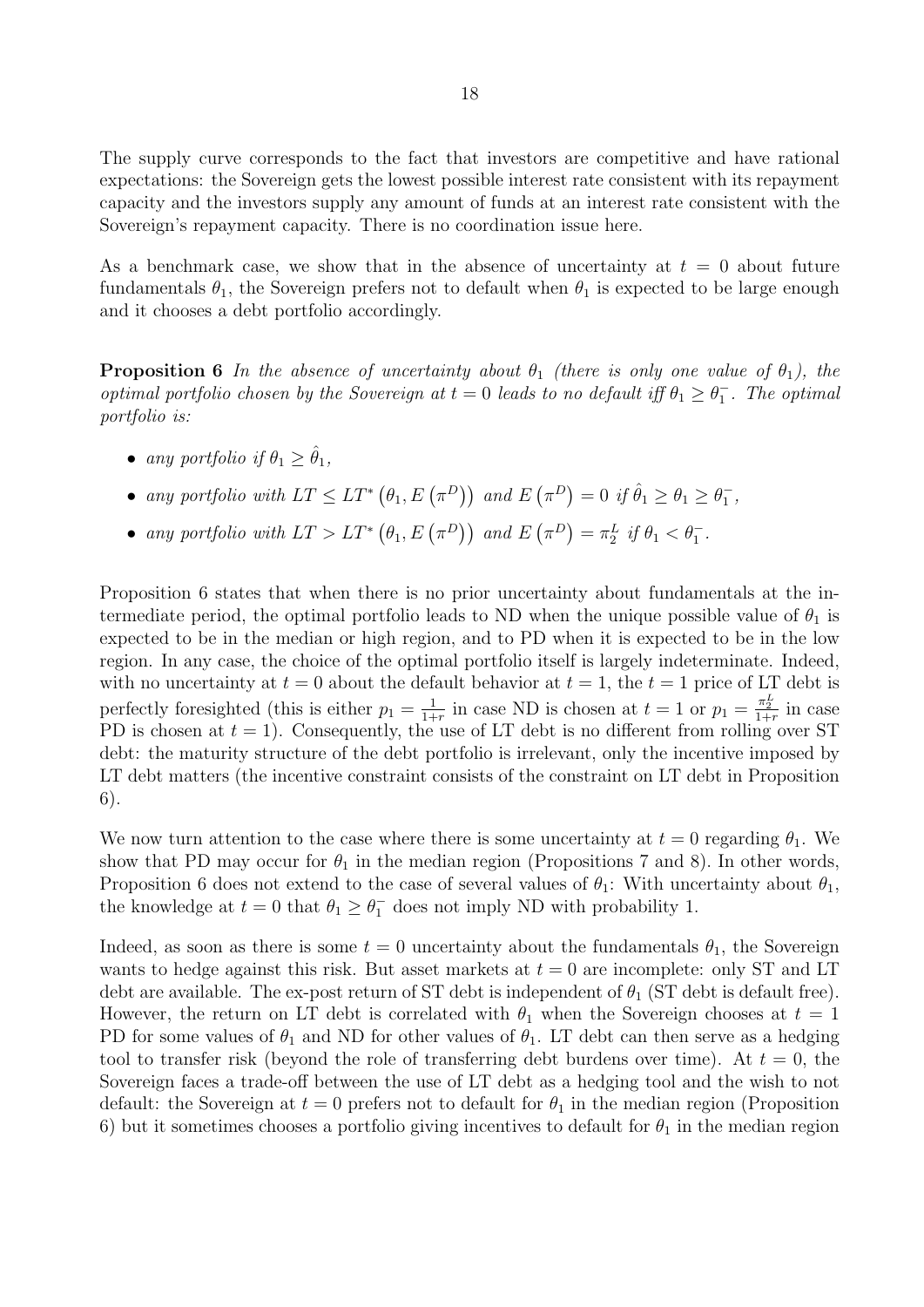The supply curve corresponds to the fact that investors are competitive and have rational expectations: the Sovereign gets the lowest possible interest rate consistent with its repayment capacity and the investors supply any amount of funds at an interest rate consistent with the Sovereign's repayment capacity. There is no coordination issue here.

As a benchmark case, we show that in the absence of uncertainty at $t = 0$ about future fundamentals $\theta_1$, the Sovereign prefers not to default when $\theta_1$ is expected to be large enough and it chooses a debt portfolio accordingly.

**Proposition 6** *In the absence of uncertainty about $\theta_1$ (there is only one value of $\theta_1$), the optimal portfolio chosen by the Sovereign at $t = 0$ leads to no default iff $\theta_1 \geq \theta_1^-$. The optimal portfolio is:*

- *any portfolio if $\theta_1 \geq \hat{\theta}_1$,*
- *any portfolio with $LT \leq LT^*\left(\theta_1, E\left(\pi^D\right)\right)$ and $E\left(\pi^D\right) = 0$ if $\hat{\theta}_1 \geq \theta_1 \geq \theta_1^-$,*
- *any portfolio with $LT > LT^*\left(\theta_1, E\left(\pi^D\right)\right)$ and $E\left(\pi^D\right) = \pi_2^L$ if $\theta_1 < \theta_1^-$.*

Proposition 6 states that when there is no prior uncertainty about fundamentals at the intermediate period, the optimal portfolio leads to ND when the unique possible value of $\theta_1$ is expected to be in the median or high region, and to PD when it is expected to be in the low region. In any case, the choice of the optimal portfolio itself is largely indeterminate. Indeed, with no uncertainty at $t = 0$ about the default behavior at $t = 1$, the $t = 1$ price of LT debt is perfectly foresighted (this is either $p_1 = \frac{1}{1+r}$ in case ND is chosen at $t = 1$ or $p_1 = \frac{\pi_2^L}{1+r}$ in case PD is chosen at $t = 1$). Consequently, the use of LT debt is no different from rolling over ST debt: the maturity structure of the debt portfolio is irrelevant, only the incentive imposed by LT debt matters (the incentive constraint consists of the constraint on LT debt in Proposition 6).

We now turn attention to the case where there is some uncertainty at $t = 0$ regarding $\theta_1$. We show that PD may occur for $\theta_1$ in the median region (Propositions 7 and 8). In other words, Proposition 6 does not extend to the case of several values of $\theta_1$: With uncertainty about $\theta_1$, the knowledge at $t = 0$ that $\theta_1 \geq \theta_1^-$ does not imply ND with probability 1.

Indeed, as soon as there is some $t = 0$ uncertainty about the fundamentals $\theta_1$, the Sovereign wants to hedge against this risk. But asset markets at $t = 0$ are incomplete: only ST and LT debt are available. The ex-post return of ST debt is independent of $\theta_1$ (ST debt is default free). However, the return on LT debt is correlated with $\theta_1$ when the Sovereign chooses at $t = 1$ PD for some values of $\theta_1$ and ND for other values of $\theta_1$. LT debt can then serve as a hedging tool to transfer risk (beyond the role of transferring debt burdens over time). At $t = 0$, the Sovereign faces a trade-off between the use of LT debt as a hedging tool and the wish to not default: the Sovereign at $t = 0$ prefers not to default for $\theta_1$ in the median region (Proposition 6) but it sometimes chooses a portfolio giving incentives to default for $\theta_1$ in the median region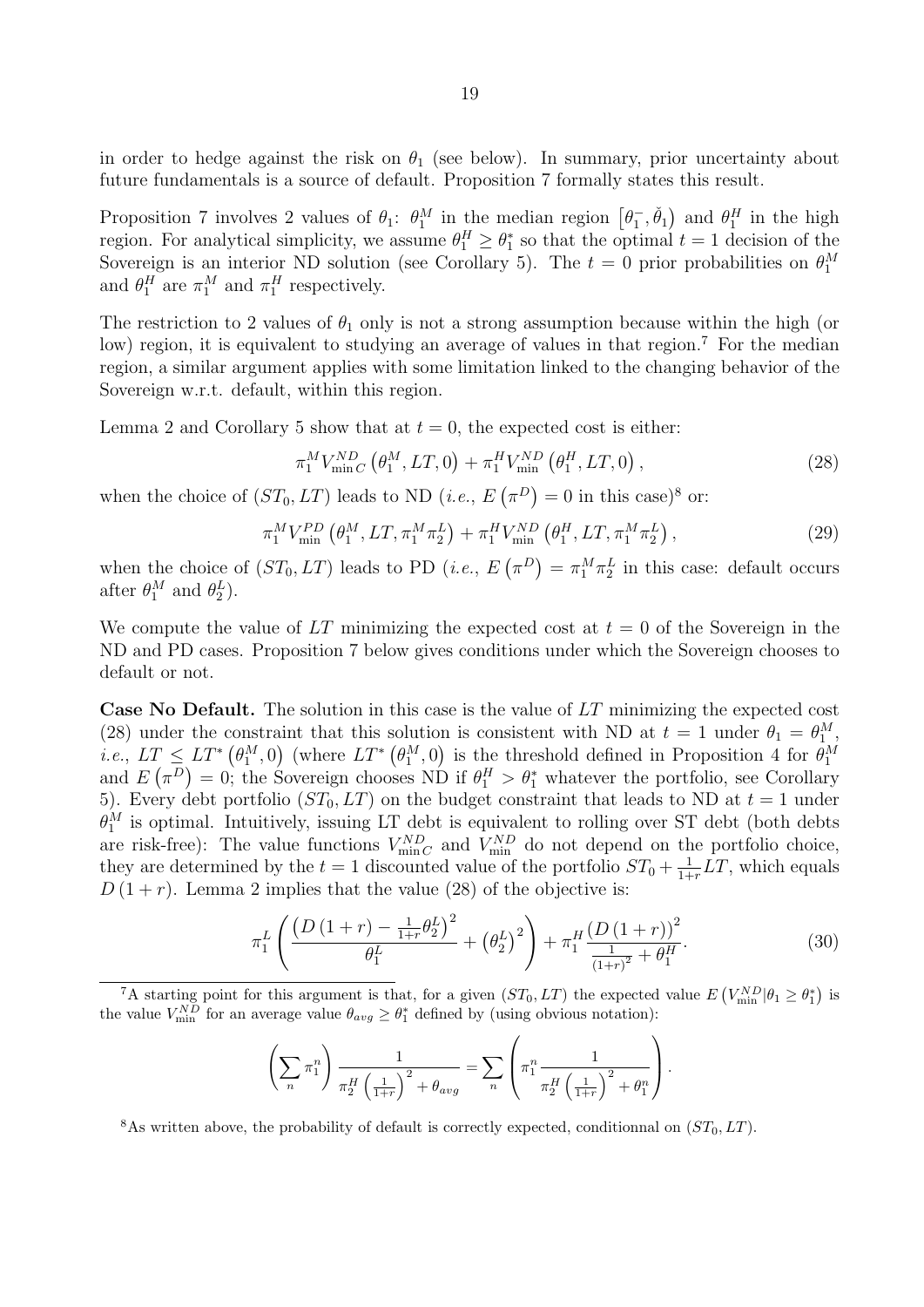in order to hedge against the risk on $\theta_1$ (see below). In summary, prior uncertainty about future fundamentals is a source of default. Proposition 7 formally states this result.

Proposition 7 involves 2 values of $\theta_1$: $\theta_1^M$ in the median region $\left[\theta_1^-, \check{\theta}_1\right)$ and $\theta_1^H$ in the high region. For analytical simplicity, we assume $\theta_1^H \geq \theta_1^*$ so that the optimal $t = 1$ decision of the Sovereign is an interior ND solution (see Corollary 5). The $t = 0$ prior probabilities on $\theta_1^M$ and $\theta_1^H$ are $\pi_1^M$ and $\pi_1^H$ respectively.

The restriction to 2 values of $\theta_1$ only is not a strong assumption because within the high (or low) region, it is equivalent to studying an average of values in that region.[7] For the median region, a similar argument applies with some limitation linked to the changing behavior of the Sovereign w.r.t. default, within this region.

Lemma 2 and Corollary 5 show that at $t = 0$, the expected cost is either:

$$\pi_1^M V_{\min C}^{ND}\left(\theta_1^M, LT, 0\right) + \pi_1^H V_{\min}^{ND}\left(\theta_1^H, LT, 0\right), \tag{28}$$

when the choice of $(ST_0, LT)$ leads to ND (*i.e.*, $E\left(\pi^D\right) = 0$ in this case)[8] or:

$$\pi_1^M V_{\min}^{PD}\left(\theta_1^M, LT, \pi_1^M \pi_2^L\right) + \pi_1^H V_{\min}^{ND}\left(\theta_1^H, LT, \pi_1^M \pi_2^L\right), \tag{29}$$

when the choice of $(ST_0, LT)$ leads to PD (*i.e.*, $E\left(\pi^D\right) = \pi_1^M \pi_2^L$ in this case: default occurs after $\theta_1^M$ and $\theta_2^L$).

We compute the value of $LT$ minimizing the expected cost at $t = 0$ of the Sovereign in the ND and PD cases. Proposition 7 below gives conditions under which the Sovereign chooses to default or not.

**Case No Default.** The solution in this case is the value of $LT$ minimizing the expected cost (28) under the constraint that this solution is consistent with ND at $t = 1$ under $\theta_1 = \theta_1^M$, *i.e.*, $LT \leq LT^*\left(\theta_1^M, 0\right)$ (where $LT^*\left(\theta_1^M, 0\right)$ is the threshold defined in Proposition 4 for $\theta_1^M$ and $E\left(\pi^D\right) = 0$; the Sovereign chooses ND if $\theta_1^H > \theta_1^*$ whatever the portfolio, see Corollary 5). Every debt portfolio $(ST_0, LT)$ on the budget constraint that leads to ND at $t = 1$ under $\theta_1^M$ is optimal. Intuitively, issuing LT debt is equivalent to rolling over ST debt (both debts are risk-free): The value functions $V_{\min C}^{ND}$ and $V_{\min}^{ND}$ do not depend on the portfolio choice, they are determined by the $t = 1$ discounted value of the portfolio $ST_0 + \frac{1}{1+r}LT$, which equals $D(1+r)$. Lemma 2 implies that the value (28) of the objective is:

$$\pi_1^L \left( \frac{\left(D(1+r) - \frac{1}{1+r}\theta_2^L\right)^2}{\theta_1^L} + \left(\theta_2^L\right)^2 \right) + \pi_1^H \frac{\left(D(1+r)\right)^2}{\frac{1}{(1+r)^2} + \theta_1^H}. \tag{30}$$

---

[7] A starting point for this argument is that, for a given $(ST_0, LT)$ the expected value $E\left(V_{\min}^{ND} | \theta_1 \geq \theta_1^*\right)$ is the value $V_{\min}^{ND}$ for an average value $\theta_{avg} \geq \theta_1^*$ defined by (using obvious notation):

$$\left(\sum_n \pi_1^n\right) \frac{1}{\pi_2^H \left(\frac{1}{1+r}\right)^2 + \theta_{avg}} = \sum_n \left(\pi_1^n \frac{1}{\pi_2^H \left(\frac{1}{1+r}\right)^2 + \theta_1^n}\right).$$

[8] As written above, the probability of default is correctly expected, conditionnal on $(ST_0, LT)$.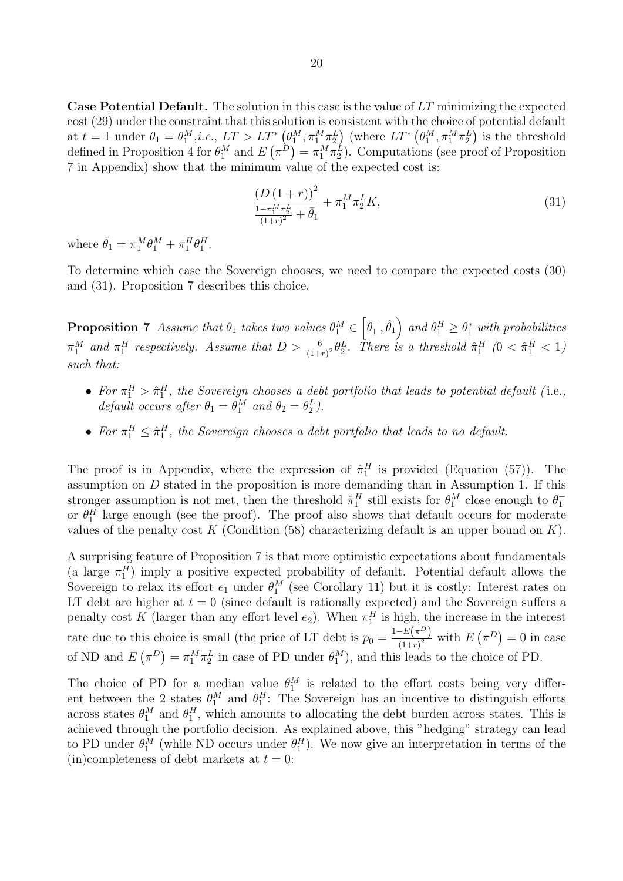**Case Potential Default.** The solution in this case is the value of $LT$ minimizing the expected cost (29) under the constraint that this solution is consistent with the choice of potential default at $t = 1$ under $\theta_1 = \theta_1^M$,*i.e.*, $LT > LT^*\left(\theta_1^M, \pi_1^M \pi_2^L\right)$ (where $LT^*\left(\theta_1^M, \pi_1^M \pi_2^L\right)$ is the threshold defined in Proposition 4 for $\theta_1^M$ and $E\left(\pi^D\right) = \pi_1^M \pi_2^L$). Computations (see proof of Proposition 7 in Appendix) show that the minimum value of the expected cost is:

$$\frac{\left(D\left(1+r\right)\right)^2}{\frac{1-\pi_1^M \pi_2^L}{(1+r)^2} + \bar{\theta}_1} + \pi_1^M \pi_2^L K, \tag{31}$$

where $\bar{\theta}_1 = \pi_1^M \theta_1^M + \pi_1^H \theta_1^H$.

To determine which case the Sovereign chooses, we need to compare the expected costs (30) and (31). Proposition 7 describes this choice.

**Proposition 7** *Assume that $\theta_1$ takes two values $\theta_1^M \in \left[\theta_1^-, \hat{\theta}_1\right)$ and $\theta_1^H \geq \theta_1^*$ with probabilities $\pi_1^M$ and $\pi_1^H$ respectively. Assume that $D > \frac{6}{(1+r)^2}\theta_2^L$. There is a threshold $\hat{\pi}_1^H$ ($0 < \hat{\pi}_1^H < 1$) such that:*

- *For $\pi_1^H > \hat{\pi}_1^H$, the Sovereign chooses a debt portfolio that leads to potential default (*i.e.*, default occurs after $\theta_1 = \theta_1^M$ and $\theta_2 = \theta_2^L$).*
- *For $\pi_1^H \leq \hat{\pi}_1^H$, the Sovereign chooses a debt portfolio that leads to no default.*

The proof is in Appendix, where the expression of $\hat{\pi}_1^H$ is provided (Equation (57)). The assumption on $D$ stated in the proposition is more demanding than in Assumption 1. If this stronger assumption is not met, then the threshold $\hat{\pi}_1^H$ still exists for $\theta_1^M$ close enough to $\theta_1^-$ or $\theta_1^H$ large enough (see the proof). The proof also shows that default occurs for moderate values of the penalty cost $K$ (Condition (58) characterizing default is an upper bound on $K$).

A surprising feature of Proposition 7 is that more optimistic expectations about fundamentals (a large $\pi_1^H$) imply a positive expected probability of default. Potential default allows the Sovereign to relax its effort $e_1$ under $\theta_1^M$ (see Corollary 11) but it is costly: Interest rates on LT debt are higher at $t = 0$ (since default is rationally expected) and the Sovereign suffers a penalty cost $K$ (larger than any effort level $e_2$). When $\pi_1^H$ is high, the increase in the interest rate due to this choice is small (the price of LT debt is $p_0 = \frac{1-E\left(\pi^D\right)}{(1+r)^2}$ with $E\left(\pi^D\right) = 0$ in case of ND and $E\left(\pi^D\right) = \pi_1^M \pi_2^L$ in case of PD under $\theta_1^M$), and this leads to the choice of PD.

The choice of PD for a median value $\theta_1^M$ is related to the effort costs being very different between the 2 states $\theta_1^M$ and $\theta_1^H$: The Sovereign has an incentive to distinguish efforts across states $\theta_1^M$ and $\theta_1^H$, which amounts to allocating the debt burden across states. This is achieved through the portfolio decision. As explained above, this "hedging" strategy can lead to PD under $\theta_1^M$ (while ND occurs under $\theta_1^H$). We now give an interpretation in terms of the (in)completeness of debt markets at $t = 0$: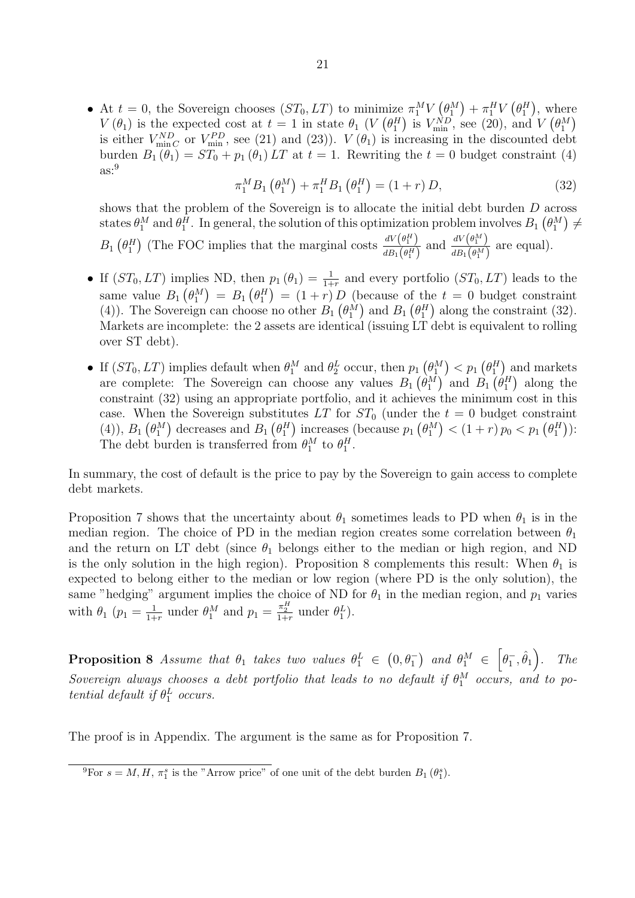- At $t = 0$, the Sovereign chooses $(ST_0, LT)$ to minimize $\pi_1^M V\left(\theta_1^M\right) + \pi_1^H V\left(\theta_1^H\right)$, where $V\left(\theta_1\right)$ is the expected cost at $t = 1$ in state $\theta_1$ ($V\left(\theta_1^H\right)$ is $V_{\min}^{ND}$, see (20), and $V\left(\theta_1^M\right)$ is either $V_{\min C}^{ND}$ or $V_{\min}^{PD}$, see (21) and (23)). $V\left(\theta_1\right)$ is increasing in the discounted debt burden $B_1\left(\theta_1\right) = ST_0 + p_1\left(\theta_1\right) LT$ at $t = 1$. Rewriting the $t = 0$ budget constraint (4) as:[9]

$$\pi_1^M B_1\left(\theta_1^M\right) + \pi_1^H B_1\left(\theta_1^H\right) = (1 + r) D, \tag{32}$$

  shows that the problem of the Sovereign is to allocate the initial debt burden $D$ across states $\theta_1^M$ and $\theta_1^H$. In general, the solution of this optimization problem involves $B_1\left(\theta_1^M\right) \neq B_1\left(\theta_1^H\right)$ (The FOC implies that the marginal costs $\frac{dV\left(\theta_1^H\right)}{dB_1\left(\theta_1^H\right)}$ and $\frac{dV\left(\theta_1^M\right)}{dB_1\left(\theta_1^M\right)}$ are equal).

- If $(ST_0, LT)$ implies ND, then $p_1\left(\theta_1\right) = \frac{1}{1+r}$ and every portfolio $(ST_0, LT)$ leads to the same value $B_1\left(\theta_1^M\right) = B_1\left(\theta_1^H\right) = (1 + r) D$ (because of the $t = 0$ budget constraint (4)). The Sovereign can choose no other $B_1\left(\theta_1^M\right)$ and $B_1\left(\theta_1^H\right)$ along the constraint (32). Markets are incomplete: the 2 assets are identical (issuing LT debt is equivalent to rolling over ST debt).

- If $(ST_0, LT)$ implies default when $\theta_1^M$ and $\theta_2^L$ occur, then $p_1\left(\theta_1^M\right) < p_1\left(\theta_1^H\right)$ and markets are complete: The Sovereign can choose any values $B_1\left(\theta_1^M\right)$ and $B_1\left(\theta_1^H\right)$ along the constraint (32) using an appropriate portfolio, and it achieves the minimum cost in this case. When the Sovereign substitutes $LT$ for $ST_0$ (under the $t = 0$ budget constraint (4)), $B_1\left(\theta_1^M\right)$ decreases and $B_1\left(\theta_1^H\right)$ increases (because $p_1\left(\theta_1^M\right) < (1 + r) p_0 < p_1\left(\theta_1^H\right)$): The debt burden is transferred from $\theta_1^M$ to $\theta_1^H$.

In summary, the cost of default is the price to pay by the Sovereign to gain access to complete debt markets.

Proposition 7 shows that the uncertainty about $\theta_1$ sometimes leads to PD when $\theta_1$ is in the median region. The choice of PD in the median region creates some correlation between $\theta_1$ and the return on LT debt (since $\theta_1$ belongs either to the median or high region, and ND is the only solution in the high region). Proposition 8 complements this result: When $\theta_1$ is expected to belong either to the median or low region (where PD is the only solution), the same "hedging" argument implies the choice of ND for $\theta_1$ in the median region, and $p_1$ varies with $\theta_1$ ($p_1 = \frac{1}{1+r}$ under $\theta_1^M$ and $p_1 = \frac{\pi_2^H}{1+r}$ under $\theta_1^L$).

**Proposition 8** *Assume that $\theta_1$ takes two values $\theta_1^L \in \left(0, \theta_1^-\right)$ and $\theta_1^M \in \left[\theta_1^-, \hat{\theta}_1\right)$. The Sovereign always chooses a debt portfolio that leads to no default if $\theta_1^M$ occurs, and to potential default if $\theta_1^L$ occurs.*

The proof is in Appendix. The argument is the same as for Proposition 7.

[9] For $s = M, H$, $\pi_1^s$ is the "Arrow price" of one unit of the debt burden $B_1\left(\theta_1^s\right)$.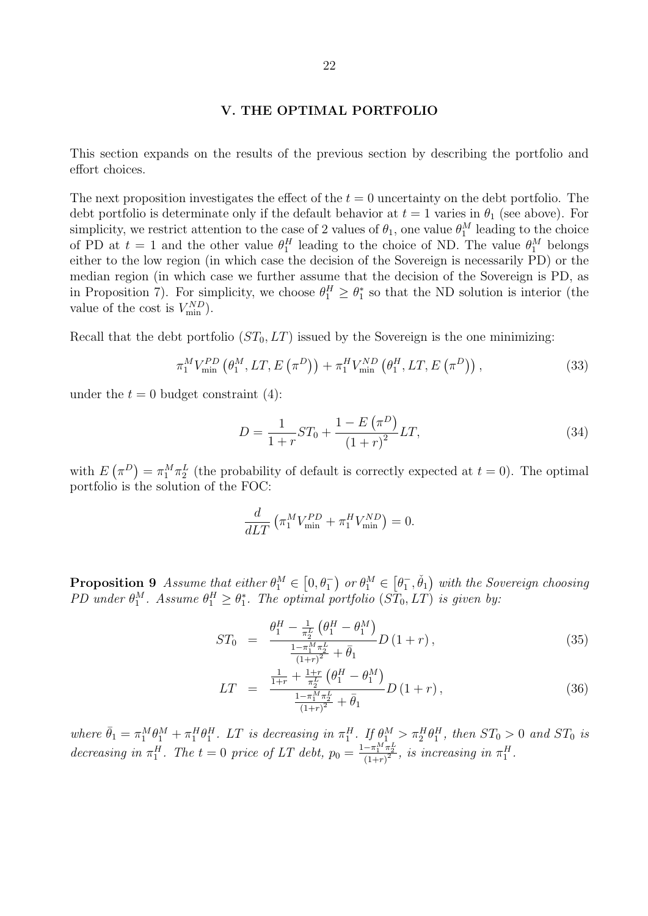## V. THE OPTIMAL PORTFOLIO

This section expands on the results of the previous section by describing the portfolio and effort choices.

The next proposition investigates the effect of the $t = 0$ uncertainty on the debt portfolio. The debt portfolio is determinate only if the default behavior at $t = 1$ varies in $\theta_1$ (see above). For simplicity, we restrict attention to the case of 2 values of $\theta_1$, one value $\theta_1^M$ leading to the choice of PD at $t = 1$ and the other value $\theta_1^H$ leading to the choice of ND. The value $\theta_1^M$ belongs either to the low region (in which case the decision of the Sovereign is necessarily PD) or the median region (in which case we further assume that the decision of the Sovereign is PD, as in Proposition 7). For simplicity, we choose $\theta_1^H \geq \theta_1^*$ so that the ND solution is interior (the value of the cost is $V_{\min}^{ND}$).

Recall that the debt portfolio $(ST_0, LT)$ issued by the Sovereign is the one minimizing:

$$\pi_1^M V_{\min}^{PD}\left(\theta_1^M, LT, E\left(\pi^D\right)\right) + \pi_1^H V_{\min}^{ND}\left(\theta_1^H, LT, E\left(\pi^D\right)\right), \tag{33}$$

under the $t = 0$ budget constraint (4):

$$D = \frac{1}{1+r} ST_0 + \frac{1 - E\left(\pi^D\right)}{\left(1+r\right)^2} LT, \tag{34}$$

with $E\left(\pi^D\right) = \pi_1^M \pi_2^L$ (the probability of default is correctly expected at $t = 0$). The optimal portfolio is the solution of the FOC:

$$\frac{d}{dLT}\left(\pi_1^M V_{\min}^{PD} + \pi_1^H V_{\min}^{ND}\right) = 0.$$

**Proposition 9** *Assume that either $\theta_1^M \in \left[0, \theta_1^-\right)$ or $\theta_1^M \in \left[\theta_1^-, \check{\theta}_1\right)$ with the Sovereign choosing PD under $\theta_1^M$. Assume $\theta_1^H \geq \theta_1^*$. The optimal portfolio $(ST_0, LT)$ is given by:*

$$ST_0 = \frac{\theta_1^H - \frac{1}{\pi_2^L}\left(\theta_1^H - \theta_1^M\right)}{\frac{1-\pi_1^M \pi_2^L}{(1+r)^2} + \bar{\theta}_1} D\left(1+r\right), \tag{35}$$

$$LT = \frac{\frac{1}{1+r} + \frac{1+r}{\pi_2^L}\left(\theta_1^H - \theta_1^M\right)}{\frac{1-\pi_1^M \pi_2^L}{(1+r)^2} + \bar{\theta}_1} D\left(1+r\right), \tag{36}$$

*where $\bar{\theta}_1 = \pi_1^M \theta_1^M + \pi_1^H \theta_1^H$. $LT$ is decreasing in $\pi_1^H$. If $\theta_1^M > \pi_2^H \theta_1^H$, then $ST_0 > 0$ and $ST_0$ is decreasing in $\pi_1^H$. The $t = 0$ price of LT debt, $p_0 = \frac{1-\pi_1^M \pi_2^L}{(1+r)^2}$, is increasing in $\pi_1^H$.*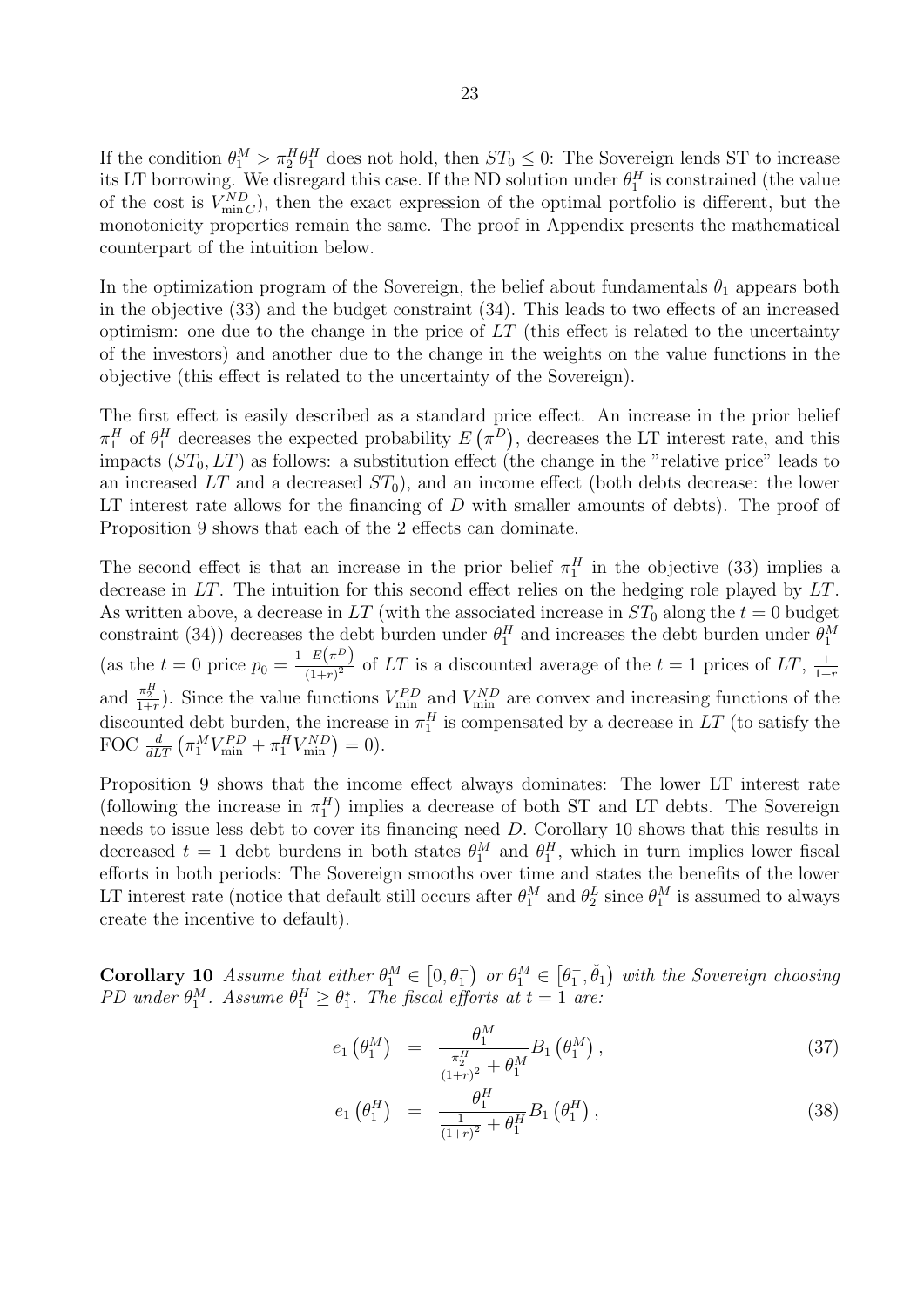If the condition $\theta_1^M > \pi_2^H \theta_1^H$ does not hold, then $ST_0 \leq 0$: The Sovereign lends ST to increase its LT borrowing. We disregard this case. If the ND solution under $\theta_1^H$ is constrained (the value of the cost is $V_{\min C}^{ND}$), then the exact expression of the optimal portfolio is different, but the monotonicity properties remain the same. The proof in Appendix presents the mathematical counterpart of the intuition below.

In the optimization program of the Sovereign, the belief about fundamentals $\theta_1$ appears both in the objective (33) and the budget constraint (34). This leads to two effects of an increased optimism: one due to the change in the price of $LT$ (this effect is related to the uncertainty of the investors) and another due to the change in the weights on the value functions in the objective (this effect is related to the uncertainty of the Sovereign).

The first effect is easily described as a standard price effect. An increase in the prior belief $\pi_1^H$ of $\theta_1^H$ decreases the expected probability $E\left(\pi^D\right)$, decreases the LT interest rate, and this impacts $(ST_0, LT)$ as follows: a substitution effect (the change in the "relative price" leads to an increased $LT$ and a decreased $ST_0$), and an income effect (both debts decrease: the lower LT interest rate allows for the financing of $D$ with smaller amounts of debts). The proof of Proposition 9 shows that each of the 2 effects can dominate.

The second effect is that an increase in the prior belief $\pi_1^H$ in the objective (33) implies a decrease in $LT$. The intuition for this second effect relies on the hedging role played by $LT$. As written above, a decrease in $LT$ (with the associated increase in $ST_0$ along the $t=0$ budget constraint (34)) decreases the debt burden under $\theta_1^H$ and increases the debt burden under $\theta_1^M$ (as the $t=0$ price $p_0 = \frac{1-E\left(\pi^D\right)}{(1+r)^2}$ of $LT$ is a discounted average of the $t=1$ prices of $LT$, $\frac{1}{1+r}$ and $\frac{\pi_2^H}{1+r}$). Since the value functions $V_{\min}^{PD}$ and $V_{\min}^{ND}$ are convex and increasing functions of the discounted debt burden, the increase in $\pi_1^H$ is compensated by a decrease in $LT$ (to satisfy the FOC $\frac{d}{dLT}\left(\pi_1^M V_{\min}^{PD} + \pi_1^H V_{\min}^{ND}\right) = 0$).

Proposition 9 shows that the income effect always dominates: The lower LT interest rate (following the increase in $\pi_1^H$) implies a decrease of both ST and LT debts. The Sovereign needs to issue less debt to cover its financing need $D$. Corollary 10 shows that this results in decreased $t=1$ debt burdens in both states $\theta_1^M$ and $\theta_1^H$, which in turn implies lower fiscal efforts in both periods: The Sovereign smooths over time and states the benefits of the lower LT interest rate (notice that default still occurs after $\theta_1^M$ and $\theta_2^L$ since $\theta_1^M$ is assumed to always create the incentive to default).

**Corollary 10** *Assume that either $\theta_1^M \in \left[0, \theta_1^-\right)$ or $\theta_1^M \in \left[\theta_1^-, \check{\theta}_1\right)$ with the Sovereign choosing PD under $\theta_1^M$. Assume $\theta_1^H \geq \theta_1^*$. The fiscal efforts at $t=1$ are:*

$$e_1\left(\theta_1^M\right) = \frac{\theta_1^M}{\frac{\pi_2^H}{(1+r)^2} + \theta_1^M} B_1\left(\theta_1^M\right), \tag{37}$$

$$e_1\left(\theta_1^H\right) = \frac{\theta_1^H}{\frac{1}{(1+r)^2} + \theta_1^H} B_1\left(\theta_1^H\right), \tag{38}$$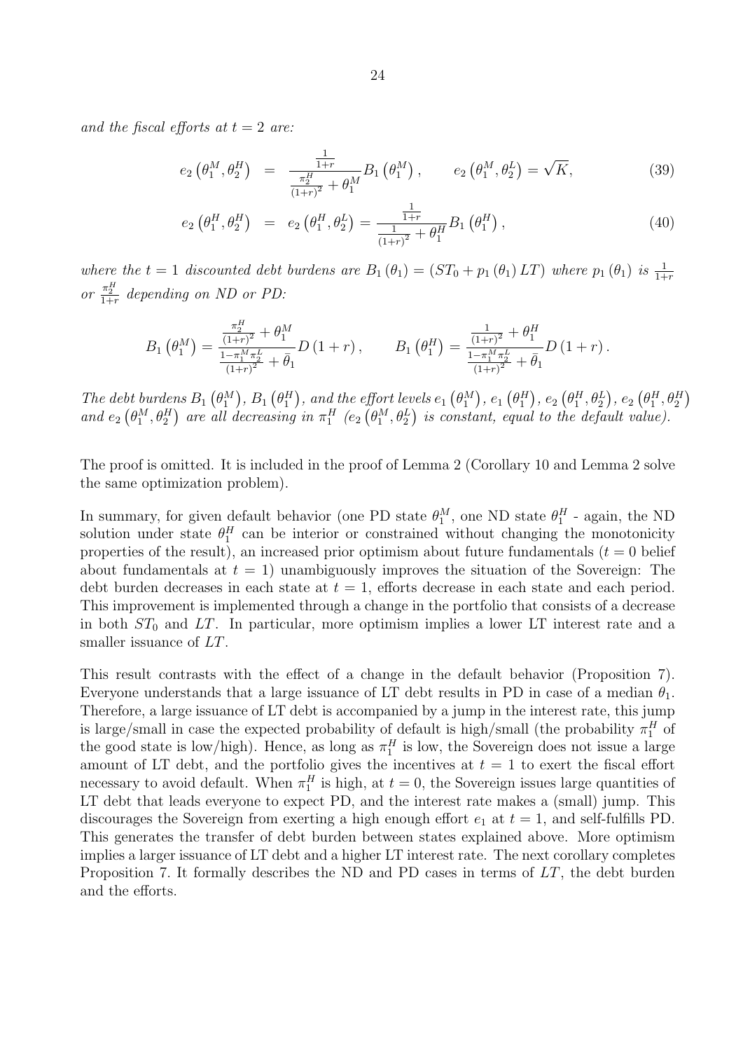*and the fiscal efforts at $t = 2$ are:*

$$e_2\left(\theta_1^M, \theta_2^H\right) = \frac{\frac{1}{1+r}}{\frac{\pi_2^H}{(1+r)^2} + \theta_1^M} B_1\left(\theta_1^M\right), \qquad e_2\left(\theta_1^M, \theta_2^L\right) = \sqrt{K}, \tag{39}$$

$$e_2\left(\theta_1^H, \theta_2^H\right) = e_2\left(\theta_1^H, \theta_2^L\right) = \frac{\frac{1}{1+r}}{\frac{1}{(1+r)^2} + \theta_1^H} B_1\left(\theta_1^H\right), \tag{40}$$

*where the $t = 1$ discounted debt burdens are $B_1(\theta_1) = (ST_0 + p_1(\theta_1) LT)$ where $p_1(\theta_1)$ is $\frac{1}{1+r}$ or $\frac{\pi_2^H}{1+r}$ depending on ND or PD:*

$$B_1\left(\theta_1^M\right) = \frac{\frac{\pi_2^H}{(1+r)^2} + \theta_1^M}{\frac{1-\pi_1^M \pi_2^L}{(1+r)^2} + \bar{\theta}_1} D(1+r), \qquad B_1\left(\theta_1^H\right) = \frac{\frac{1}{(1+r)^2} + \theta_1^H}{\frac{1-\pi_1^M \pi_2^L}{(1+r)^2} + \bar{\theta}_1} D(1+r).$$

*The debt burdens $B_1\left(\theta_1^M\right)$, $B_1\left(\theta_1^H\right)$, and the effort levels $e_1\left(\theta_1^M\right)$, $e_1\left(\theta_1^H\right)$, $e_2\left(\theta_1^H, \theta_2^L\right)$, $e_2\left(\theta_1^H, \theta_2^H\right)$ and $e_2\left(\theta_1^M, \theta_2^H\right)$ are all decreasing in $\pi_1^H$ ($e_2\left(\theta_1^M, \theta_2^L\right)$ is constant, equal to the default value).*

The proof is omitted. It is included in the proof of Lemma 2 (Corollary 10 and Lemma 2 solve the same optimization problem).

In summary, for given default behavior (one PD state $\theta_1^M$, one ND state $\theta_1^H$ - again, the ND solution under state $\theta_1^H$ can be interior or constrained without changing the monotonicity properties of the result), an increased prior optimism about future fundamentals ($t = 0$ belief about fundamentals at $t = 1$) unambiguously improves the situation of the Sovereign: The debt burden decreases in each state at $t = 1$, efforts decrease in each state and each period. This improvement is implemented through a change in the portfolio that consists of a decrease in both $ST_0$ and $LT$. In particular, more optimism implies a lower LT interest rate and a smaller issuance of $LT$.

This result contrasts with the effect of a change in the default behavior (Proposition 7). Everyone understands that a large issuance of LT debt results in PD in case of a median $\theta_1$. Therefore, a large issuance of LT debt is accompanied by a jump in the interest rate, this jump is large/small in case the expected probability of default is high/small (the probability $\pi_1^H$ of the good state is low/high). Hence, as long as $\pi_1^H$ is low, the Sovereign does not issue a large amount of LT debt, and the portfolio gives the incentives at $t = 1$ to exert the fiscal effort necessary to avoid default. When $\pi_1^H$ is high, at $t = 0$, the Sovereign issues large quantities of LT debt that leads everyone to expect PD, and the interest rate makes a (small) jump. This discourages the Sovereign from exerting a high enough effort $e_1$ at $t = 1$, and self-fulfills PD. This generates the transfer of debt burden between states explained above. More optimism implies a larger issuance of LT debt and a higher LT interest rate. The next corollary completes Proposition 7. It formally describes the ND and PD cases in terms of $LT$, the debt burden and the efforts.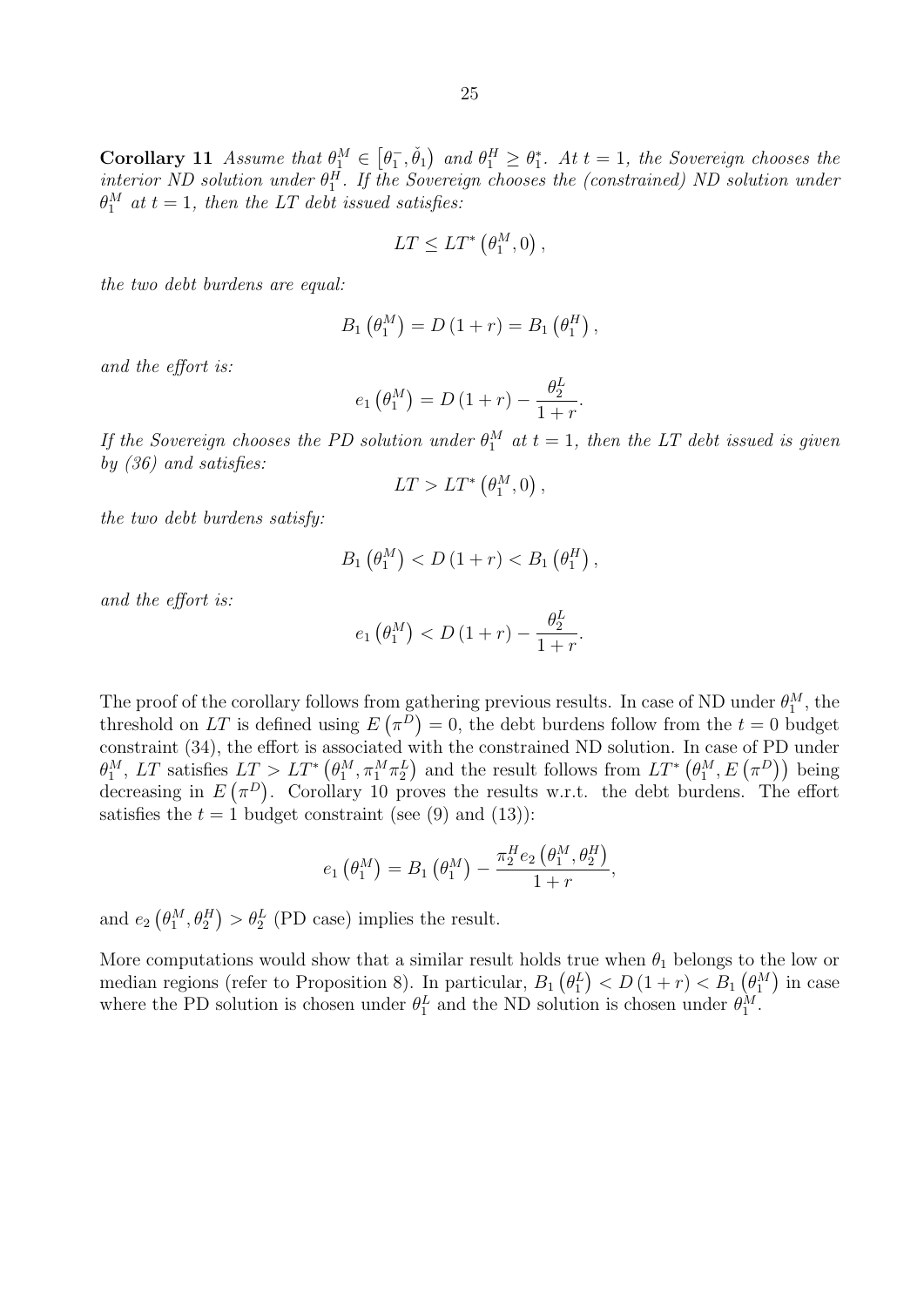**Corollary 11** *Assume that $\theta_1^M \in \left[\theta_1^-, \check{\theta}_1\right)$ and $\theta_1^H \geq \theta_1^*$. At $t = 1$, the Sovereign chooses the interior ND solution under $\theta_1^H$. If the Sovereign chooses the (constrained) ND solution under $\theta_1^M$ at $t = 1$, then the LT debt issued satisfies:*

$$LT \leq LT^*\left(\theta_1^M, 0\right),$$

*the two debt burdens are equal:*

$$B_1\left(\theta_1^M\right) = D\left(1+r\right) = B_1\left(\theta_1^H\right),$$

*and the effort is:*

$$e_1\left(\theta_1^M\right) = D\left(1+r\right) - \frac{\theta_2^L}{1+r}.$$

*If the Sovereign chooses the PD solution under $\theta_1^M$ at $t = 1$, then the LT debt issued is given by (36) and satisfies:*

$$LT > LT^*\left(\theta_1^M, 0\right),$$

*the two debt burdens satisfy:*

$$B_1\left(\theta_1^M\right) < D\left(1+r\right) < B_1\left(\theta_1^H\right),$$

*and the effort is:*

$$e_1\left(\theta_1^M\right) < D\left(1+r\right) - \frac{\theta_2^L}{1+r}.$$

The proof of the corollary follows from gathering previous results. In case of ND under $\theta_1^M$, the threshold on $LT$ is defined using $E\left(\pi^D\right) = 0$, the debt burdens follow from the $t = 0$ budget constraint (34), the effort is associated with the constrained ND solution. In case of PD under $\theta_1^M$, $LT$ satisfies $LT > LT^*\left(\theta_1^M, \pi_1^M \pi_2^L\right)$ and the result follows from $LT^*\left(\theta_1^M, E\left(\pi^D\right)\right)$ being decreasing in $E\left(\pi^D\right)$. Corollary 10 proves the results w.r.t. the debt burdens. The effort satisfies the $t = 1$ budget constraint (see (9) and (13)):

$$e_1\left(\theta_1^M\right) = B_1\left(\theta_1^M\right) - \frac{\pi_2^H e_2\left(\theta_1^M, \theta_2^H\right)}{1+r},$$

and $e_2\left(\theta_1^M, \theta_2^H\right) > \theta_2^L$ (PD case) implies the result.

More computations would show that a similar result holds true when $\theta_1$ belongs to the low or median regions (refer to Proposition 8). In particular, $B_1\left(\theta_1^L\right) < D\left(1+r\right) < B_1\left(\theta_1^M\right)$ in case where the PD solution is chosen under $\theta_1^L$ and the ND solution is chosen under $\theta_1^M$.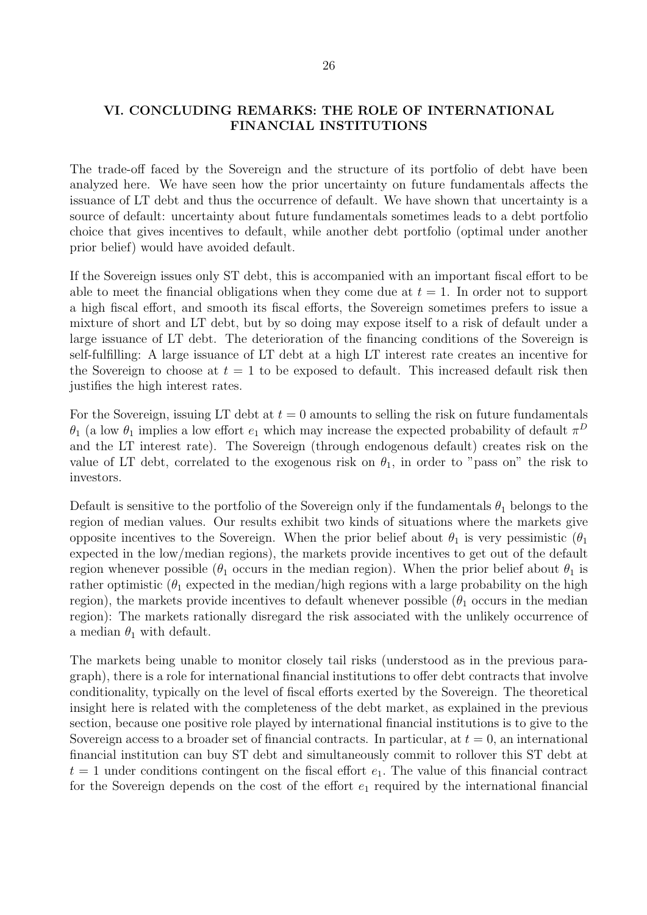## VI. CONCLUDING REMARKS: THE ROLE OF INTERNATIONAL FINANCIAL INSTITUTIONS

The trade-off faced by the Sovereign and the structure of its portfolio of debt have been analyzed here. We have seen how the prior uncertainty on future fundamentals affects the issuance of LT debt and thus the occurrence of default. We have shown that uncertainty is a source of default: uncertainty about future fundamentals sometimes leads to a debt portfolio choice that gives incentives to default, while another debt portfolio (optimal under another prior belief) would have avoided default.

If the Sovereign issues only ST debt, this is accompanied with an important fiscal effort to be able to meet the financial obligations when they come due at $t = 1$. In order not to support a high fiscal effort, and smooth its fiscal efforts, the Sovereign sometimes prefers to issue a mixture of short and LT debt, but by so doing may expose itself to a risk of default under a large issuance of LT debt. The deterioration of the financing conditions of the Sovereign is self-fulfilling: A large issuance of LT debt at a high LT interest rate creates an incentive for the Sovereign to choose at $t = 1$ to be exposed to default. This increased default risk then justifies the high interest rates.

For the Sovereign, issuing LT debt at $t = 0$ amounts to selling the risk on future fundamentals $\theta_1$ (a low $\theta_1$ implies a low effort $e_1$ which may increase the expected probability of default $\pi^D$ and the LT interest rate). The Sovereign (through endogenous default) creates risk on the value of LT debt, correlated to the exogenous risk on $\theta_1$, in order to "pass on" the risk to investors.

Default is sensitive to the portfolio of the Sovereign only if the fundamentals $\theta_1$ belongs to the region of median values. Our results exhibit two kinds of situations where the markets give opposite incentives to the Sovereign. When the prior belief about $\theta_1$ is very pessimistic ($\theta_1$ expected in the low/median regions), the markets provide incentives to get out of the default region whenever possible ($\theta_1$ occurs in the median region). When the prior belief about $\theta_1$ is rather optimistic ($\theta_1$ expected in the median/high regions with a large probability on the high region), the markets provide incentives to default whenever possible ($\theta_1$ occurs in the median region): The markets rationally disregard the risk associated with the unlikely occurrence of a median $\theta_1$ with default.

The markets being unable to monitor closely tail risks (understood as in the previous paragraph), there is a role for international financial institutions to offer debt contracts that involve conditionality, typically on the level of fiscal efforts exerted by the Sovereign. The theoretical insight here is related with the completeness of the debt market, as explained in the previous section, because one positive role played by international financial institutions is to give to the Sovereign access to a broader set of financial contracts. In particular, at $t = 0$, an international financial institution can buy ST debt and simultaneously commit to rollover this ST debt at $t = 1$ under conditions contingent on the fiscal effort $e_1$. The value of this financial contract for the Sovereign depends on the cost of the effort $e_1$ required by the international financial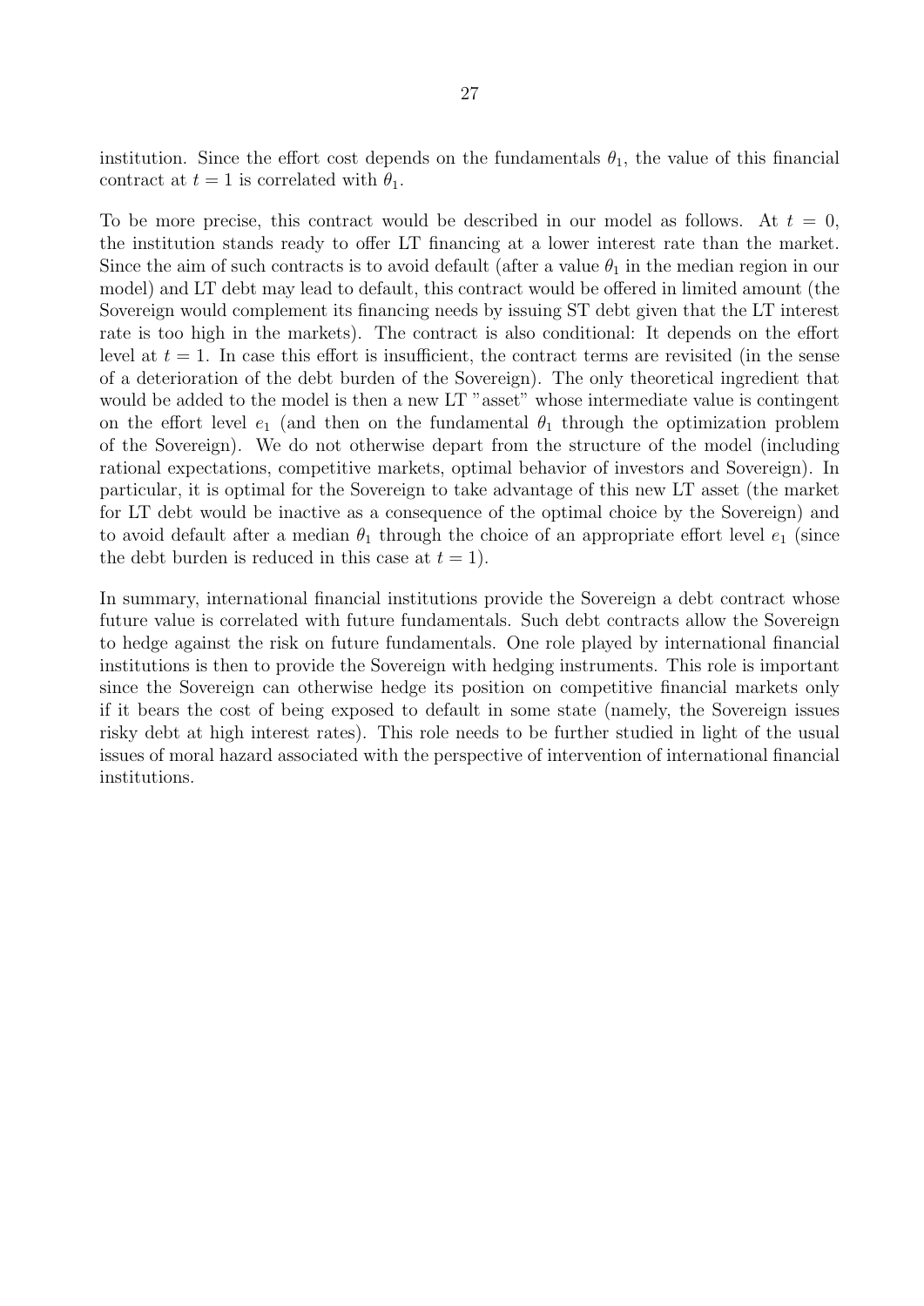institution. Since the effort cost depends on the fundamentals $\theta_1$, the value of this financial contract at $t = 1$ is correlated with $\theta_1$.

To be more precise, this contract would be described in our model as follows. At $t = 0$, the institution stands ready to offer LT financing at a lower interest rate than the market. Since the aim of such contracts is to avoid default (after a value $\theta_1$ in the median region in our model) and LT debt may lead to default, this contract would be offered in limited amount (the Sovereign would complement its financing needs by issuing ST debt given that the LT interest rate is too high in the markets). The contract is also conditional: It depends on the effort level at $t = 1$. In case this effort is insufficient, the contract terms are revisited (in the sense of a deterioration of the debt burden of the Sovereign). The only theoretical ingredient that would be added to the model is then a new LT "asset" whose intermediate value is contingent on the effort level $e_1$ (and then on the fundamental $\theta_1$ through the optimization problem of the Sovereign). We do not otherwise depart from the structure of the model (including rational expectations, competitive markets, optimal behavior of investors and Sovereign). In particular, it is optimal for the Sovereign to take advantage of this new LT asset (the market for LT debt would be inactive as a consequence of the optimal choice by the Sovereign) and to avoid default after a median $\theta_1$ through the choice of an appropriate effort level $e_1$ (since the debt burden is reduced in this case at $t = 1$).

In summary, international financial institutions provide the Sovereign a debt contract whose future value is correlated with future fundamentals. Such debt contracts allow the Sovereign to hedge against the risk on future fundamentals. One role played by international financial institutions is then to provide the Sovereign with hedging instruments. This role is important since the Sovereign can otherwise hedge its position on competitive financial markets only if it bears the cost of being exposed to default in some state (namely, the Sovereign issues risky debt at high interest rates). This role needs to be further studied in light of the usual issues of moral hazard associated with the perspective of intervention of international financial institutions.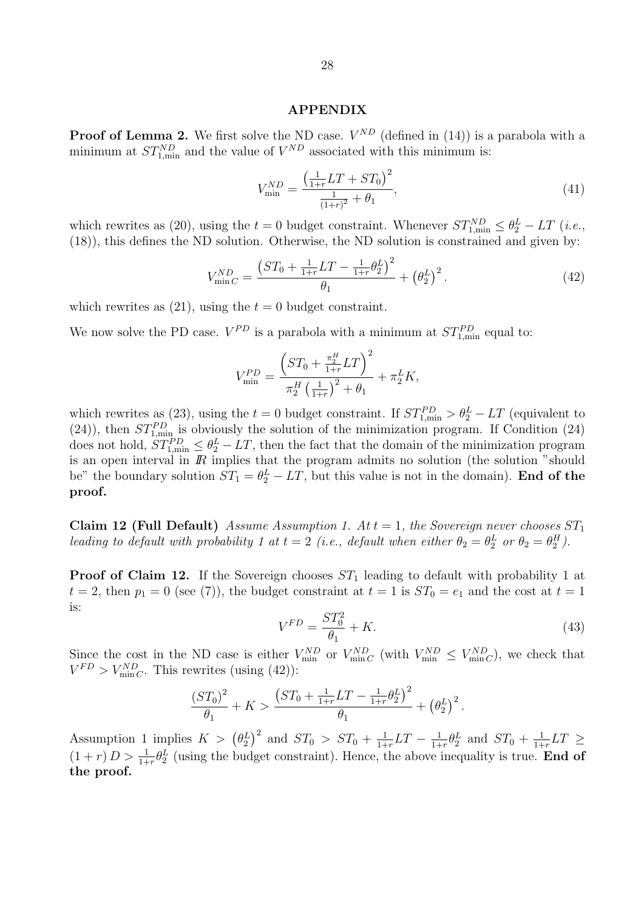## APPENDIX

**Proof of Lemma 2.** We first solve the ND case. $V^{ND}$ (defined in (14)) is a parabola with a minimum at $ST_{1,\min}^{ND}$ and the value of $V^{ND}$ associated with this minimum is:

$$V_{\min}^{ND} = \frac{\left(\frac{1}{1+r}LT + ST_0\right)^2}{\frac{1}{(1+r)^2} + \theta_1}, \tag{41}$$

which rewrites as (20), using the $t = 0$ budget constraint. Whenever $ST_{1,\min}^{ND} \leq \theta_2^L - LT$ (*i.e.*, (18)), this defines the ND solution. Otherwise, the ND solution is constrained and given by:

$$V_{\min C}^{ND} = \frac{\left(ST_0 + \frac{1}{1+r}LT - \frac{1}{1+r}\theta_2^L\right)^2}{\theta_1} + \left(\theta_2^L\right)^2. \tag{42}$$

which rewrites as (21), using the $t = 0$ budget constraint.

We now solve the PD case. $V^{PD}$ is a parabola with a minimum at $ST_{1,\min}^{PD}$ equal to:

$$V_{\min}^{PD} = \frac{\left(ST_0 + \frac{\pi_2^H}{1+r}LT\right)^2}{\pi_2^H\left(\frac{1}{1+r}\right)^2 + \theta_1} + \pi_2^L K,$$

which rewrites as (23), using the $t = 0$ budget constraint. If $ST_{1,\min}^{PD} > \theta_2^L - LT$ (equivalent to (24)), then $ST_{1,\min}^{PD}$ is obviously the solution of the minimization program. If Condition (24) does not hold, $ST_{1,\min}^{PD} \leq \theta_2^L - LT$, then the fact that the domain of the minimization program is an open interval in $\mathbb{R}$ implies that the program admits no solution (the solution "should be" the boundary solution $ST_1 = \theta_2^L - LT$, but this value is not in the domain). **End of the proof.**

**Claim 12 (Full Default)** *Assume Assumption 1. At $t = 1$, the Sovereign never chooses $ST_1$ leading to default with probability 1 at $t = 2$ (i.e., default when either $\theta_2 = \theta_2^L$ or $\theta_2 = \theta_2^H$).*

**Proof of Claim 12.** If the Sovereign chooses $ST_1$ leading to default with probability 1 at $t = 2$, then $p_1 = 0$ (see (7)), the budget constraint at $t = 1$ is $ST_0 = e_1$ and the cost at $t = 1$ is:

$$V^{FD} = \frac{ST_0^2}{\theta_1} + K. \tag{43}$$

Since the cost in the ND case is either $V_{\min}^{ND}$ or $V_{\min C}^{ND}$ (with $V_{\min}^{ND} \leq V_{\min C}^{ND}$), we check that $V^{FD} > V_{\min C}^{ND}$. This rewrites (using (42)):

$$\frac{(ST_0)^2}{\theta_1} + K > \frac{\left(ST_0 + \frac{1}{1+r}LT - \frac{1}{1+r}\theta_2^L\right)^2}{\theta_1} + \left(\theta_2^L\right)^2.$$

Assumption 1 implies $K > \left(\theta_2^L\right)^2$ and $ST_0 > ST_0 + \frac{1}{1+r}LT - \frac{1}{1+r}\theta_2^L$ and $ST_0 + \frac{1}{1+r}LT \geq (1+r)D > \frac{1}{1+r}\theta_2^L$ (using the budget constraint). Hence, the above inequality is true. **End of the proof.**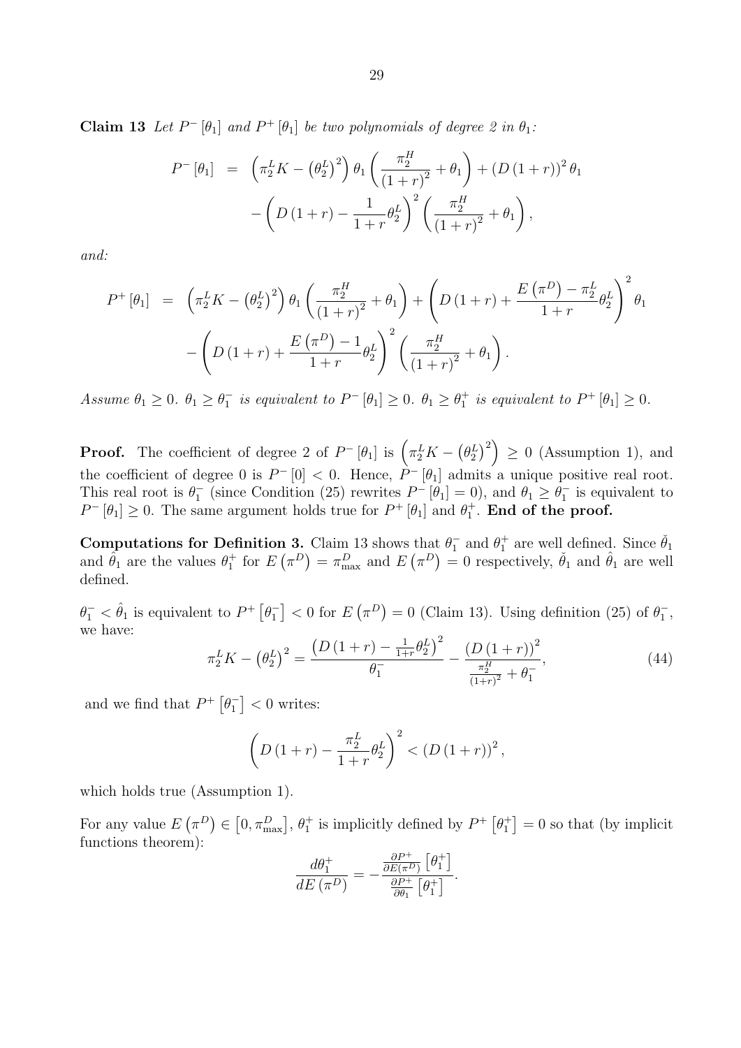**Claim 13** *Let $P^{-}[\theta_1]$ and $P^{+}[\theta_1]$ be two polynomials of degree 2 in $\theta_1$:*

$$
\begin{aligned}
P^{-}[\theta_1] &= \left(\pi_2^L K - \left(\theta_2^L\right)^2\right)\theta_1\left(\frac{\pi_2^H}{(1+r)^2}+\theta_1\right) + \left(D(1+r)\right)^2\theta_1 \\
&\quad - \left(D(1+r) - \frac{1}{1+r}\theta_2^L\right)^2\left(\frac{\pi_2^H}{(1+r)^2}+\theta_1\right),
\end{aligned}
$$

*and:*

$$
\begin{aligned}
P^{+}[\theta_1] &= \left(\pi_2^L K - \left(\theta_2^L\right)^2\right)\theta_1\left(\frac{\pi_2^H}{(1+r)^2}+\theta_1\right) + \left(D(1+r) + \frac{E\left(\pi^D\right)-\pi_2^L}{1+r}\theta_2^L\right)^2\theta_1 \\
&\quad - \left(D(1+r) + \frac{E\left(\pi^D\right)-1}{1+r}\theta_2^L\right)^2\left(\frac{\pi_2^H}{(1+r)^2}+\theta_1\right).
\end{aligned}
$$

*Assume $\theta_1 \geq 0$. $\theta_1 \geq \theta_1^-$ is equivalent to $P^{-}[\theta_1] \geq 0$. $\theta_1 \geq \theta_1^+$ is equivalent to $P^{+}[\theta_1] \geq 0$.*

**Proof.** The coefficient of degree 2 of $P^{-}[\theta_1]$ is $\left(\pi_2^L K - \left(\theta_2^L\right)^2\right) \geq 0$ (Assumption 1), and the coefficient of degree 0 is $P^{-}[0] < 0$. Hence, $P^{-}[\theta_1]$ admits a unique positive real root. This real root is $\theta_1^-$ (since Condition (25) rewrites $P^{-}[\theta_1] = 0$), and $\theta_1 \geq \theta_1^-$ is equivalent to $P^{-}[\theta_1] \geq 0$. The same argument holds true for $P^{+}[\theta_1]$ and $\theta_1^+$. **End of the proof.**

**Computations for Definition 3.** Claim 13 shows that $\theta_1^-$ and $\theta_1^+$ are well defined. Since $\check{\theta}_1$ and $\hat{\theta}_1$ are the values $\theta_1^+$ for $E\left(\pi^D\right) = \pi_{\max}^D$ and $E\left(\pi^D\right) = 0$ respectively, $\check{\theta}_1$ and $\hat{\theta}_1$ are well defined.

$\theta_1^- < \hat{\theta}_1$ is equivalent to $P^{+}\left[\theta_1^-\right] < 0$ for $E\left(\pi^D\right) = 0$ (Claim 13). Using definition (25) of $\theta_1^-$, we have:

$$
\pi_2^L K - \left(\theta_2^L\right)^2 = \frac{\left(D(1+r) - \frac{1}{1+r}\theta_2^L\right)^2}{\theta_1^-} - \frac{\left(D(1+r)\right)^2}{\frac{\pi_2^H}{(1+r)^2}+\theta_1^-}, \tag{44}
$$

and we find that $P^{+}\left[\theta_1^-\right] < 0$ writes:

$$
\left(D(1+r) - \frac{\pi_2^L}{1+r}\theta_2^L\right)^2 < \left(D(1+r)\right)^2,
$$

which holds true (Assumption 1).

For any value $E\left(\pi^D\right) \in \left[0, \pi_{\max}^D\right]$, $\theta_1^+$ is implicitly defined by $P^{+}\left[\theta_1^+\right] = 0$ so that (by implicit functions theorem):

$$
\frac{d\theta_1^+}{dE\left(\pi^D\right)} = -\frac{\frac{\partial P^+}{\partial E\left(\pi^D\right)}\left[\theta_1^+\right]}{\frac{\partial P^+}{\partial \theta_1}\left[\theta_1^+\right]}.
$$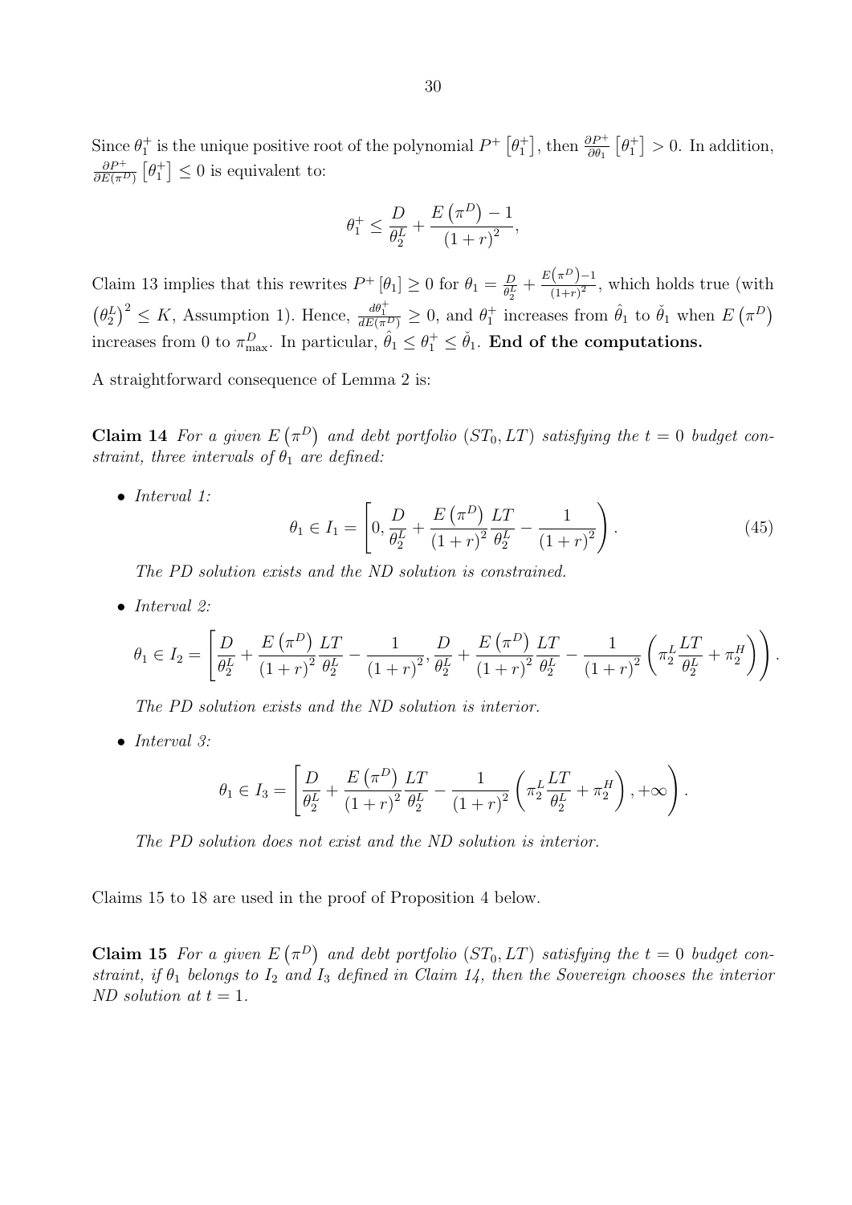Since $\theta_1^+$ is the unique positive root of the polynomial $P^+\left[\theta_1^+\right]$, then $\frac{\partial P^+}{\partial \theta_1}\left[\theta_1^+\right] > 0$. In addition, $\frac{\partial P^+}{\partial E(\pi^D)}\left[\theta_1^+\right] \leq 0$ is equivalent to:

$$\theta_1^+ \leq \frac{D}{\theta_2^L} + \frac{E\left(\pi^D\right) - 1}{\left(1+r\right)^2},$$

Claim 13 implies that this rewrites $P^+\left[\theta_1\right] \geq 0$ for $\theta_1 = \frac{D}{\theta_2^L} + \frac{E(\pi^D)-1}{(1+r)^2}$, which holds true (with $\left(\theta_2^L\right)^2 \leq K$, Assumption 1). Hence, $\frac{d\theta_1^+}{dE(\pi^D)} \geq 0$, and $\theta_1^+$ increases from $\hat{\theta}_1$ to $\check{\theta}_1$ when $E\left(\pi^D\right)$ increases from 0 to $\pi_{\max}^D$. In particular, $\hat{\theta}_1 \leq \theta_1^+ \leq \check{\theta}_1$. **End of the computations.**

A straightforward consequence of Lemma 2 is:

**Claim 14** *For a given $E\left(\pi^D\right)$ and debt portfolio $(ST_0, LT)$ satisfying the $t = 0$ budget constraint, three intervals of $\theta_1$ are defined:*

- *Interval 1:*

$$\theta_1 \in I_1 = \left[0, \frac{D}{\theta_2^L} + \frac{E\left(\pi^D\right)}{\left(1+r\right)^2}\frac{LT}{\theta_2^L} - \frac{1}{\left(1+r\right)^2}\right). \tag{45}$$

  *The PD solution exists and the ND solution is constrained.*

- *Interval 2:*

$$\theta_1 \in I_2 = \left[\frac{D}{\theta_2^L} + \frac{E\left(\pi^D\right)}{\left(1+r\right)^2}\frac{LT}{\theta_2^L} - \frac{1}{\left(1+r\right)^2}, \frac{D}{\theta_2^L} + \frac{E\left(\pi^D\right)}{\left(1+r\right)^2}\frac{LT}{\theta_2^L} - \frac{1}{\left(1+r\right)^2}\left(\pi_2^L\frac{LT}{\theta_2^L} + \pi_2^H\right)\right).$$

  *The PD solution exists and the ND solution is interior.*

- *Interval 3:*

$$\theta_1 \in I_3 = \left[\frac{D}{\theta_2^L} + \frac{E\left(\pi^D\right)}{\left(1+r\right)^2}\frac{LT}{\theta_2^L} - \frac{1}{\left(1+r\right)^2}\left(\pi_2^L\frac{LT}{\theta_2^L} + \pi_2^H\right), +\infty\right).$$

  *The PD solution does not exist and the ND solution is interior.*

Claims 15 to 18 are used in the proof of Proposition 4 below.

**Claim 15** *For a given $E\left(\pi^D\right)$ and debt portfolio $(ST_0, LT)$ satisfying the $t = 0$ budget constraint, if $\theta_1$ belongs to $I_2$ and $I_3$ defined in Claim 14, then the Sovereign chooses the interior ND solution at $t = 1$.*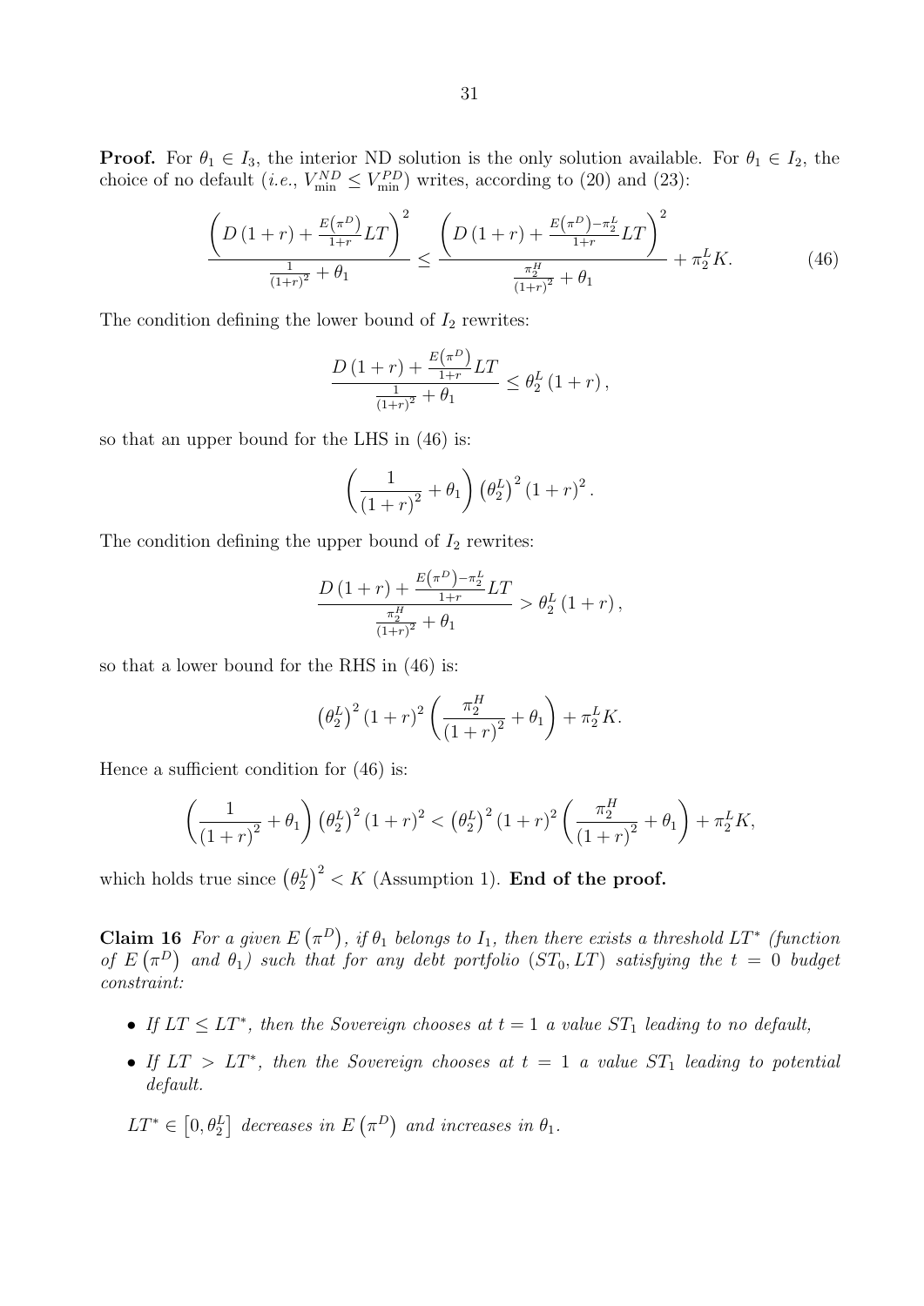**Proof.** For $\theta_1 \in I_3$, the interior ND solution is the only solution available. For $\theta_1 \in I_2$, the choice of no default (*i.e.*, $V_{\min}^{ND} \leq V_{\min}^{PD}$) writes, according to (20) and (23):

$$\frac{\left(D\left(1+r\right)+\frac{E\left(\pi^D\right)}{1+r}LT\right)^2}{\frac{1}{(1+r)^2}+\theta_1} \leq \frac{\left(D\left(1+r\right)+\frac{E\left(\pi^D\right)-\pi_2^L}{1+r}LT\right)^2}{\frac{\pi_2^H}{(1+r)^2}+\theta_1}+\pi_2^L K. \tag{46}$$

The condition defining the lower bound of $I_2$ rewrites:

$$\frac{D\left(1+r\right)+\frac{E\left(\pi^D\right)}{1+r}LT}{\frac{1}{(1+r)^2}+\theta_1} \leq \theta_2^L\left(1+r\right),$$

so that an upper bound for the LHS in (46) is:

$$\left(\frac{1}{\left(1+r\right)^2}+\theta_1\right)\left(\theta_2^L\right)^2\left(1+r\right)^2.$$

The condition defining the upper bound of $I_2$ rewrites:

$$\frac{D\left(1+r\right)+\frac{E\left(\pi^D\right)-\pi_2^L}{1+r}LT}{\frac{\pi_2^H}{(1+r)^2}+\theta_1} > \theta_2^L\left(1+r\right),$$

so that a lower bound for the RHS in (46) is:

$$\left(\theta_2^L\right)^2\left(1+r\right)^2\left(\frac{\pi_2^H}{\left(1+r\right)^2}+\theta_1\right)+\pi_2^L K.$$

Hence a sufficient condition for (46) is:

$$\left(\frac{1}{\left(1+r\right)^2}+\theta_1\right)\left(\theta_2^L\right)^2\left(1+r\right)^2 < \left(\theta_2^L\right)^2\left(1+r\right)^2\left(\frac{\pi_2^H}{\left(1+r\right)^2}+\theta_1\right)+\pi_2^L K,$$

which holds true since $\left(\theta_2^L\right)^2 < K$ (Assumption 1). **End of the proof.**

**Claim 16** *For a given $E\left(\pi^D\right)$, if $\theta_1$ belongs to $I_1$, then there exists a threshold $LT^*$ (function of $E\left(\pi^D\right)$ and $\theta_1$) such that for any debt portfolio $(ST_0, LT)$ satisfying the $t=0$ budget constraint:*

- *If $LT \leq LT^*$, then the Sovereign chooses at $t=1$ a value $ST_1$ leading to no default,*
- *If $LT > LT^*$, then the Sovereign chooses at $t=1$ a value $ST_1$ leading to potential default.*

*$LT^* \in \left[0, \theta_2^L\right]$ decreases in $E\left(\pi^D\right)$ and increases in $\theta_1$.*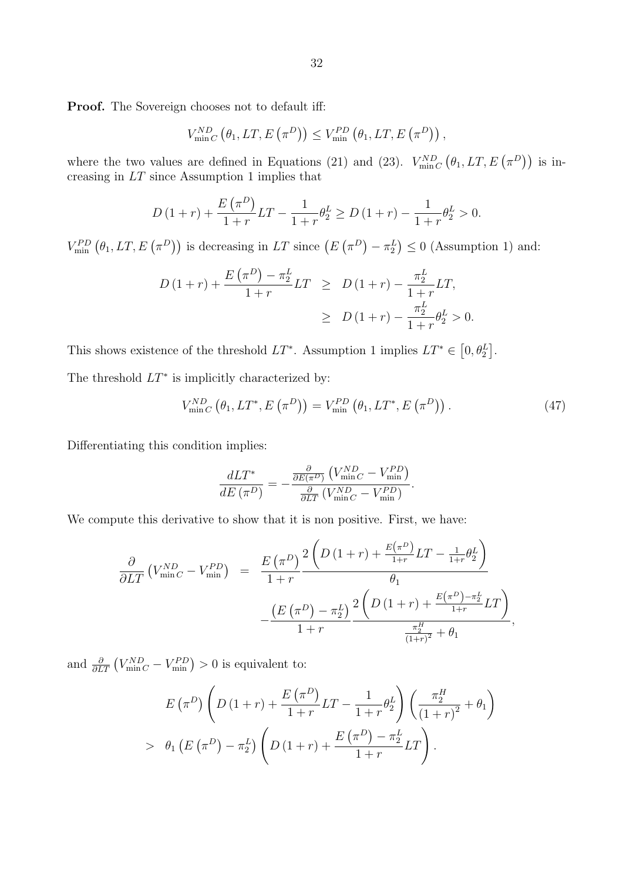**Proof.** The Sovereign chooses not to default iff:

$$V_{\min C}^{ND}\left(\theta_1, LT, E\left(\pi^D\right)\right) \le V_{\min}^{PD}\left(\theta_1, LT, E\left(\pi^D\right)\right),$$

where the two values are defined in Equations (21) and (23). $V_{\min C}^{ND}\left(\theta_1, LT, E\left(\pi^D\right)\right)$ is increasing in $LT$ since Assumption 1 implies that

$$D\left(1+r\right) + \frac{E\left(\pi^D\right)}{1+r}LT - \frac{1}{1+r}\theta_2^L \ge D\left(1+r\right) - \frac{1}{1+r}\theta_2^L > 0.$$

$V_{\min}^{PD}\left(\theta_1, LT, E\left(\pi^D\right)\right)$ is decreasing in $LT$ since $\left(E\left(\pi^D\right) - \pi_2^L\right) \le 0$ (Assumption 1) and:

$$\begin{aligned}
D\left(1+r\right) + \frac{E\left(\pi^D\right) - \pi_2^L}{1+r}LT &\ge D\left(1+r\right) - \frac{\pi_2^L}{1+r}LT, \\
&\ge D\left(1+r\right) - \frac{\pi_2^L}{1+r}\theta_2^L > 0.
\end{aligned}$$

This shows existence of the threshold $LT^*$. Assumption 1 implies $LT^* \in \left[0, \theta_2^L\right]$.

The threshold $LT^*$ is implicitly characterized by:

$$V_{\min C}^{ND}\left(\theta_1, LT^*, E\left(\pi^D\right)\right) = V_{\min}^{PD}\left(\theta_1, LT^*, E\left(\pi^D\right)\right). \tag{47}$$

Differentiating this condition implies:

$$\frac{dLT^*}{dE\left(\pi^D\right)} = -\frac{\frac{\partial}{\partial E\left(\pi^D\right)}\left(V_{\min C}^{ND} - V_{\min}^{PD}\right)}{\frac{\partial}{\partial LT}\left(V_{\min C}^{ND} - V_{\min}^{PD}\right)}.$$

We compute this derivative to show that it is non positive. First, we have:

$$\begin{aligned}
\frac{\partial}{\partial LT}\left(V_{\min C}^{ND} - V_{\min}^{PD}\right) &= \frac{E\left(\pi^D\right)}{1+r}\frac{2\left(D\left(1+r\right) + \frac{E\left(\pi^D\right)}{1+r}LT - \frac{1}{1+r}\theta_2^L\right)}{\theta_1} \\
&\quad - \frac{\left(E\left(\pi^D\right) - \pi_2^L\right)}{1+r}\frac{2\left(D\left(1+r\right) + \frac{E\left(\pi^D\right) - \pi_2^L}{1+r}LT\right)}{\frac{\pi_2^H}{\left(1+r\right)^2} + \theta_1},
\end{aligned}$$

and $\frac{\partial}{\partial LT}\left(V_{\min C}^{ND} - V_{\min}^{PD}\right) > 0$ is equivalent to:

$$\begin{aligned}
&E\left(\pi^D\right)\left(D\left(1+r\right) + \frac{E\left(\pi^D\right)}{1+r}LT - \frac{1}{1+r}\theta_2^L\right)\left(\frac{\pi_2^H}{\left(1+r\right)^2} + \theta_1\right) \\
&> \theta_1\left(E\left(\pi^D\right) - \pi_2^L\right)\left(D\left(1+r\right) + \frac{E\left(\pi^D\right) - \pi_2^L}{1+r}LT\right).
\end{aligned}$$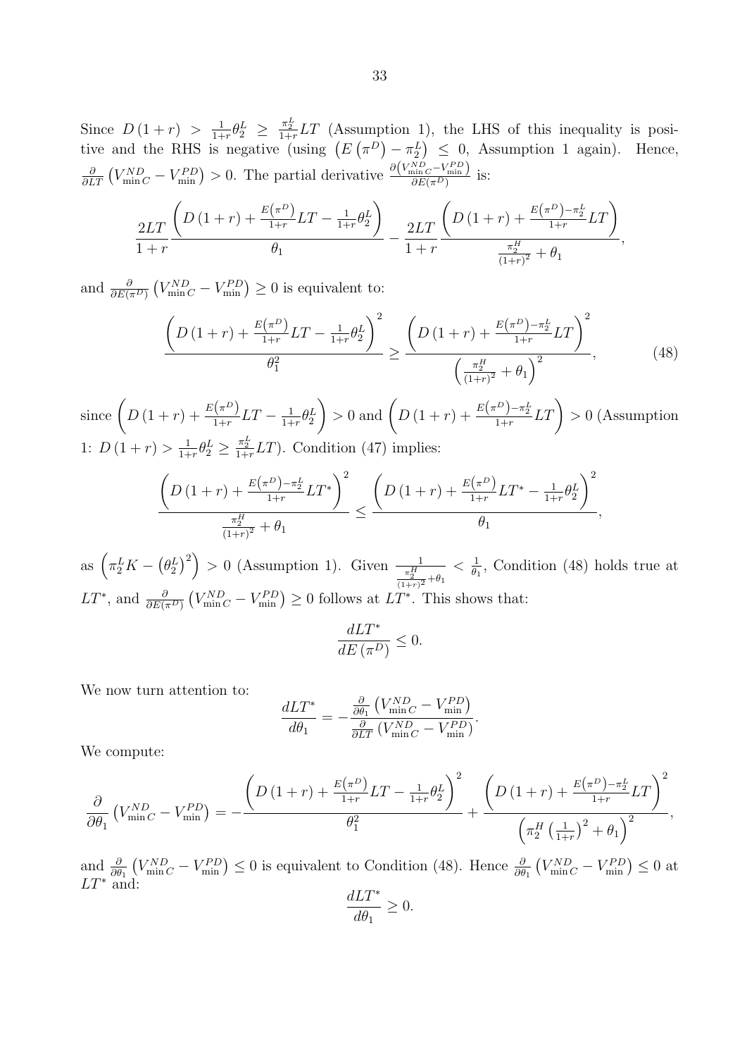Since $D(1+r) > \frac{1}{1+r}\theta_2^L \geq \frac{\pi_2^L}{1+r}LT$ (Assumption 1), the LHS of this inequality is positive and the RHS is negative (using $\left(E\left(\pi^D\right) - \pi_2^L\right) \leq 0$, Assumption 1 again). Hence, $\frac{\partial}{\partial LT}\left(V_{\min C}^{ND} - V_{\min}^{PD}\right) > 0$. The partial derivative $\frac{\partial\left(V_{\min C}^{ND} - V_{\min}^{PD}\right)}{\partial E(\pi^D)}$ is:

$$\frac{2LT}{1+r}\frac{\left(D(1+r) + \frac{E\left(\pi^D\right)}{1+r}LT - \frac{1}{1+r}\theta_2^L\right)}{\theta_1} - \frac{2LT}{1+r}\frac{\left(D(1+r) + \frac{E\left(\pi^D\right) - \pi_2^L}{1+r}LT\right)}{\frac{\pi_2^H}{(1+r)^2} + \theta_1},$$

and $\frac{\partial}{\partial E(\pi^D)}\left(V_{\min C}^{ND} - V_{\min}^{PD}\right) \geq 0$ is equivalent to:

$$\frac{\left(D(1+r) + \frac{E\left(\pi^D\right)}{1+r}LT - \frac{1}{1+r}\theta_2^L\right)^2}{\theta_1^2} \geq \frac{\left(D(1+r) + \frac{E\left(\pi^D\right) - \pi_2^L}{1+r}LT\right)^2}{\left(\frac{\pi_2^H}{(1+r)^2} + \theta_1\right)^2}, \tag{48}$$

since $\left(D(1+r) + \frac{E\left(\pi^D\right)}{1+r}LT - \frac{1}{1+r}\theta_2^L\right) > 0$ and $\left(D(1+r) + \frac{E\left(\pi^D\right) - \pi_2^L}{1+r}LT\right) > 0$ (Assumption 1: $D(1+r) > \frac{1}{1+r}\theta_2^L \geq \frac{\pi_2^L}{1+r}LT$). Condition (47) implies:

$$\frac{\left(D(1+r) + \frac{E\left(\pi^D\right) - \pi_2^L}{1+r}LT^*\right)^2}{\frac{\pi_2^H}{(1+r)^2} + \theta_1} \leq \frac{\left(D(1+r) + \frac{E\left(\pi^D\right)}{1+r}LT^* - \frac{1}{1+r}\theta_2^L\right)^2}{\theta_1},$$

as $\left(\pi_2^L K - \left(\theta_2^L\right)^2\right) > 0$ (Assumption 1). Given $\frac{1}{\frac{\pi_2^H}{(1+r)^2} + \theta_1} < \frac{1}{\theta_1}$, Condition (48) holds true at $LT^*$, and $\frac{\partial}{\partial E(\pi^D)}\left(V_{\min C}^{ND} - V_{\min}^{PD}\right) \geq 0$ follows at $LT^*$. This shows that:

$$\frac{dLT^*}{dE\left(\pi^D\right)} \leq 0.$$

We now turn attention to:

$$\frac{dLT^*}{d\theta_1} = -\frac{\frac{\partial}{\partial \theta_1}\left(V_{\min C}^{ND} - V_{\min}^{PD}\right)}{\frac{\partial}{\partial LT}\left(V_{\min C}^{ND} - V_{\min}^{PD}\right)}.$$

We compute:

$$\frac{\partial}{\partial \theta_1}\left(V_{\min C}^{ND} - V_{\min}^{PD}\right) = -\frac{\left(D(1+r) + \frac{E\left(\pi^D\right)}{1+r}LT - \frac{1}{1+r}\theta_2^L\right)^2}{\theta_1^2} + \frac{\left(D(1+r) + \frac{E\left(\pi^D\right) - \pi_2^L}{1+r}LT\right)^2}{\left(\pi_2^H\left(\frac{1}{1+r}\right)^2 + \theta_1\right)^2},$$

and $\frac{\partial}{\partial \theta_1}\left(V_{\min C}^{ND} - V_{\min}^{PD}\right) \leq 0$ is equivalent to Condition (48). Hence $\frac{\partial}{\partial \theta_1}\left(V_{\min C}^{ND} - V_{\min}^{PD}\right) \leq 0$ at $LT^*$ and:

$$\frac{dLT^*}{d\theta_1} \geq 0.$$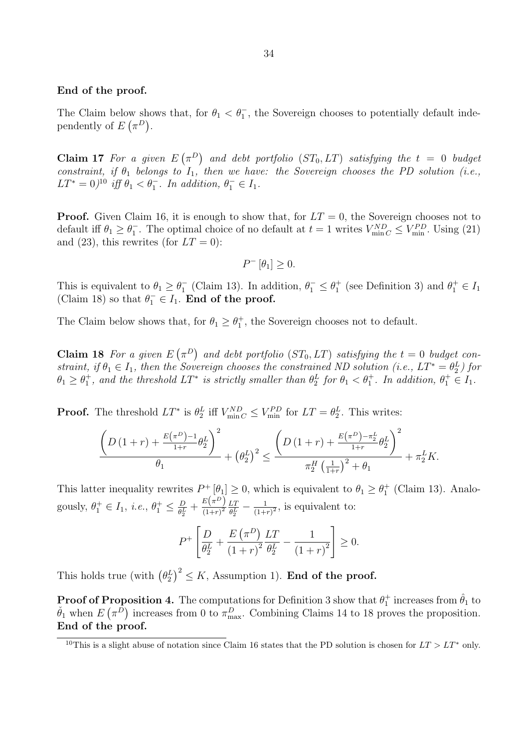**End of the proof.**

The Claim below shows that, for $\theta_1 < \theta_1^-$, the Sovereign chooses to potentially default independently of $E\left(\pi^D\right)$.

**Claim 17** *For a given $E\left(\pi^D\right)$ and debt portfolio $(ST_0, LT)$ satisfying the $t = 0$ budget constraint, if $\theta_1$ belongs to $I_1$, then we have: the Sovereign chooses the PD solution (i.e., $LT^* = 0$)*[10] *iff $\theta_1 < \theta_1^-$. In addition, $\theta_1^- \in I_1$.*

**Proof.** Given Claim 16, it is enough to show that, for $LT = 0$, the Sovereign chooses not to default iff $\theta_1 \geq \theta_1^-$. The optimal choice of no default at $t = 1$ writes $V_{\min C}^{ND} \leq V_{\min}^{PD}$. Using (21) and (23), this rewrites (for $LT = 0$):

$$P^-[\theta_1] \geq 0.$$

This is equivalent to $\theta_1 \geq \theta_1^-$ (Claim 13). In addition, $\theta_1^- \leq \theta_1^+$ (see Definition 3) and $\theta_1^+ \in I_1$ (Claim 18) so that $\theta_1^- \in I_1$. **End of the proof.**

The Claim below shows that, for $\theta_1 \geq \theta_1^+$, the Sovereign chooses not to default.

**Claim 18** *For a given $E\left(\pi^D\right)$ and debt portfolio $(ST_0, LT)$ satisfying the $t = 0$ budget constraint, if $\theta_1 \in I_1$, then the Sovereign chooses the constrained ND solution (i.e., $LT^* = \theta_2^L$) for $\theta_1 \geq \theta_1^+$, and the threshold $LT^*$ is strictly smaller than $\theta_2^L$ for $\theta_1 < \theta_1^+$. In addition, $\theta_1^+ \in I_1$.*

**Proof.** The threshold $LT^*$ is $\theta_2^L$ iff $V_{\min C}^{ND} \leq V_{\min}^{PD}$ for $LT = \theta_2^L$. This writes:

$$\frac{\left(D\left(1+r\right) + \frac{E\left(\pi^D\right)-1}{1+r}\theta_2^L\right)^2}{\theta_1} + \left(\theta_2^L\right)^2 \leq \frac{\left(D\left(1+r\right) + \frac{E\left(\pi^D\right)-\pi_2^L}{1+r}\theta_2^L\right)^2}{\pi_2^H\left(\frac{1}{1+r}\right)^2 + \theta_1} + \pi_2^L K.$$

This latter inequality rewrites $P^+[\theta_1] \geq 0$, which is equivalent to $\theta_1 \geq \theta_1^+$ (Claim 13). Analogously, $\theta_1^+ \in I_1$, *i.e.*, $\theta_1^+ \leq \frac{D}{\theta_2^L} + \frac{E\left(\pi^D\right)}{(1+r)^2}\frac{LT}{\theta_2^L} - \frac{1}{(1+r)^2}$, is equivalent to:

$$P^+\left[\frac{D}{\theta_2^L} + \frac{E\left(\pi^D\right)}{\left(1+r\right)^2}\frac{LT}{\theta_2^L} - \frac{1}{\left(1+r\right)^2}\right] \geq 0.$$

This holds true (with $\left(\theta_2^L\right)^2 \leq K$, Assumption 1). **End of the proof.**

**Proof of Proposition 4.** The computations for Definition 3 show that $\theta_1^+$ increases from $\hat{\theta}_1$ to $\check{\theta}_1$ when $E\left(\pi^D\right)$ increases from 0 to $\pi_{\max}^D$. Combining Claims 14 to 18 proves the proposition. **End of the proof.**

---

[10] This is a slight abuse of notation since Claim 16 states that the PD solution is chosen for $LT > LT^*$ only.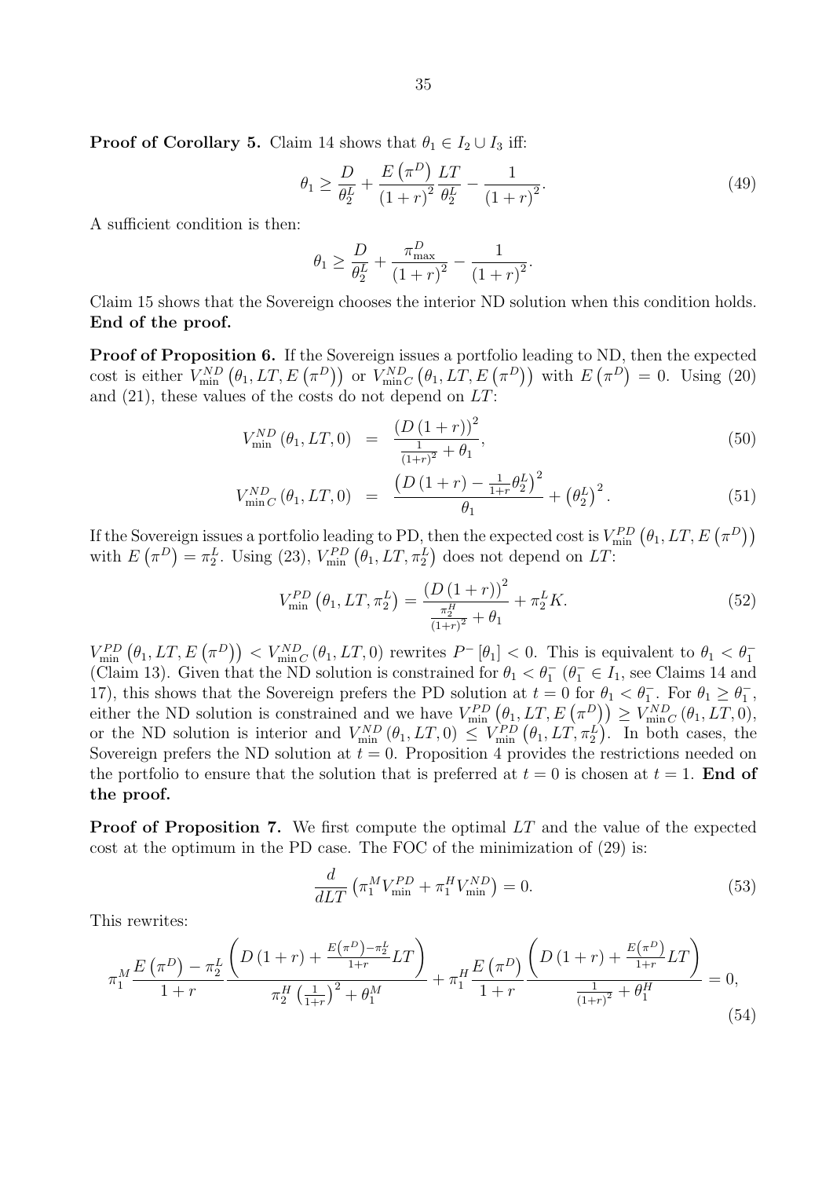**Proof of Corollary 5.** Claim 14 shows that $\theta_1 \in I_2 \cup I_3$ iff:

$$\theta_1 \geq \frac{D}{\theta_2^L} + \frac{E\left(\pi^D\right)}{\left(1+r\right)^2}\frac{LT}{\theta_2^L} - \frac{1}{\left(1+r\right)^2}. \tag{49}$$

A sufficient condition is then:

$$\theta_1 \geq \frac{D}{\theta_2^L} + \frac{\pi_{\max}^D}{\left(1+r\right)^2} - \frac{1}{\left(1+r\right)^2}.$$

Claim 15 shows that the Sovereign chooses the interior ND solution when this condition holds. **End of the proof.**

**Proof of Proposition 6.** If the Sovereign issues a portfolio leading to ND, then the expected cost is either $V_{\min}^{ND}\left(\theta_1, LT, E\left(\pi^D\right)\right)$ or $V_{\min C}^{ND}\left(\theta_1, LT, E\left(\pi^D\right)\right)$ with $E\left(\pi^D\right) = 0$. Using (20) and (21), these values of the costs do not depend on $LT$:

$$V_{\min}^{ND}\left(\theta_1, LT, 0\right) = \frac{\left(D\left(1+r\right)\right)^2}{\frac{1}{\left(1+r\right)^2} + \theta_1}, \tag{50}$$

$$V_{\min C}^{ND}\left(\theta_1, LT, 0\right) = \frac{\left(D\left(1+r\right) - \frac{1}{1+r}\theta_2^L\right)^2}{\theta_1} + \left(\theta_2^L\right)^2. \tag{51}$$

If the Sovereign issues a portfolio leading to PD, then the expected cost is $V_{\min}^{PD}\left(\theta_1, LT, E\left(\pi^D\right)\right)$ with $E\left(\pi^D\right) = \pi_2^L$. Using (23), $V_{\min}^{PD}\left(\theta_1, LT, \pi_2^L\right)$ does not depend on $LT$:

$$V_{\min}^{PD}\left(\theta_1, LT, \pi_2^L\right) = \frac{\left(D\left(1+r\right)\right)^2}{\frac{\pi_2^H}{\left(1+r\right)^2} + \theta_1} + \pi_2^L K. \tag{52}$$

$V_{\min}^{PD}\left(\theta_1, LT, E\left(\pi^D\right)\right) < V_{\min C}^{ND}\left(\theta_1, LT, 0\right)$ rewrites $P^-\left[\theta_1\right] < 0$. This is equivalent to $\theta_1 < \theta_1^-$ (Claim 13). Given that the ND solution is constrained for $\theta_1 < \theta_1^-$ ($\theta_1^- \in I_1$, see Claims 14 and 17), this shows that the Sovereign prefers the PD solution at $t = 0$ for $\theta_1 < \theta_1^-$. For $\theta_1 \geq \theta_1^-$, either the ND solution is constrained and we have $V_{\min}^{PD}\left(\theta_1, LT, E\left(\pi^D\right)\right) \geq V_{\min C}^{ND}\left(\theta_1, LT, 0\right)$, or the ND solution is interior and $V_{\min}^{ND}\left(\theta_1, LT, 0\right) \leq V_{\min}^{PD}\left(\theta_1, LT, \pi_2^L\right)$. In both cases, the Sovereign prefers the ND solution at $t = 0$. Proposition 4 provides the restrictions needed on the portfolio to ensure that the solution that is preferred at $t = 0$ is chosen at $t = 1$. **End of the proof.**

**Proof of Proposition 7.** We first compute the optimal $LT$ and the value of the expected cost at the optimum in the PD case. The FOC of the minimization of (29) is:

$$\frac{d}{dLT}\left(\pi_1^M V_{\min}^{PD} + \pi_1^H V_{\min}^{ND}\right) = 0. \tag{53}$$

This rewrites:

$$\pi_1^M \frac{E\left(\pi^D\right) - \pi_2^L}{1+r} \frac{\left(D\left(1+r\right) + \frac{E\left(\pi^D\right) - \pi_2^L}{1+r}LT\right)}{\pi_2^H\left(\frac{1}{1+r}\right)^2 + \theta_1^M} + \pi_1^H \frac{E\left(\pi^D\right)}{1+r} \frac{\left(D\left(1+r\right) + \frac{E\left(\pi^D\right)}{1+r}LT\right)}{\frac{1}{\left(1+r\right)^2} + \theta_1^H} = 0, \tag{54}$$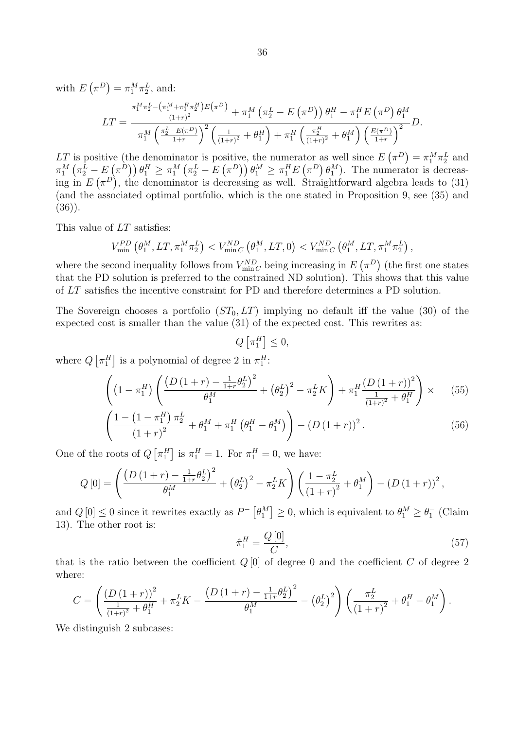with $E\left(\pi^D\right) = \pi_1^M \pi_2^L$, and:

$$LT = \frac{\frac{\pi_1^M \pi_2^L - \left(\pi_1^M + \pi_1^H \pi_2^H\right) E\left(\pi^D\right)}{(1+r)^2} + \pi_1^M \left(\pi_2^L - E\left(\pi^D\right)\right) \theta_1^H - \pi_1^H E\left(\pi^D\right) \theta_1^M}{\pi_1^M \left(\frac{\pi_2^L - E\left(\pi^D\right)}{1+r}\right)^2 \left(\frac{1}{(1+r)^2} + \theta_1^H\right) + \pi_1^H \left(\frac{\pi_2^H}{(1+r)^2} + \theta_1^M\right) \left(\frac{E\left(\pi^D\right)}{1+r}\right)^2} D.$$

$LT$ is positive (the denominator is positive, the numerator as well since $E\left(\pi^D\right) = \pi_1^M \pi_2^L$ and $\pi_1^M \left(\pi_2^L - E\left(\pi^D\right)\right) \theta_1^H \geq \pi_1^M \left(\pi_2^L - E\left(\pi^D\right)\right) \theta_1^M \geq \pi_1^H E\left(\pi^D\right) \theta_1^M$). The numerator is decreasing in $E\left(\pi^D\right)$, the denominator is decreasing as well. Straightforward algebra leads to (31) (and the associated optimal portfolio, which is the one stated in Proposition 9, see (35) and (36)).

This value of $LT$ satisfies:

$$V_{\min}^{PD}\left(\theta_1^M, LT, \pi_1^M \pi_2^L\right) < V_{\min C}^{ND}\left(\theta_1^M, LT, 0\right) < V_{\min C}^{ND}\left(\theta_1^M, LT, \pi_1^M \pi_2^L\right),$$

where the second inequality follows from $V_{\min C}^{ND}$ being increasing in $E\left(\pi^D\right)$ (the first one states that the PD solution is preferred to the constrained ND solution). This shows that this value of $LT$ satisfies the incentive constraint for PD and therefore determines a PD solution.

The Sovereign chooses a portfolio $(ST_0, LT)$ implying no default iff the value (30) of the expected cost is smaller than the value (31) of the expected cost. This rewrites as:

$$Q\left[\pi_1^H\right] \leq 0,$$

where $Q\left[\pi_1^H\right]$ is a polynomial of degree 2 in $\pi_1^H$:

$$\left(\left(1 - \pi_1^H\right)\left(\frac{\left(D(1+r) - \frac{1}{1+r}\theta_2^L\right)^2}{\theta_1^M} + \left(\theta_2^L\right)^2 - \pi_2^L K\right) + \pi_1^H \frac{\left(D(1+r)\right)^2}{\frac{1}{(1+r)^2} + \theta_1^H}\right) \times \tag{55}$$

$$\left(\frac{1 - \left(1 - \pi_1^H\right)\pi_2^L}{(1+r)^2} + \theta_1^M + \pi_1^H\left(\theta_1^H - \theta_1^M\right)\right) - \left(D(1+r)\right)^2. \tag{56}$$

One of the roots of $Q\left[\pi_1^H\right]$ is $\pi_1^H = 1$. For $\pi_1^H = 0$, we have:

$$Q[0] = \left(\frac{\left(D(1+r) - \frac{1}{1+r}\theta_2^L\right)^2}{\theta_1^M} + \left(\theta_2^L\right)^2 - \pi_2^L K\right)\left(\frac{1 - \pi_2^L}{(1+r)^2} + \theta_1^M\right) - \left(D(1+r)\right)^2,$$

and $Q[0] \leq 0$ since it rewrites exactly as $P^-\left[\theta_1^M\right] \geq 0$, which is equivalent to $\theta_1^M \geq \theta_1^-$ (Claim 13). The other root is:

$$\hat{\pi}_1^H = \frac{Q[0]}{C}, \tag{57}$$

that is the ratio between the coefficient $Q[0]$ of degree 0 and the coefficient $C$ of degree 2 where:

$$C = \left(\frac{\left(D(1+r)\right)^2}{\frac{1}{(1+r)^2} + \theta_1^H} + \pi_2^L K - \frac{\left(D(1+r) - \frac{1}{1+r}\theta_2^L\right)^2}{\theta_1^M} - \left(\theta_2^L\right)^2\right)\left(\frac{\pi_2^L}{(1+r)^2} + \theta_1^H - \theta_1^M\right).$$

We distinguish 2 subcases: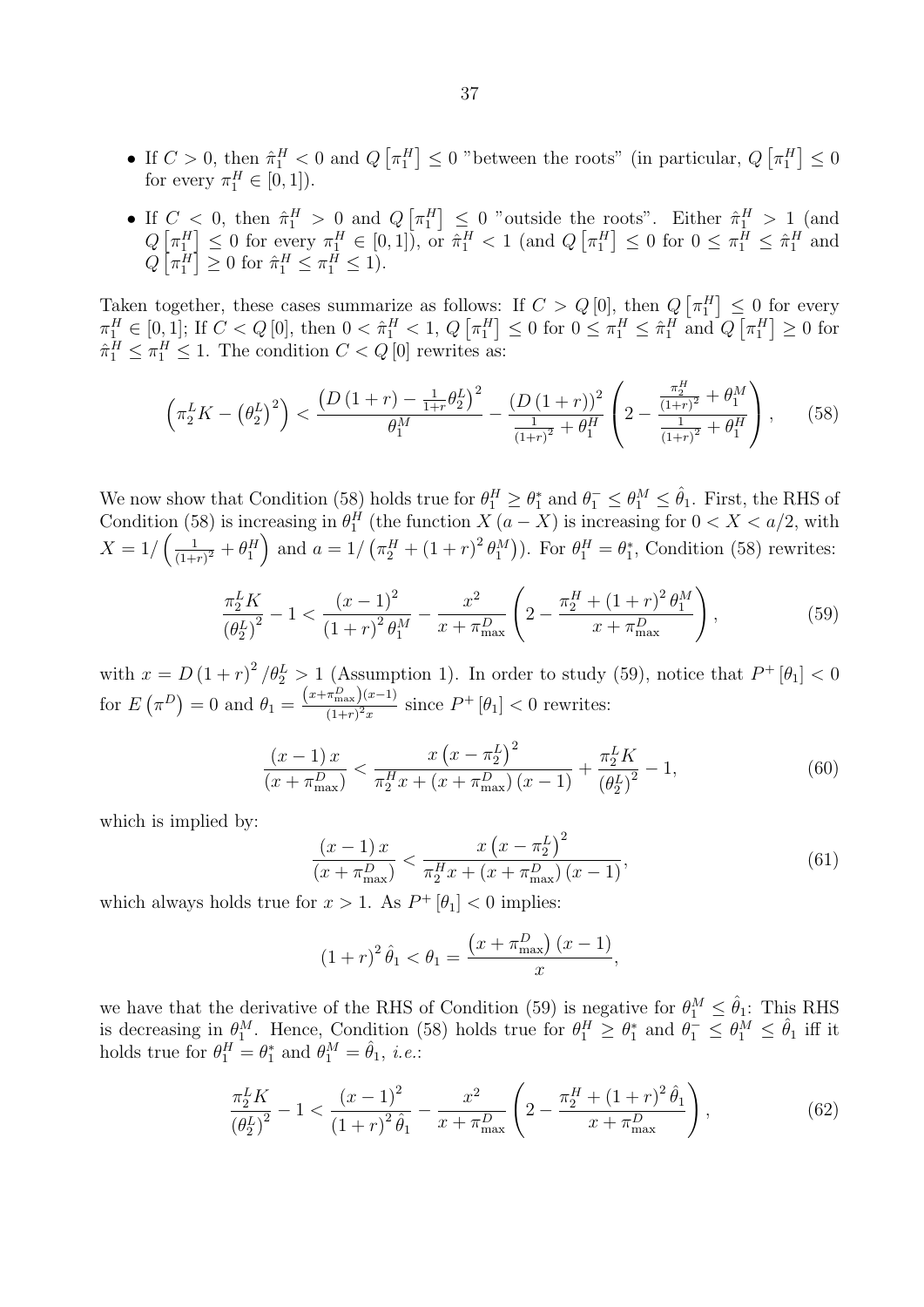- If $C > 0$, then $\hat{\pi}_1^H < 0$ and $Q\left[\pi_1^H\right] \leq 0$ "between the roots" (in particular, $Q\left[\pi_1^H\right] \leq 0$ for every $\pi_1^H \in [0, 1]$).
- If $C < 0$, then $\hat{\pi}_1^H > 0$ and $Q\left[\pi_1^H\right] \leq 0$ "outside the roots". Either $\hat{\pi}_1^H > 1$ (and $Q\left[\pi_1^H\right] \leq 0$ for every $\pi_1^H \in [0, 1]$), or $\hat{\pi}_1^H < 1$ (and $Q\left[\pi_1^H\right] \leq 0$ for $0 \leq \pi_1^H \leq \hat{\pi}_1^H$ and $Q\left[\pi_1^H\right] \geq 0$ for $\hat{\pi}_1^H \leq \pi_1^H \leq 1$).

Taken together, these cases summarize as follows: If $C > Q[0]$, then $Q\left[\pi_1^H\right] \leq 0$ for every $\pi_1^H \in [0, 1]$; If $C < Q[0]$, then $0 < \hat{\pi}_1^H < 1$, $Q\left[\pi_1^H\right] \leq 0$ for $0 \leq \pi_1^H \leq \hat{\pi}_1^H$ and $Q\left[\pi_1^H\right] \geq 0$ for $\hat{\pi}_1^H \leq \pi_1^H \leq 1$. The condition $C < Q[0]$ rewrites as:

$$\left(\pi_2^L K - \left(\theta_2^L\right)^2\right) < \frac{\left(D\left(1+r\right) - \frac{1}{1+r}\theta_2^L\right)^2}{\theta_1^M} - \frac{\left(D\left(1+r\right)\right)^2}{\frac{1}{(1+r)^2} + \theta_1^H}\left(2 - \frac{\frac{\pi_2^H}{(1+r)^2} + \theta_1^M}{\frac{1}{(1+r)^2} + \theta_1^H}\right), \tag{58}$$

We now show that Condition (58) holds true for $\theta_1^H \geq \theta_1^*$ and $\theta_1^- \leq \theta_1^M \leq \hat{\theta}_1$. First, the RHS of Condition (58) is increasing in $\theta_1^H$ (the function $X(a - X)$ is increasing for $0 < X < a/2$, with $X = 1/\left(\frac{1}{(1+r)^2} + \theta_1^H\right)$ and $a = 1/\left(\pi_2^H + (1+r)^2 \theta_1^M\right)$). For $\theta_1^H = \theta_1^*$, Condition (58) rewrites:

$$\frac{\pi_2^L K}{\left(\theta_2^L\right)^2} - 1 < \frac{(x-1)^2}{(1+r)^2 \theta_1^M} - \frac{x^2}{x + \pi_{\max}^D}\left(2 - \frac{\pi_2^H + (1+r)^2 \theta_1^M}{x + \pi_{\max}^D}\right), \tag{59}$$

with $x = D\left(1+r\right)^2 / \theta_2^L > 1$ (Assumption 1). In order to study (59), notice that $P^+[\theta_1] < 0$ for $E\left(\pi^D\right) = 0$ and $\theta_1 = \frac{\left(x + \pi_{\max}^D\right)(x-1)}{(1+r)^2 x}$ since $P^+[\theta_1] < 0$ rewrites:

$$\frac{(x-1)\,x}{\left(x + \pi_{\max}^D\right)} < \frac{x\left(x - \pi_2^L\right)^2}{\pi_2^H x + \left(x + \pi_{\max}^D\right)(x-1)} + \frac{\pi_2^L K}{\left(\theta_2^L\right)^2} - 1, \tag{60}$$

which is implied by:

$$\frac{(x-1)\,x}{\left(x + \pi_{\max}^D\right)} < \frac{x\left(x - \pi_2^L\right)^2}{\pi_2^H x + \left(x + \pi_{\max}^D\right)(x-1)}, \tag{61}$$

which always holds true for $x > 1$. As $P^+[\theta_1] < 0$ implies:

$$(1+r)^2 \hat{\theta}_1 < \theta_1 = \frac{\left(x + \pi_{\max}^D\right)(x-1)}{x},$$

we have that the derivative of the RHS of Condition (59) is negative for $\theta_1^M \leq \hat{\theta}_1$: This RHS is decreasing in $\theta_1^M$. Hence, Condition (58) holds true for $\theta_1^H \geq \theta_1^*$ and $\theta_1^- \leq \theta_1^M \leq \hat{\theta}_1$ iff it holds true for $\theta_1^H = \theta_1^*$ and $\theta_1^M = \hat{\theta}_1$, *i.e.*:

$$\frac{\pi_2^L K}{\left(\theta_2^L\right)^2} - 1 < \frac{(x-1)^2}{(1+r)^2 \hat{\theta}_1} - \frac{x^2}{x + \pi_{\max}^D}\left(2 - \frac{\pi_2^H + (1+r)^2 \hat{\theta}_1}{x + \pi_{\max}^D}\right), \tag{62}$$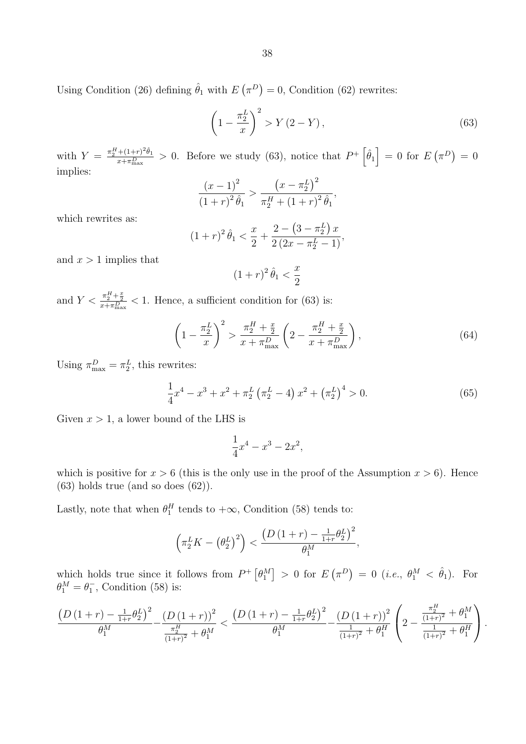Using Condition (26) defining $\hat{\theta}_1$ with $E\left(\pi^D\right) = 0$, Condition (62) rewrites:

$$\left(1 - \frac{\pi_2^L}{x}\right)^2 > Y\left(2 - Y\right), \tag{63}$$

with $Y = \frac{\pi_2^H + (1+r)^2 \hat{\theta}_1}{x + \pi_{\max}^D} > 0$. Before we study (63), notice that $P^+\left[\hat{\theta}_1\right] = 0$ for $E\left(\pi^D\right) = 0$ implies:

$$\frac{\left(x-1\right)^2}{\left(1+r\right)^2 \hat{\theta}_1} > \frac{\left(x - \pi_2^L\right)^2}{\pi_2^H + \left(1+r\right)^2 \hat{\theta}_1},$$

which rewrites as:

$$\left(1+r\right)^2 \hat{\theta}_1 < \frac{x}{2} + \frac{2 - \left(3 - \pi_2^L\right)x}{2\left(2x - \pi_2^L - 1\right)},$$

and $x > 1$ implies that

$$\left(1+r\right)^2 \hat{\theta}_1 < \frac{x}{2}$$

and $Y < \frac{\pi_2^H + \frac{x}{2}}{x + \pi_{\max}^D} < 1$. Hence, a sufficient condition for (63) is:

$$\left(1 - \frac{\pi_2^L}{x}\right)^2 > \frac{\pi_2^H + \frac{x}{2}}{x + \pi_{\max}^D}\left(2 - \frac{\pi_2^H + \frac{x}{2}}{x + \pi_{\max}^D}\right), \tag{64}$$

Using $\pi_{\max}^D = \pi_2^L$, this rewrites:

$$\frac{1}{4}x^4 - x^3 + x^2 + \pi_2^L\left(\pi_2^L - 4\right)x^2 + \left(\pi_2^L\right)^4 > 0. \tag{65}$$

Given $x > 1$, a lower bound of the LHS is

$$\frac{1}{4}x^4 - x^3 - 2x^2,$$

which is positive for $x > 6$ (this is the only use in the proof of the Assumption $x > 6$). Hence (63) holds true (and so does (62)).

Lastly, note that when $\theta_1^H$ tends to $+\infty$, Condition (58) tends to:

$$\left(\pi_2^L K - \left(\theta_2^L\right)^2\right) < \frac{\left(D\left(1+r\right) - \frac{1}{1+r}\theta_2^L\right)^2}{\theta_1^M},$$

which holds true since it follows from $P^+\left[\theta_1^M\right] > 0$ for $E\left(\pi^D\right) = 0$ (*i.e.*, $\theta_1^M < \hat{\theta}_1$). For $\theta_1^M = \theta_1^-$, Condition (58) is:

$$\frac{\left(D\left(1+r\right) - \frac{1}{1+r}\theta_2^L\right)^2}{\theta_1^M} - \frac{\left(D\left(1+r\right)\right)^2}{\frac{\pi_2^H}{(1+r)^2} + \theta_1^M} < \frac{\left(D\left(1+r\right) - \frac{1}{1+r}\theta_2^L\right)^2}{\theta_1^M} - \frac{\left(D\left(1+r\right)\right)^2}{\frac{1}{(1+r)^2} + \theta_1^H}\left(2 - \frac{\frac{\pi_2^H}{(1+r)^2} + \theta_1^M}{\frac{1}{(1+r)^2} + \theta_1^H}\right).$$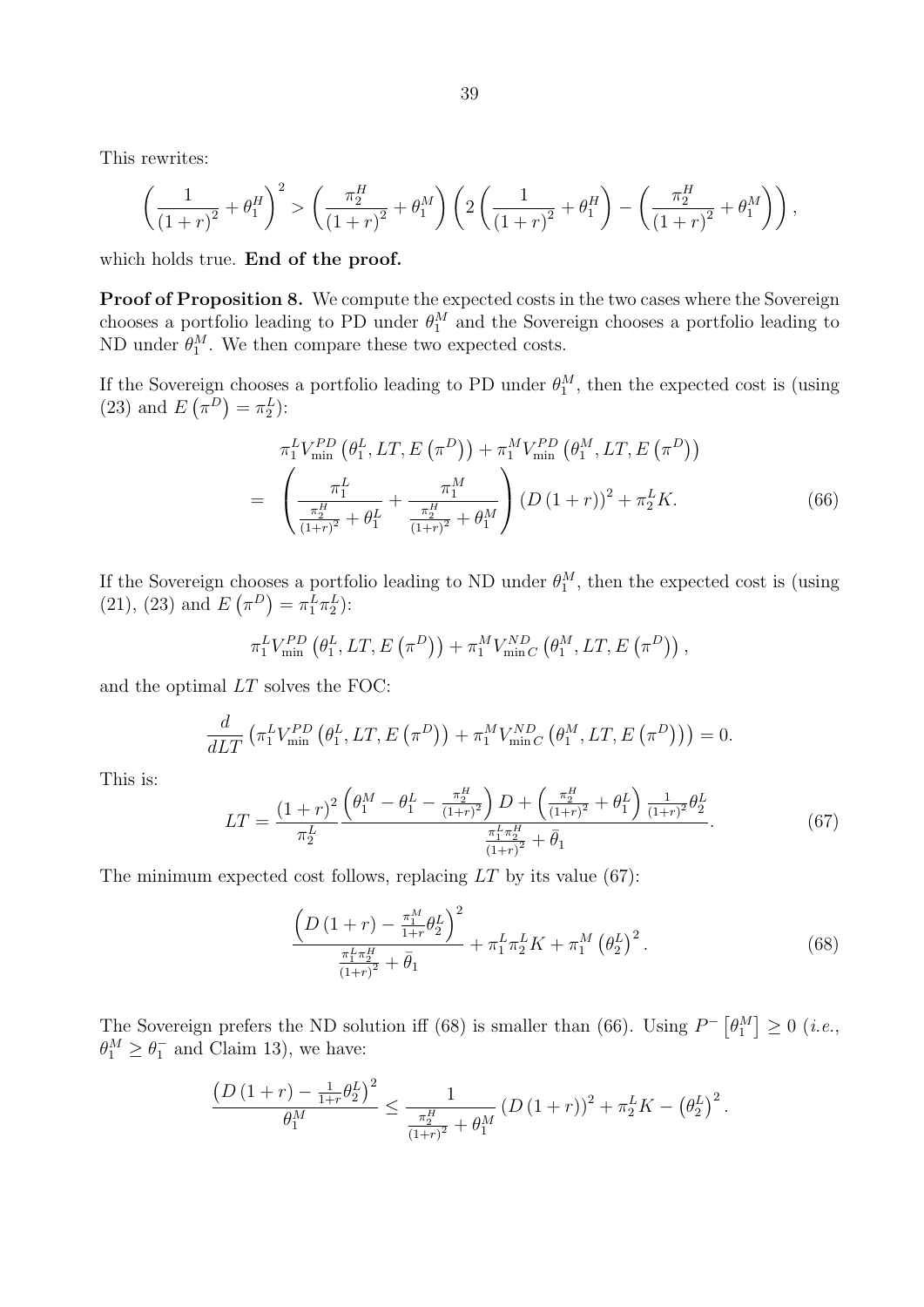This rewrites:

$$\left(\frac{1}{(1+r)^2}+\theta_1^H\right)^2 > \left(\frac{\pi_2^H}{(1+r)^2}+\theta_1^M\right)\left(2\left(\frac{1}{(1+r)^2}+\theta_1^H\right)-\left(\frac{\pi_2^H}{(1+r)^2}+\theta_1^M\right)\right),$$

which holds true. **End of the proof.**

**Proof of Proposition 8.** We compute the expected costs in the two cases where the Sovereign chooses a portfolio leading to PD under $\theta_1^M$ and the Sovereign chooses a portfolio leading to ND under $\theta_1^M$. We then compare these two expected costs.

If the Sovereign chooses a portfolio leading to PD under $\theta_1^M$, then the expected cost is (using (23) and $E\left(\pi^D\right)=\pi_2^L$):

$$\begin{aligned} & \pi_1^L V_{\min}^{PD}\left(\theta_1^L, LT, E\left(\pi^D\right)\right)+\pi_1^M V_{\min}^{PD}\left(\theta_1^M, LT, E\left(\pi^D\right)\right) \\ = & \left(\frac{\pi_1^L}{\frac{\pi_2^H}{(1+r)^2}+\theta_1^L}+\frac{\pi_1^M}{\frac{\pi_2^H}{(1+r)^2}+\theta_1^M}\right)(D(1+r))^2+\pi_2^L K. \end{aligned} \tag{66}$$

If the Sovereign chooses a portfolio leading to ND under $\theta_1^M$, then the expected cost is (using (21), (23) and $E\left(\pi^D\right)=\pi_1^L\pi_2^L$):

$$\pi_1^L V_{\min}^{PD}\left(\theta_1^L, LT, E\left(\pi^D\right)\right)+\pi_1^M V_{\min C}^{ND}\left(\theta_1^M, LT, E\left(\pi^D\right)\right),$$

and the optimal $LT$ solves the FOC:

$$\frac{d}{dLT}\left(\pi_1^L V_{\min}^{PD}\left(\theta_1^L, LT, E\left(\pi^D\right)\right)+\pi_1^M V_{\min C}^{ND}\left(\theta_1^M, LT, E\left(\pi^D\right)\right)\right)=0.$$

This is:

$$LT=\frac{(1+r)^2}{\pi_2^L}\frac{\left(\theta_1^M-\theta_1^L-\frac{\pi_2^H}{(1+r)^2}\right)D+\left(\frac{\pi_2^H}{(1+r)^2}+\theta_1^L\right)\frac{1}{(1+r)^2}\theta_2^L}{\frac{\pi_1^L\pi_2^H}{(1+r)^2}+\bar{\theta}_1}. \tag{67}$$

The minimum expected cost follows, replacing $LT$ by its value (67):

$$\frac{\left(D(1+r)-\frac{\pi_1^M}{1+r}\theta_2^L\right)^2}{\frac{\pi_1^L\pi_2^H}{(1+r)^2}+\bar{\theta}_1}+\pi_1^L\pi_2^L K+\pi_1^M\left(\theta_2^L\right)^2. \tag{68}$$

The Sovereign prefers the ND solution iff (68) is smaller than (66). Using $P^-\left[\theta_1^M\right]\geq 0$ (*i.e.*, $\theta_1^M\geq\theta_1^-$ and Claim 13), we have:

$$\frac{\left(D(1+r)-\frac{1}{1+r}\theta_2^L\right)^2}{\theta_1^M}\leq\frac{1}{\frac{\pi_2^H}{(1+r)^2}+\theta_1^M}(D(1+r))^2+\pi_2^L K-\left(\theta_2^L\right)^2.$$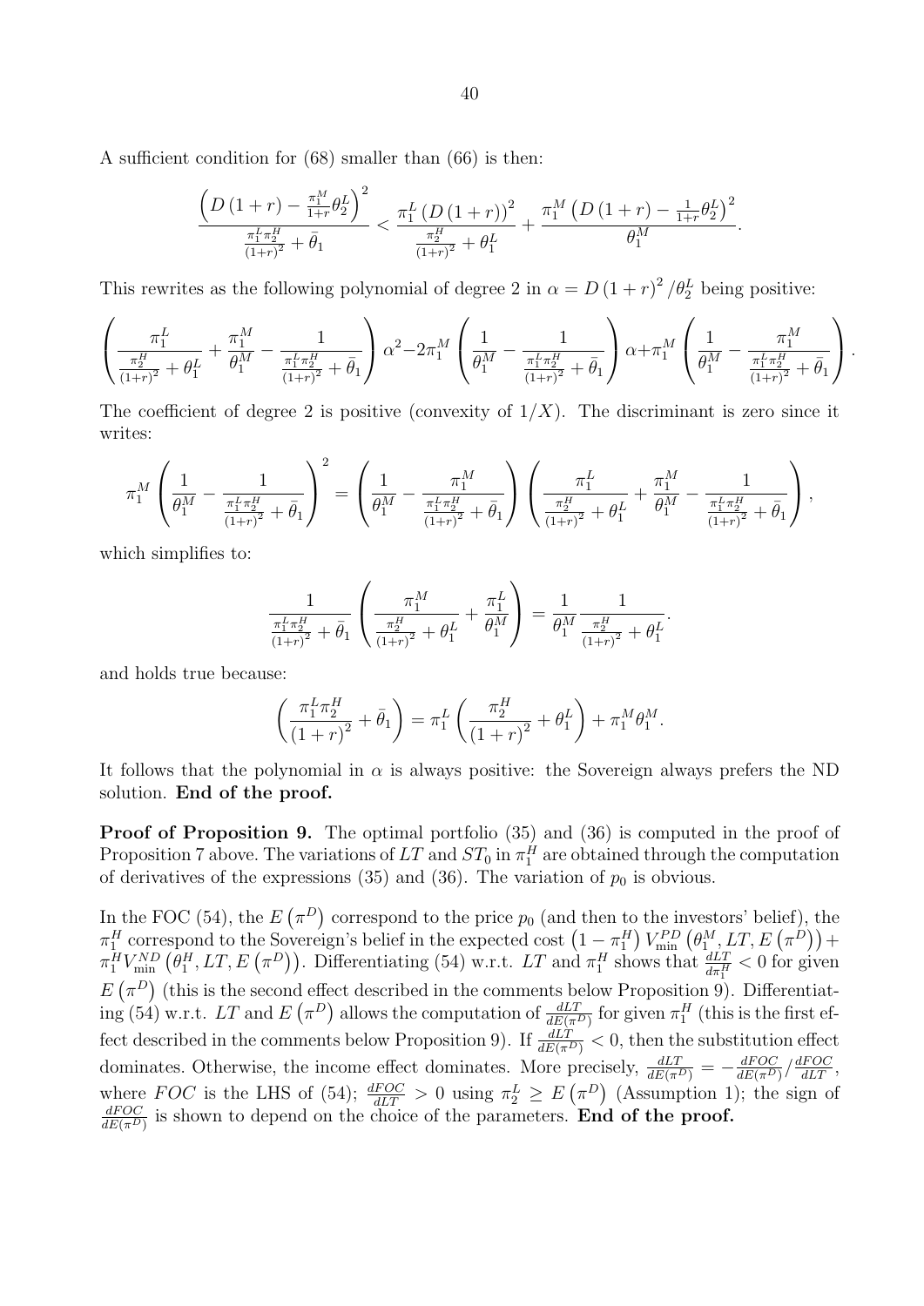A sufficient condition for (68) smaller than (66) is then:

$$\frac{\left(D\left(1+r\right)-\frac{\pi_1^M}{1+r}\theta_2^L\right)^2}{\frac{\pi_1^L\pi_2^H}{(1+r)^2}+\bar{\theta}_1} < \frac{\pi_1^L\left(D\left(1+r\right)\right)^2}{\frac{\pi_2^H}{(1+r)^2}+\theta_1^L} + \frac{\pi_1^M\left(D\left(1+r\right)-\frac{1}{1+r}\theta_2^L\right)^2}{\theta_1^M}.$$

This rewrites as the following polynomial of degree 2 in $\alpha = D\left(1+r\right)^2/\theta_2^L$ being positive:

$$\left(\frac{\pi_1^L}{\frac{\pi_2^H}{(1+r)^2}+\theta_1^L}+\frac{\pi_1^M}{\theta_1^M}-\frac{1}{\frac{\pi_1^L\pi_2^H}{(1+r)^2}+\bar{\theta}_1}\right)\alpha^2 - 2\pi_1^M\left(\frac{1}{\theta_1^M}-\frac{1}{\frac{\pi_1^L\pi_2^H}{(1+r)^2}+\bar{\theta}_1}\right)\alpha + \pi_1^M\left(\frac{1}{\theta_1^M}-\frac{\pi_1^M}{\frac{\pi_1^L\pi_2^H}{(1+r)^2}+\bar{\theta}_1}\right).$$

The coefficient of degree 2 is positive (convexity of $1/X$). The discriminant is zero since it writes:

$$\pi_1^M\left(\frac{1}{\theta_1^M}-\frac{1}{\frac{\pi_1^L\pi_2^H}{(1+r)^2}+\bar{\theta}_1}\right)^2 = \left(\frac{1}{\theta_1^M}-\frac{\pi_1^M}{\frac{\pi_1^L\pi_2^H}{(1+r)^2}+\bar{\theta}_1}\right)\left(\frac{\pi_1^L}{\frac{\pi_2^H}{(1+r)^2}+\theta_1^L}+\frac{\pi_1^M}{\theta_1^M}-\frac{1}{\frac{\pi_1^L\pi_2^H}{(1+r)^2}+\bar{\theta}_1}\right),$$

which simplifies to:

$$\frac{1}{\frac{\pi_1^L\pi_2^H}{(1+r)^2}+\bar{\theta}_1}\left(\frac{\pi_1^M}{\frac{\pi_2^H}{(1+r)^2}+\theta_1^L}+\frac{\pi_1^L}{\theta_1^M}\right) = \frac{1}{\theta_1^M}\frac{1}{\frac{\pi_2^H}{(1+r)^2}+\theta_1^L}.$$

and holds true because:

$$\left(\frac{\pi_1^L\pi_2^H}{(1+r)^2}+\bar{\theta}_1\right) = \pi_1^L\left(\frac{\pi_2^H}{(1+r)^2}+\theta_1^L\right)+\pi_1^M\theta_1^M.$$

It follows that the polynomial in $\alpha$ is always positive: the Sovereign always prefers the ND solution. **End of the proof.**

**Proof of Proposition 9.** The optimal portfolio (35) and (36) is computed in the proof of Proposition 7 above. The variations of $LT$ and $ST_0$ in $\pi_1^H$ are obtained through the computation of derivatives of the expressions (35) and (36). The variation of $p_0$ is obvious.

In the FOC (54), the $E\left(\pi^D\right)$ correspond to the price $p_0$ (and then to the investors' belief), the $\pi_1^H$ correspond to the Sovereign's belief in the expected cost $\left(1-\pi_1^H\right)V_{\min}^{PD}\left(\theta_1^M, LT, E\left(\pi^D\right)\right)+\pi_1^H V_{\min}^{ND}\left(\theta_1^H, LT, E\left(\pi^D\right)\right)$. Differentiating (54) w.r.t. $LT$ and $\pi_1^H$ shows that $\frac{dLT}{d\pi_1^H}<0$ for given $E\left(\pi^D\right)$ (this is the second effect described in the comments below Proposition 9). Differentiating (54) w.r.t. $LT$ and $E\left(\pi^D\right)$ allows the computation of $\frac{dLT}{dE(\pi^D)}$ for given $\pi_1^H$ (this is the first effect described in the comments below Proposition 9). If $\frac{dLT}{dE(\pi^D)}<0$, then the substitution effect dominates. Otherwise, the income effect dominates. More precisely, $\frac{dLT}{dE(\pi^D)} = -\frac{dFOC}{dE(\pi^D)}/\frac{dFOC}{dLT}$, where $FOC$ is the LHS of (54); $\frac{dFOC}{dLT}>0$ using $\pi_2^L \geq E\left(\pi^D\right)$ (Assumption 1); the sign of $\frac{dFOC}{dE(\pi^D)}$ is shown to depend on the choice of the parameters. **End of the proof.**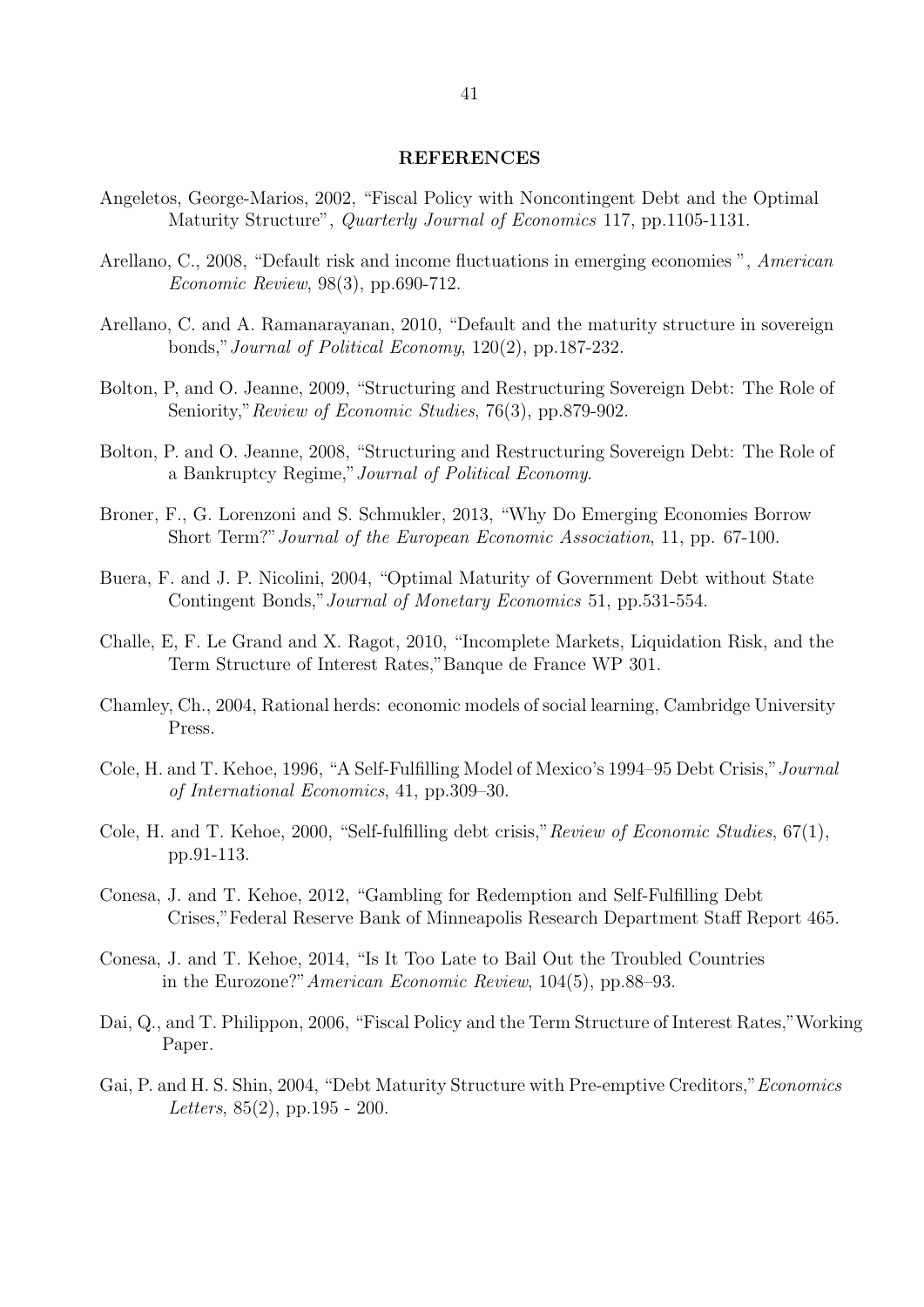## REFERENCES

Angeletos, George-Marios, 2002, "Fiscal Policy with Noncontingent Debt and the Optimal Maturity Structure", *Quarterly Journal of Economics* 117, pp.1105-1131.

Arellano, C., 2008, "Default risk and income fluctuations in emerging economies ", *American Economic Review*, 98(3), pp.690-712.

Arellano, C. and A. Ramanarayanan, 2010, "Default and the maturity structure in sovereign bonds," *Journal of Political Economy*, 120(2), pp.187-232.

Bolton, P, and O. Jeanne, 2009, "Structuring and Restructuring Sovereign Debt: The Role of Seniority," *Review of Economic Studies*, 76(3), pp.879-902.

Bolton, P. and O. Jeanne, 2008, "Structuring and Restructuring Sovereign Debt: The Role of a Bankruptcy Regime," *Journal of Political Economy*.

Broner, F., G. Lorenzoni and S. Schmukler, 2013, "Why Do Emerging Economies Borrow Short Term?" *Journal of the European Economic Association*, 11, pp. 67-100.

Buera, F. and J. P. Nicolini, 2004, "Optimal Maturity of Government Debt without State Contingent Bonds," *Journal of Monetary Economics* 51, pp.531-554.

Challe, E, F. Le Grand and X. Ragot, 2010, "Incomplete Markets, Liquidation Risk, and the Term Structure of Interest Rates," Banque de France WP 301.

Chamley, Ch., 2004, Rational herds: economic models of social learning, Cambridge University Press.

Cole, H. and T. Kehoe, 1996, "A Self-Fulfilling Model of Mexico's 1994–95 Debt Crisis," *Journal of International Economics*, 41, pp.309–30.

Cole, H. and T. Kehoe, 2000, "Self-fulfilling debt crisis," *Review of Economic Studies*, 67(1), pp.91-113.

Conesa, J. and T. Kehoe, 2012, "Gambling for Redemption and Self-Fulfilling Debt Crises," Federal Reserve Bank of Minneapolis Research Department Staff Report 465.

Conesa, J. and T. Kehoe, 2014, "Is It Too Late to Bail Out the Troubled Countries in the Eurozone?" *American Economic Review*, 104(5), pp.88–93.

Dai, Q., and T. Philippon, 2006, "Fiscal Policy and the Term Structure of Interest Rates," Working Paper.

Gai, P. and H. S. Shin, 2004, "Debt Maturity Structure with Pre-emptive Creditors," *Economics Letters*, 85(2), pp.195 - 200.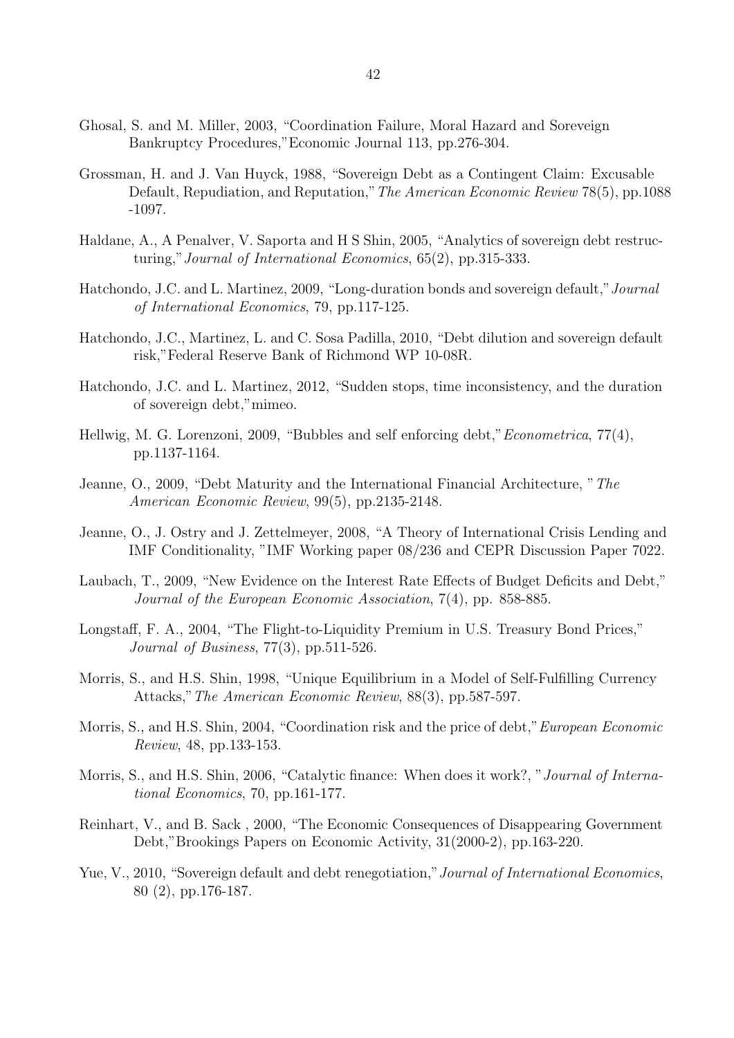Ghosal, S. and M. Miller, 2003, "Coordination Failure, Moral Hazard and Soreveign Bankruptcy Procedures,"Economic Journal 113, pp.276-304.

Grossman, H. and J. Van Huyck, 1988, "Sovereign Debt as a Contingent Claim: Excusable Default, Repudiation, and Reputation," *The American Economic Review* 78(5), pp.1088 -1097.

Haldane, A., A Penalver, V. Saporta and H S Shin, 2005, "Analytics of sovereign debt restructuring," *Journal of International Economics*, 65(2), pp.315-333.

Hatchondo, J.C. and L. Martinez, 2009, "Long-duration bonds and sovereign default," *Journal of International Economics*, 79, pp.117-125.

Hatchondo, J.C., Martinez, L. and C. Sosa Padilla, 2010, "Debt dilution and sovereign default risk,"Federal Reserve Bank of Richmond WP 10-08R.

Hatchondo, J.C. and L. Martinez, 2012, "Sudden stops, time inconsistency, and the duration of sovereign debt,"mimeo.

Hellwig, M. G. Lorenzoni, 2009, "Bubbles and self enforcing debt," *Econometrica*, 77(4), pp.1137-1164.

Jeanne, O., 2009, "Debt Maturity and the International Financial Architecture, " *The American Economic Review*, 99(5), pp.2135-2148.

Jeanne, O., J. Ostry and J. Zettelmeyer, 2008, "A Theory of International Crisis Lending and IMF Conditionality, "IMF Working paper 08/236 and CEPR Discussion Paper 7022.

Laubach, T., 2009, "New Evidence on the Interest Rate Effects of Budget Deficits and Debt," *Journal of the European Economic Association*, 7(4), pp. 858-885.

Longstaff, F. A., 2004, "The Flight-to-Liquidity Premium in U.S. Treasury Bond Prices," *Journal of Business*, 77(3), pp.511-526.

Morris, S., and H.S. Shin, 1998, "Unique Equilibrium in a Model of Self-Fulfilling Currency Attacks," *The American Economic Review*, 88(3), pp.587-597.

Morris, S., and H.S. Shin, 2004, "Coordination risk and the price of debt," *European Economic Review*, 48, pp.133-153.

Morris, S., and H.S. Shin, 2006, "Catalytic finance: When does it work?, " *Journal of International Economics*, 70, pp.161-177.

Reinhart, V., and B. Sack , 2000, "The Economic Consequences of Disappearing Government Debt,"Brookings Papers on Economic Activity, 31(2000-2), pp.163-220.

Yue, V., 2010, "Sovereign default and debt renegotiation," *Journal of International Economics*, 80 (2), pp.176-187.